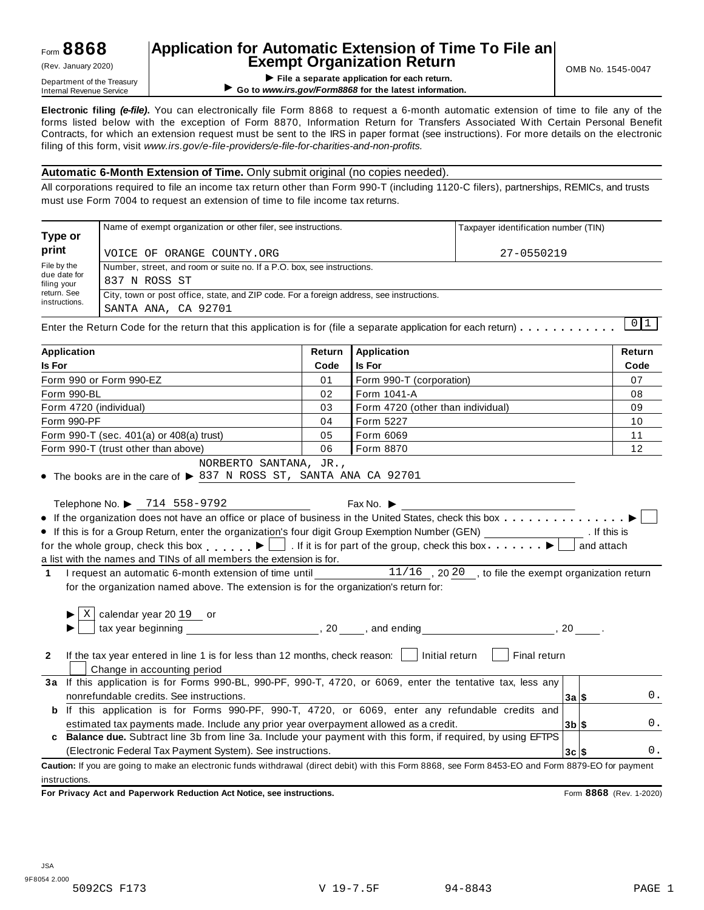Form **8868** (Rev. January 2020) Department of the Treasury Internal Revenue Service

# Application for Automatic Extension of Time To File an Exempt Organization Return

▶ **File a separate application for each return.**
▶ **Go to *www.irs.gov/Form8868* for the latest information.**

OMB No. 1545-0047

**Electronic filing *(e-file)*.** You can electronically file Form 8868 to request a 6-month automatic extension of time to file any of the forms listed below with the exception of Form 8870, Information Return for Transfers Associated With Certain Personal Benefit Contracts, for which an extension request must be sent to the IRS in paper format (see instructions). For more details on the electronic filing of this form, visit *www.irs.gov/e-file-providers/e-file-for-charities-and-non-profits.*

**Automatic 6-Month Extension of Time.** Only submit original (no copies needed).

All corporations required to file an income tax return other than Form 990-T (including 1120-C filers), partnerships, REMICs, and trusts must use Form 7004 to request an extension of time to file income tax returns.

**Type or print** — File by the due date for filing your return. See instructions.

| Name of exempt organization or other filer, see instructions. | Taxpayer identification number (TIN) |
|---|---|
| VOICE OF ORANGE COUNTY.ORG | 27-0550219 |
| Number, street, and room or suite no. If a P.O. box, see instructions. | |
| 837 N ROSS ST | |
| City, town or post office, state, and ZIP code. For a foreign address, see instructions. | |
| SANTA ANA, CA 92701 | |

Enter the Return Code for the return that this application is for (file a separate application for each return) . . . . . . . . . . . 01

| Application Is For | Return Code | Application Is For | Return Code |
|---|---|---|---|
| Form 990 or Form 990-EZ | 01 | Form 990-T (corporation) | 07 |
| Form 990-BL | 02 | Form 1041-A | 08 |
| Form 4720 (individual) | 03 | Form 4720 (other than individual) | 09 |
| Form 990-PF | 04 | Form 5227 | 10 |
| Form 990-T (sec. 401(a) or 408(a) trust) | 05 | Form 6069 | 11 |
| Form 990-T (trust other than above) | 06 | Form 8870 | 12 |

- The books are in the care of ▶ NORBERTO SANTANA, JR., 837 N ROSS ST, SANTA ANA CA 92701

Telephone No. ▶ 714 558-9792 Fax No. ▶

- If the organization does not have an office or place of business in the United States, check this box . . . . . . . . . . . . . . . ▶ ☐
- If this is for a Group Return, enter the organization's four digit Group Exemption Number (GEN) ______ . If this is for the whole group, check this box . . . . . . ▶ ☐ . If it is for part of the group, check this box . . . . . . . ▶ ☐ and attach a list with the names and TINs of all members the extension is for.

**1** I request an automatic 6-month extension of time until 11/16 , 20 20 , to file the exempt organization return for the organization named above. The extension is for the organization's return for:

▶ ☒ calendar year 20 19 or
▶ ☐ tax year beginning ______, 20 ___, and ending ______, 20 ___.

**2** If the tax year entered in line 1 is for less than 12 months, check reason: ☐ Initial return ☐ Final return ☐ Change in accounting period

| | | | |
|---|---|---|---|
| **3a** | If this application is for Forms 990-BL, 990-PF, 990-T, 4720, or 6069, enter the tentative tax, less any nonrefundable credits. See instructions. | 3a | $ 0. |
| **b** | If this application is for Forms 990-PF, 990-T, 4720, or 6069, enter any refundable credits and estimated tax payments made. Include any prior year overpayment allowed as a credit. | 3b | $ 0. |
| **c** | **Balance due.** Subtract line 3b from line 3a. Include your payment with this form, if required, by using EFTPS (Electronic Federal Tax Payment System). See instructions. | 3c | $ 0. |

**Caution:** If you are going to make an electronic funds withdrawal (direct debit) with this Form 8868, see Form 8453-EO and Form 8879-EO for payment instructions.

**For Privacy Act and Paperwork Reduction Act Notice, see instructions.** Form **8868** (Rev. 1-2020)

JSA 9F8054 2.000 5092CS F173 V 19-7.5F 94-8843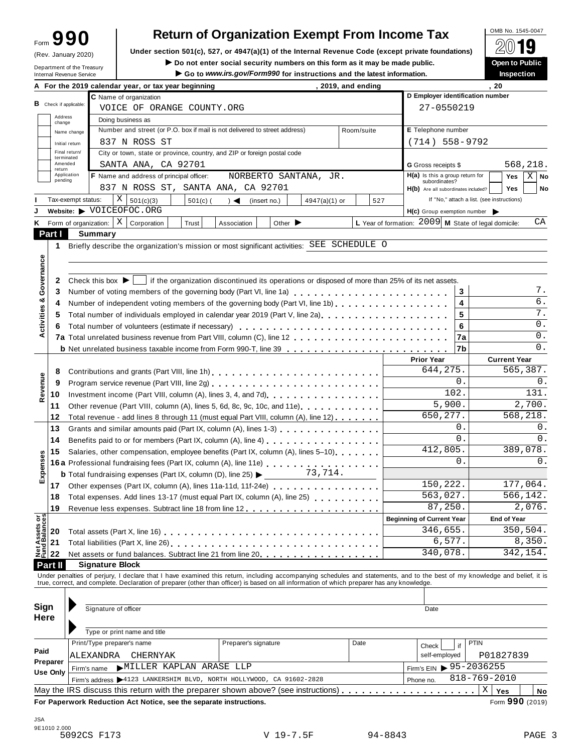Form **990** (Rev. January 2020)

Department of the Treasury
Internal Revenue Service

# Return of Organization Exempt From Income Tax

**Under section 501(c), 527, or 4947(a)(1) of the Internal Revenue Code (except private foundations)**

▶ Do not enter social security numbers on this form as it may be made public.

▶ Go to *www.irs.gov/Form990* for instructions and the latest information.

OMB No. 1545-0047

**2019**

**Open to Public Inspection**

**A** For the 2019 calendar year, or tax year beginning , 2019, and ending , 20

**B** Check if applicable: Address change; Name change; Initial return; Final return/terminated; Amended return; Application pending

**C** Name of organization: VOICE OF ORANGE COUNTY.ORG

Doing business as

Number and street (or P.O. box if mail is not delivered to street address): 837 N ROSS ST — Room/suite

City or town, state or province, country, and ZIP or foreign postal code: SANTA ANA, CA 92701

**D** Employer identification number: 27-0550219

**E** Telephone number: (714) 558-9792

**G** Gross receipts $ 568,218.

**F** Name and address of principal officer: NORBERTO SANTANA, JR. 837 N ROSS ST, SANTA ANA, CA 92701

**H(a)** Is this a group return for subordinates? Yes [ ] No [X]

**H(b)** Are all subordinates included? Yes [ ] No [ ] If "No," attach a list. (see instructions)

**I** Tax-exempt status: [X] 501(c)(3) [ ] 501(c) ( ) ◀ (insert no.) [ ] 4947(a)(1) or [ ] 527

**J** Website: ▶ VOICEOFOC.ORG

**H(c)** Group exemption number ▶

**K** Form of organization: [X] Corporation [ ] Trust [ ] Association [ ] Other ▶

**L** Year of formation: 2009 **M** State of legal domicile: CA

## Part I Summary

**Activities & Governance**

1 Briefly describe the organization's mission or most significant activities: SEE SCHEDULE O

2 Check this box ▶ [ ] if the organization discontinued its operations or disposed of more than 25% of its net assets.

| | | | |
|---|---|---|---|
| 3 | Number of voting members of the governing body (Part VI, line 1a) | 3 | 7. |
| 4 | Number of independent voting members of the governing body (Part VI, line 1b) | 4 | 6. |
| 5 | Total number of individuals employed in calendar year 2019 (Part V, line 2a) | 5 | 7. |
| 6 | Total number of volunteers (estimate if necessary) | 6 | 0. |
| 7a | Total unrelated business revenue from Part VIII, column (C), line 12 | 7a | 0. |
| b | Net unrelated business taxable income from Form 990-T, line 39 | 7b | 0. |

| | | Prior Year | Current Year |
|---|---|---|---|
| **Revenue** | | | |
| 8 | Contributions and grants (Part VIII, line 1h) | 644,275. | 565,387. |
| 9 | Program service revenue (Part VIII, line 2g) | 0. | 0. |
| 10 | Investment income (Part VIII, column (A), lines 3, 4, and 7d) | 102. | 131. |
| 11 | Other revenue (Part VIII, column (A), lines 5, 6d, 8c, 9c, 10c, and 11e) | 5,900. | 2,700. |
| 12 | Total revenue - add lines 8 through 11 (must equal Part VIII, column (A), line 12) | 650,277. | 568,218. |
| **Expenses** | | | |
| 13 | Grants and similar amounts paid (Part IX, column (A), lines 1-3) | 0. | 0. |
| 14 | Benefits paid to or for members (Part IX, column (A), line 4) | 0. | 0. |
| 15 | Salaries, other compensation, employee benefits (Part IX, column (A), lines 5–10) | 412,805. | 389,078. |
| 16a | Professional fundraising fees (Part IX, column (A), line 11e) | 0. | 0. |
| b | Total fundraising expenses (Part IX, column (D), line 25) ▶ 73,714. | | |
| 17 | Other expenses (Part IX, column (A), lines 11a-11d, 11f-24e) | 150,222. | 177,064. |
| 18 | Total expenses. Add lines 13-17 (must equal Part IX, column (A), line 25) | 563,027. | 566,142. |
| 19 | Revenue less expenses. Subtract line 18 from line 12 | 87,250. | 2,076. |

| **Net Assets or Fund Balances** | | Beginning of Current Year | End of Year |
|---|---|---|---|
| 20 | Total assets (Part X, line 16) | 346,655. | 350,504. |
| 21 | Total liabilities (Part X, line 26) | 6,577. | 8,350. |
| 22 | Net assets or fund balances. Subtract line 21 from line 20 | 340,078. | 342,154. |

## Part II Signature Block

Under penalties of perjury, I declare that I have examined this return, including accompanying schedules and statements, and to the best of my knowledge and belief, it is true, correct, and complete. Declaration of preparer (other than officer) is based on all information of which preparer has any knowledge.

**Sign Here**

Signature of officer — Date

Type or print name and title

**Paid Preparer Use Only**

| Print/Type preparer's name | Preparer's signature | Date | Check [ ] if self-employed | PTIN |
|---|---|---|---|---|
| ALEXANDRA CHERNYAK | | | | P01827839 |

Firm's name ▶ MILLER KAPLAN ARASE LLP — Firm's EIN ▶ 95-2036255

Firm's address ▶ 4123 LANKERSHIM BLVD, NORTH HOLLYWOOD, CA 91602-2828 — Phone no. 818-769-2010

May the IRS discuss this return with the preparer shown above? (see instructions) [X] Yes [ ] No

**For Paperwork Reduction Act Notice, see the separate instructions.** Form **990** (2019)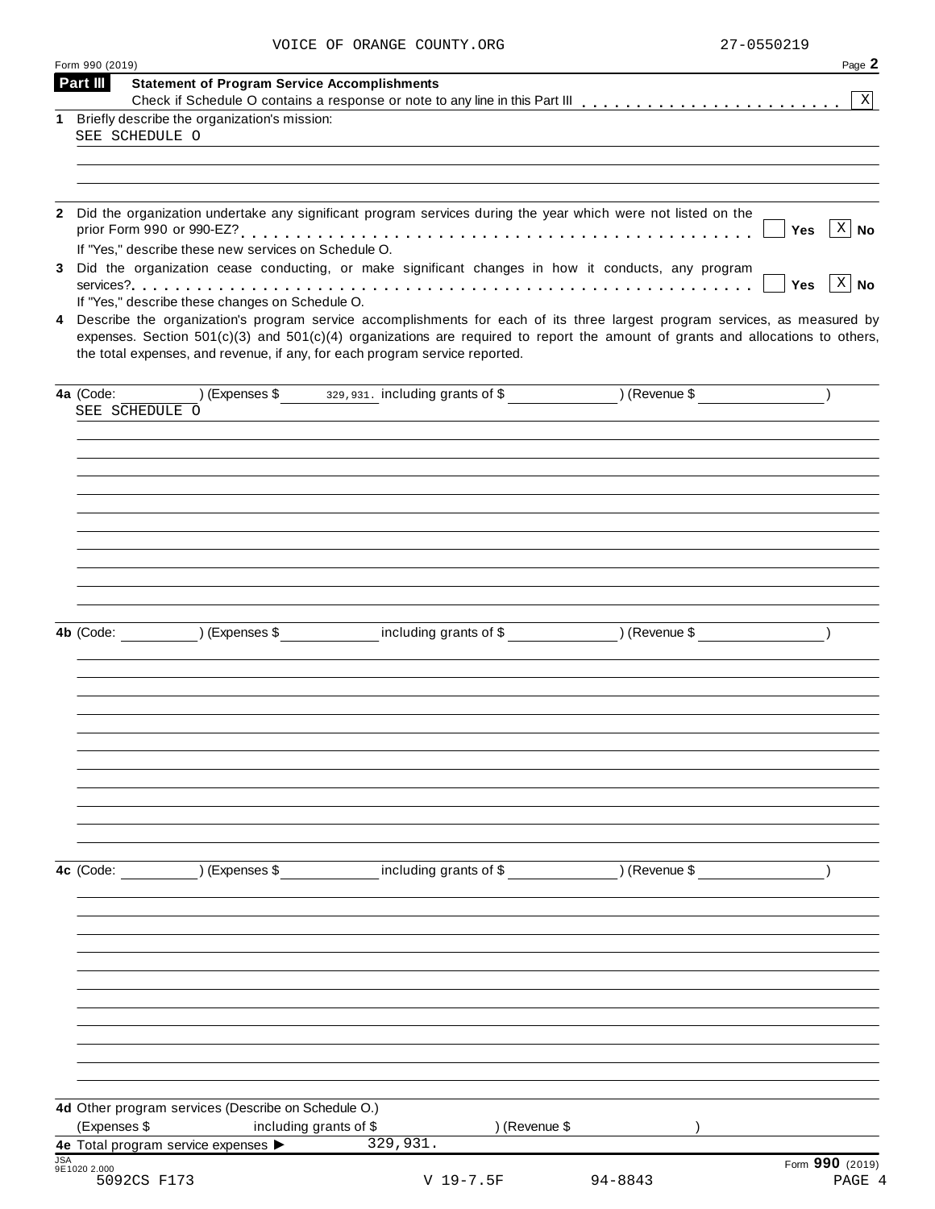VOICE OF ORANGE COUNTY.ORG 27-0550219

Form 990 (2019) Page 2

## Part III Statement of Program Service Accomplishments

Check if Schedule O contains a response or note to any line in this Part III . . . . . . . . . . . . . . . . . . . . . . . [X]

**1** Briefly describe the organization's mission:

SEE SCHEDULE O

**2** Did the organization undertake any significant program services during the year which were not listed on the prior Form 990 or 990-EZ? . . . . . . . . . . . . . . . . . . . . . . . . . . . . . . . . . . . . . . . . . . [ ] Yes [X] No

If "Yes," describe these new services on Schedule O.

**3** Did the organization cease conducting, or make significant changes in how it conducts, any program services? . . . . . . . . . . . . . . . . . . . . . . . . . . . . . . . . . . . . . . . . . . . . . . . . . . . . . [ ] Yes [X] No

If "Yes," describe these changes on Schedule O.

**4** Describe the organization's program service accomplishments for each of its three largest program services, as measured by expenses. Section 501(c)(3) and 501(c)(4) organizations are required to report the amount of grants and allocations to others, the total expenses, and revenue, if any, for each program service reported.

**4a** (Code: ) (Expenses $ 329,931. including grants of $ ) (Revenue $ )

SEE SCHEDULE O

**4b** (Code: ) (Expenses $ including grants of $ ) (Revenue $ )

**4c** (Code: ) (Expenses $ including grants of $ ) (Revenue $ )

**4d** Other program services (Describe on Schedule O.)

(Expenses $ including grants of $ ) (Revenue $ )

**4e** Total program service expenses ▶ 329,931.

Form **990** (2019)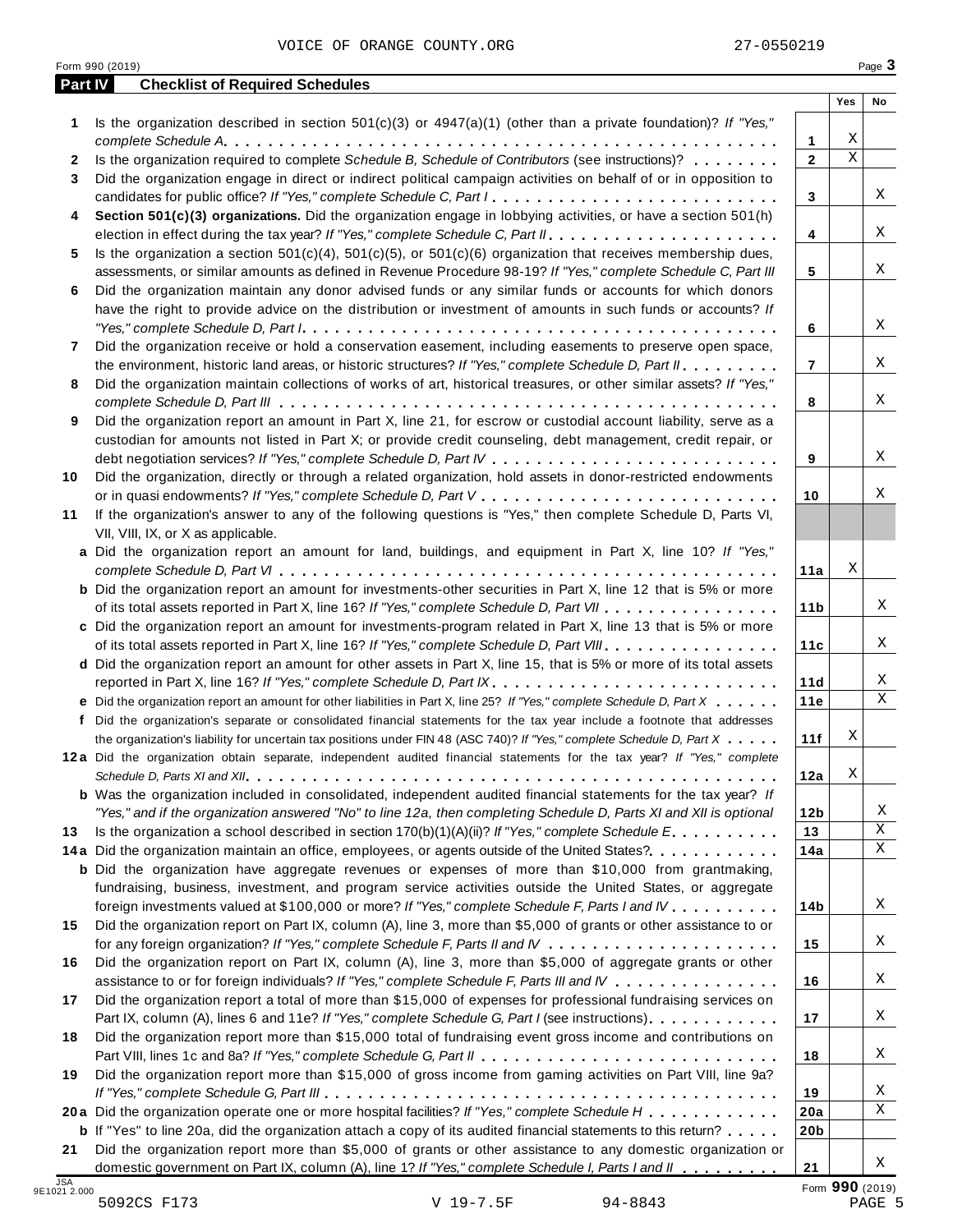VOICE OF ORANGE COUNTY.ORG 27-0550219

Form 990 (2019)

## Part IV Checklist of Required Schedules

| | | | Yes | No |
|---|---|---|---|---|
| 1 | Is the organization described in section 501(c)(3) or 4947(a)(1) (other than a private foundation)? *If "Yes," complete Schedule A* | 1 | X | |
| 2 | Is the organization required to complete *Schedule B, Schedule of Contributors* (see instructions)? | 2 | X | |
| 3 | Did the organization engage in direct or indirect political campaign activities on behalf of or in opposition to candidates for public office? *If "Yes," complete Schedule C, Part I* | 3 | | X |
| 4 | **Section 501(c)(3) organizations.** Did the organization engage in lobbying activities, or have a section 501(h) election in effect during the tax year? *If "Yes," complete Schedule C, Part II* | 4 | | X |
| 5 | Is the organization a section 501(c)(4), 501(c)(5), or 501(c)(6) organization that receives membership dues, assessments, or similar amounts as defined in Revenue Procedure 98-19? *If "Yes," complete Schedule C, Part III* | 5 | | X |
| 6 | Did the organization maintain any donor advised funds or any similar funds or accounts for which donors have the right to provide advice on the distribution or investment of amounts in such funds or accounts? *If "Yes," complete Schedule D, Part I* | 6 | | X |
| 7 | Did the organization receive or hold a conservation easement, including easements to preserve open space, the environment, historic land areas, or historic structures? *If "Yes," complete Schedule D, Part II* | 7 | | X |
| 8 | Did the organization maintain collections of works of art, historical treasures, or other similar assets? *If "Yes," complete Schedule D, Part III* | 8 | | X |
| 9 | Did the organization report an amount in Part X, line 21, for escrow or custodial account liability, serve as a custodian for amounts not listed in Part X; or provide credit counseling, debt management, credit repair, or debt negotiation services? *If "Yes," complete Schedule D, Part IV* | 9 | | X |
| 10 | Did the organization, directly or through a related organization, hold assets in donor-restricted endowments or in quasi endowments? *If "Yes," complete Schedule D, Part V* | 10 | | X |
| 11 | If the organization's answer to any of the following questions is "Yes," then complete Schedule D, Parts VI, VII, VIII, IX, or X as applicable. | | | |
| a | Did the organization report an amount for land, buildings, and equipment in Part X, line 10? *If "Yes," complete Schedule D, Part VI* | 11a | X | |
| b | Did the organization report an amount for investments-other securities in Part X, line 12 that is 5% or more of its total assets reported in Part X, line 16? *If "Yes," complete Schedule D, Part VII* | 11b | | X |
| c | Did the organization report an amount for investments-program related in Part X, line 13 that is 5% or more of its total assets reported in Part X, line 16? *If "Yes," complete Schedule D, Part VIII* | 11c | | X |
| d | Did the organization report an amount for other assets in Part X, line 15, that is 5% or more of its total assets reported in Part X, line 16? *If "Yes," complete Schedule D, Part IX* | 11d | | X |
| e | Did the organization report an amount for other liabilities in Part X, line 25? *If "Yes," complete Schedule D, Part X* | 11e | | X |
| f | Did the organization's separate or consolidated financial statements for the tax year include a footnote that addresses the organization's liability for uncertain tax positions under FIN 48 (ASC 740)? *If "Yes," complete Schedule D, Part X* | 11f | X | |
| 12a | Did the organization obtain separate, independent audited financial statements for the tax year? *If "Yes," complete Schedule D, Parts XI and XII* | 12a | X | |
| b | Was the organization included in consolidated, independent audited financial statements for the tax year? *If "Yes," and if the organization answered "No" to line 12a, then completing Schedule D, Parts XI and XII is optional* | 12b | | X |
| 13 | Is the organization a school described in section 170(b)(1)(A)(ii)? *If "Yes," complete Schedule E* | 13 | | X |
| 14a | Did the organization maintain an office, employees, or agents outside of the United States? | 14a | | X |
| b | Did the organization have aggregate revenues or expenses of more than $10,000 from grantmaking, fundraising, business, investment, and program service activities outside the United States, or aggregate foreign investments valued at $100,000 or more? *If "Yes," complete Schedule F, Parts I and IV* | 14b | | X |
| 15 | Did the organization report on Part IX, column (A), line 3, more than $5,000 of grants or other assistance to or for any foreign organization? *If "Yes," complete Schedule F, Parts II and IV* | 15 | | X |
| 16 | Did the organization report on Part IX, column (A), line 3, more than $5,000 of aggregate grants or other assistance to or for foreign individuals? *If "Yes," complete Schedule F, Parts III and IV* | 16 | | X |
| 17 | Did the organization report a total of more than $15,000 of expenses for professional fundraising services on Part IX, column (A), lines 6 and 11e? *If "Yes," complete Schedule G, Part I* (see instructions) | 17 | | X |
| 18 | Did the organization report more than $15,000 total of fundraising event gross income and contributions on Part VIII, lines 1c and 8a? *If "Yes," complete Schedule G, Part II* | 18 | | X |
| 19 | Did the organization report more than $15,000 of gross income from gaming activities on Part VIII, line 9a? *If "Yes," complete Schedule G, Part III* | 19 | | X |
| 20a | Did the organization operate one or more hospital facilities? *If "Yes," complete Schedule H* | 20a | | X |
| b | If "Yes" to line 20a, did the organization attach a copy of its audited financial statements to this return? | 20b | | |
| 21 | Did the organization report more than $5,000 of grants or other assistance to any domestic organization or domestic government on Part IX, column (A), line 1? *If "Yes," complete Schedule I, Parts I and II* | 21 | | X |

Form **990** (2019)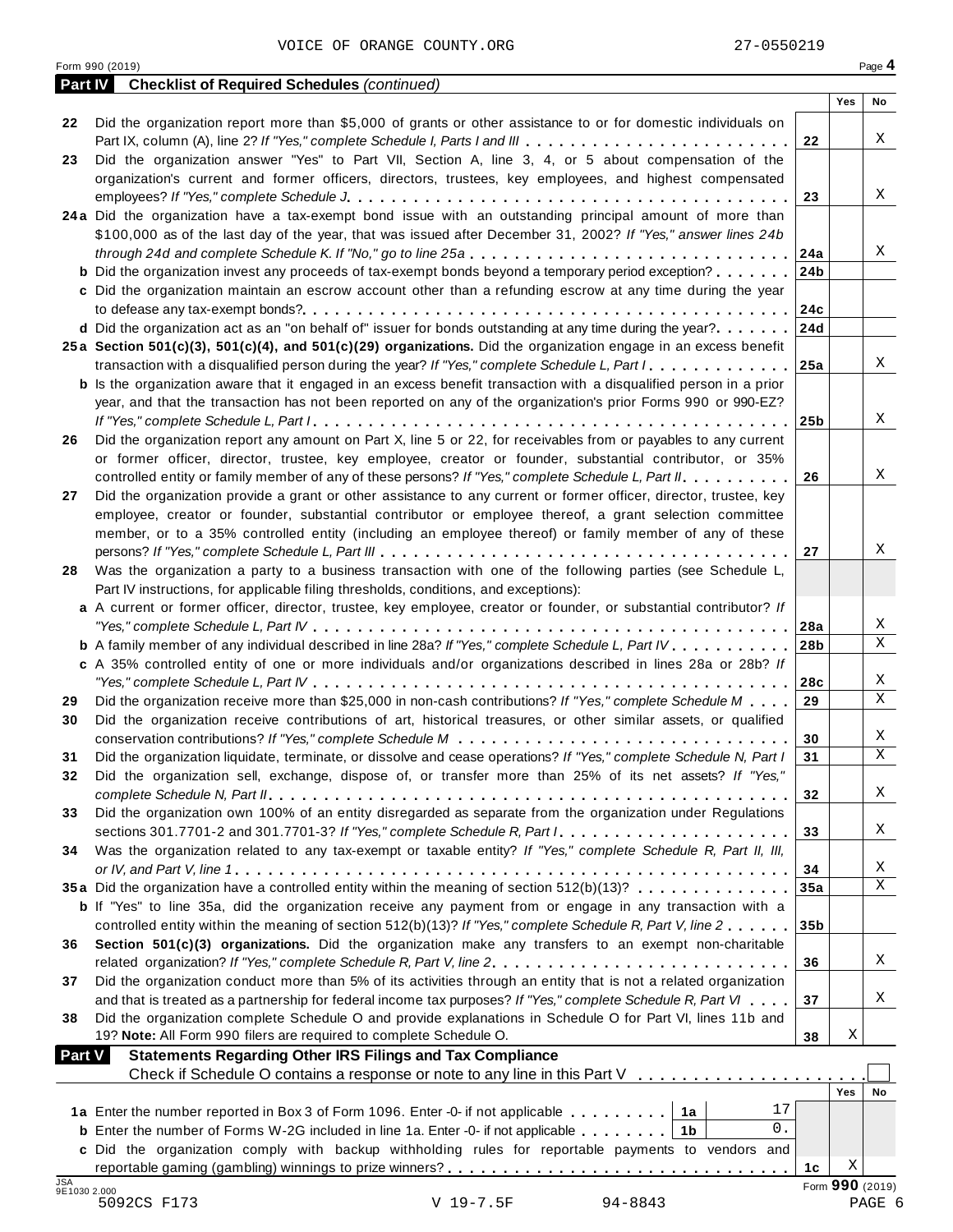VOICE OF ORANGE COUNTY.ORG 27-0550219

Form 990 (2019) Page **4**

**Part IV Checklist of Required Schedules** *(continued)*

| | | | Yes | No |
|---|---|---|---|---|
| **22** | Did the organization report more than $5,000 of grants or other assistance to or for domestic individuals on Part IX, column (A), line 2? *If "Yes," complete Schedule I, Parts I and III* | **22** | | X |
| **23** | Did the organization answer "Yes" to Part VII, Section A, line 3, 4, or 5 about compensation of the organization's current and former officers, directors, trustees, key employees, and highest compensated employees? *If "Yes," complete Schedule J* | **23** | | X |
| **24a** | Did the organization have a tax-exempt bond issue with an outstanding principal amount of more than $100,000 as of the last day of the year, that was issued after December 31, 2002? *If "Yes," answer lines 24b through 24d and complete Schedule K. If "No," go to line 25a* | **24a** | | X |
| **b** | Did the organization invest any proceeds of tax-exempt bonds beyond a temporary period exception? | **24b** | | |
| **c** | Did the organization maintain an escrow account other than a refunding escrow at any time during the year to defease any tax-exempt bonds? | **24c** | | |
| **d** | Did the organization act as an "on behalf of" issuer for bonds outstanding at any time during the year? | **24d** | | |
| **25a** | **Section 501(c)(3), 501(c)(4), and 501(c)(29) organizations.** Did the organization engage in an excess benefit transaction with a disqualified person during the year? *If "Yes," complete Schedule L, Part I* | **25a** | | X |
| **b** | Is the organization aware that it engaged in an excess benefit transaction with a disqualified person in a prior year, and that the transaction has not been reported on any of the organization's prior Forms 990 or 990-EZ? *If "Yes," complete Schedule L, Part I* | **25b** | | X |
| **26** | Did the organization report any amount on Part X, line 5 or 22, for receivables from or payables to any current or former officer, director, trustee, key employee, creator or founder, substantial contributor, or 35% controlled entity or family member of any of these persons? *If "Yes," complete Schedule L, Part II* | **26** | | X |
| **27** | Did the organization provide a grant or other assistance to any current or former officer, director, trustee, key employee, creator or founder, substantial contributor or employee thereof, a grant selection committee member, or to a 35% controlled entity (including an employee thereof) or family member of any of these persons? *If "Yes," complete Schedule L, Part III* | **27** | | X |
| **28** | Was the organization a party to a business transaction with one of the following parties (see Schedule L, Part IV instructions, for applicable filing thresholds, conditions, and exceptions): | | | |
| **a** | A current or former officer, director, trustee, key employee, creator or founder, or substantial contributor? *If "Yes," complete Schedule L, Part IV* | **28a** | | X |
| **b** | A family member of any individual described in line 28a? *If "Yes," complete Schedule L, Part IV* | **28b** | | X |
| **c** | A 35% controlled entity of one or more individuals and/or organizations described in lines 28a or 28b? *If "Yes," complete Schedule L, Part IV* | **28c** | | X |
| **29** | Did the organization receive more than $25,000 in non-cash contributions? *If "Yes," complete Schedule M* | **29** | | X |
| **30** | Did the organization receive contributions of art, historical treasures, or other similar assets, or qualified conservation contributions? *If "Yes," complete Schedule M* | **30** | | X |
| **31** | Did the organization liquidate, terminate, or dissolve and cease operations? *If "Yes," complete Schedule N, Part I* | **31** | | X |
| **32** | Did the organization sell, exchange, dispose of, or transfer more than 25% of its net assets? *If "Yes," complete Schedule N, Part II* | **32** | | X |
| **33** | Did the organization own 100% of an entity disregarded as separate from the organization under Regulations sections 301.7701-2 and 301.7701-3? *If "Yes," complete Schedule R, Part I* | **33** | | X |
| **34** | Was the organization related to any tax-exempt or taxable entity? *If "Yes," complete Schedule R, Part II, III, or IV, and Part V, line 1* | **34** | | X |
| **35a** | Did the organization have a controlled entity within the meaning of section 512(b)(13)? | **35a** | | X |
| **b** | If "Yes" to line 35a, did the organization receive any payment from or engage in any transaction with a controlled entity within the meaning of section 512(b)(13)? *If "Yes," complete Schedule R, Part V, line 2* | **35b** | | |
| **36** | **Section 501(c)(3) organizations.** Did the organization make any transfers to an exempt non-charitable related organization? *If "Yes," complete Schedule R, Part V, line 2* | **36** | | X |
| **37** | Did the organization conduct more than 5% of its activities through an entity that is not a related organization and that is treated as a partnership for federal income tax purposes? *If "Yes," complete Schedule R, Part VI* | **37** | | X |
| **38** | Did the organization complete Schedule O and provide explanations in Schedule O for Part VI, lines 11b and 19? **Note:** All Form 990 filers are required to complete Schedule O. | **38** | X | |

**Part V Statements Regarding Other IRS Filings and Tax Compliance**

Check if Schedule O contains a response or note to any line in this Part V ☐

| | | | | | Yes | No |
|---|---|---|---|---|---|---|
| **1a** | Enter the number reported in Box 3 of Form 1096. Enter -0- if not applicable | **1a** | 17 | | | |
| **b** | Enter the number of Forms W-2G included in line 1a. Enter -0- if not applicable | **1b** | 0. | | | |
| **c** | Did the organization comply with backup withholding rules for reportable payments to vendors and reportable gaming (gambling) winnings to prize winners? | | | **1c** | X | |

Form **990** (2019)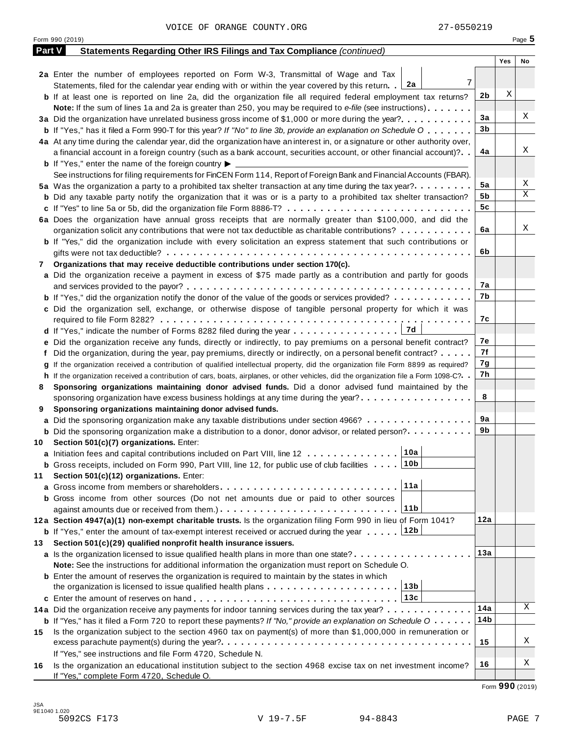VOICE OF ORANGE COUNTY.ORG 27-0550219

Form 990 (2019) Page **5**

## Part V Statements Regarding Other IRS Filings and Tax Compliance *(continued)*

| | | | Yes | No |
|---|---|---|---|---|
| **2a** | Enter the number of employees reported on Form W-3, Transmittal of Wage and Tax Statements, filed for the calendar year ending with or within the year covered by this return. . **2a** 7 | | | |
| **b** | If at least one is reported on line 2a, did the organization file all required federal employment tax returns? | **2b** | X | |
| | **Note:** If the sum of lines 1a and 2a is greater than 250, you may be required to *e-file* (see instructions) | | | |
| **3a** | Did the organization have unrelated business gross income of $1,000 or more during the year? | **3a** | | X |
| **b** | If "Yes," has it filed a Form 990-T for this year? *If "No" to line 3b, provide an explanation on Schedule O* | **3b** | | |
| **4a** | At any time during the calendar year, did the organization have an interest in, or a signature or other authority over, a financial account in a foreign country (such as a bank account, securities account, or other financial account)? | **4a** | | X |
| **b** | If "Yes," enter the name of the foreign country ▶ | | | |
| | See instructions for filing requirements for FinCEN Form 114, Report of Foreign Bank and Financial Accounts (FBAR). | | | |
| **5a** | Was the organization a party to a prohibited tax shelter transaction at any time during the tax year? | **5a** | | X |
| **b** | Did any taxable party notify the organization that it was or is a party to a prohibited tax shelter transaction? | **5b** | | X |
| **c** | If "Yes" to line 5a or 5b, did the organization file Form 8886-T? | **5c** | | |
| **6a** | Does the organization have annual gross receipts that are normally greater than $100,000, and did the organization solicit any contributions that were not tax deductible as charitable contributions? | **6a** | | X |
| **b** | If "Yes," did the organization include with every solicitation an express statement that such contributions or gifts were not tax deductible? | **6b** | | |
| **7** | **Organizations that may receive deductible contributions under section 170(c).** | | | |
| **a** | Did the organization receive a payment in excess of $75 made partly as a contribution and partly for goods and services provided to the payor? | **7a** | | |
| **b** | If "Yes," did the organization notify the donor of the value of the goods or services provided? | **7b** | | |
| **c** | Did the organization sell, exchange, or otherwise dispose of tangible personal property for which it was required to file Form 8282? | **7c** | | |
| **d** | If "Yes," indicate the number of Forms 8282 filed during the year . . . **7d** | | | |
| **e** | Did the organization receive any funds, directly or indirectly, to pay premiums on a personal benefit contract? | **7e** | | |
| **f** | Did the organization, during the year, pay premiums, directly or indirectly, on a personal benefit contract? | **7f** | | |
| **g** | If the organization received a contribution of qualified intellectual property, did the organization file Form 8899 as required? | **7g** | | |
| **h** | If the organization received a contribution of cars, boats, airplanes, or other vehicles, did the organization file a Form 1098-C? | **7h** | | |
| **8** | **Sponsoring organizations maintaining donor advised funds.** Did a donor advised fund maintained by the sponsoring organization have excess business holdings at any time during the year? | **8** | | |
| **9** | **Sponsoring organizations maintaining donor advised funds.** | | | |
| **a** | Did the sponsoring organization make any taxable distributions under section 4966? | **9a** | | |
| **b** | Did the sponsoring organization make a distribution to a donor, donor advisor, or related person? | **9b** | | |
| **10** | **Section 501(c)(7) organizations.** Enter: | | | |
| **a** | Initiation fees and capital contributions included on Part VIII, line 12 . . . **10a** | | | |
| **b** | Gross receipts, included on Form 990, Part VIII, line 12, for public use of club facilities . . . **10b** | | | |
| **11** | **Section 501(c)(12) organizations.** Enter: | | | |
| **a** | Gross income from members or shareholders . . . **11a** | | | |
| **b** | Gross income from other sources (Do not net amounts due or paid to other sources against amounts due or received from them.) . . . **11b** | | | |
| **12a** | **Section 4947(a)(1) non-exempt charitable trusts.** Is the organization filing Form 990 in lieu of Form 1041? | **12a** | | |
| **b** | If "Yes," enter the amount of tax-exempt interest received or accrued during the year . . . **12b** | | | |
| **13** | **Section 501(c)(29) qualified nonprofit health insurance issuers.** | | | |
| **a** | Is the organization licensed to issue qualified health plans in more than one state? | **13a** | | |
| | **Note:** See the instructions for additional information the organization must report on Schedule O. | | | |
| **b** | Enter the amount of reserves the organization is required to maintain by the states in which the organization is licensed to issue qualified health plans . . . **13b** | | | |
| **c** | Enter the amount of reserves on hand . . . **13c** | | | |
| **14a** | Did the organization receive any payments for indoor tanning services during the tax year? | **14a** | | X |
| **b** | If "Yes," has it filed a Form 720 to report these payments? *If "No," provide an explanation on Schedule O* | **14b** | | |
| **15** | Is the organization subject to the section 4960 tax on payment(s) of more than $1,000,000 in remuneration or excess parachute payment(s) during the year? | **15** | | X |
| | If "Yes," see instructions and file Form 4720, Schedule N. | | | |
| **16** | Is the organization an educational institution subject to the section 4968 excise tax on net investment income? | **16** | | X |
| | If "Yes," complete Form 4720, Schedule O. | | | |

Form **990** (2019)

JSA 9E1040 1.020
5092CS F173 V 19-7.5F 94-8843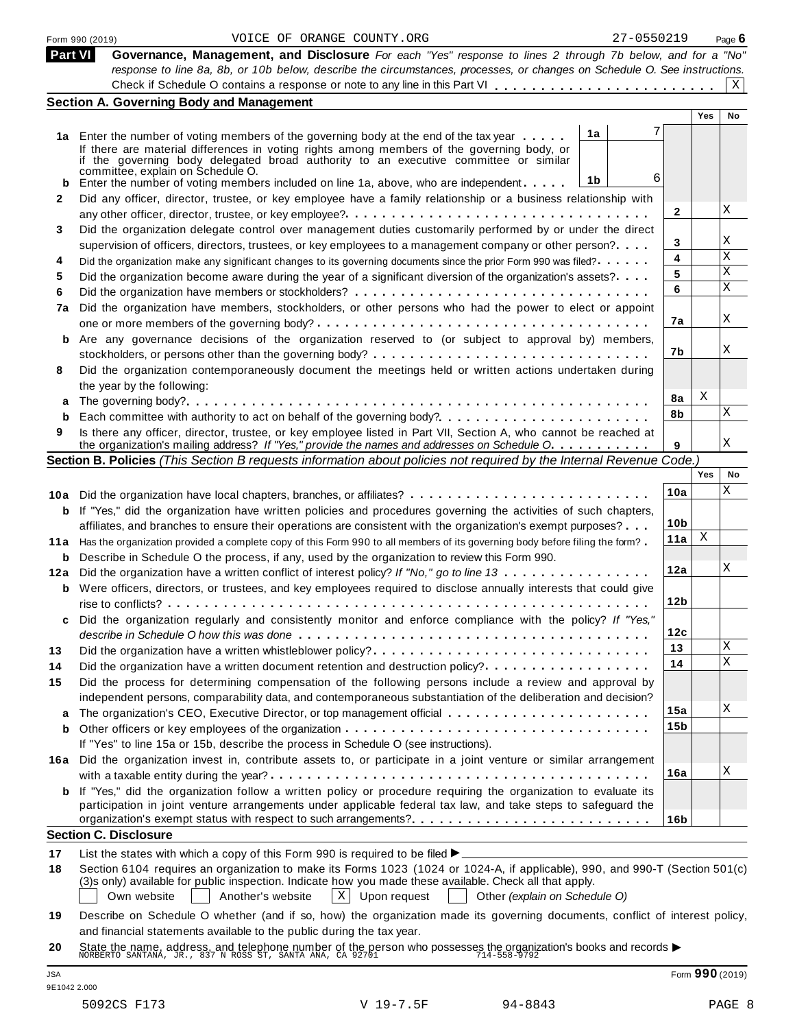Form 990 (2019) VOICE OF ORANGE COUNTY.ORG 27-0550219 Page **6**

## Part VI Governance, Management, and Disclosure

*For each "Yes" response to lines 2 through 7b below, and for a "No" response to line 8a, 8b, or 10b below, describe the circumstances, processes, or changes on Schedule O. See instructions.*

Check if Schedule O contains a response or note to any line in this Part VI . . . . . . . . . . . . . . . . . . . . . . . . [X]

### Section A. Governing Body and Management

| | | | | Yes | No |
|---|---|---|---|---|---|
| **1a** | Enter the number of voting members of the governing body at the end of the tax year . . . . . | **1a** 7 | | | |
| | If there are material differences in voting rights among members of the governing body, or if the governing body delegated broad authority to an executive committee or similar committee, explain on Schedule O. | | | | |
| **b** | Enter the number of voting members included on line 1a, above, who are independent . . . . . | **1b** 6 | | | |
| **2** | Did any officer, director, trustee, or key employee have a family relationship or a business relationship with any other officer, director, trustee, or key employee? . . . . . | | **2** | | X |
| **3** | Did the organization delegate control over management duties customarily performed by or under the direct supervision of officers, directors, trustees, or key employees to a management company or other person? . . . . | | **3** | | X |
| **4** | Did the organization make any significant changes to its governing documents since the prior Form 990 was filed? . . . . . | | **4** | | X |
| **5** | Did the organization become aware during the year of a significant diversion of the organization's assets? . . . . | | **5** | | X |
| **6** | Did the organization have members or stockholders? . . . . . | | **6** | | X |
| **7a** | Did the organization have members, stockholders, or other persons who had the power to elect or appoint one or more members of the governing body? . . . . . | | **7a** | | X |
| **b** | Are any governance decisions of the organization reserved to (or subject to approval by) members, stockholders, or persons other than the governing body? . . . . . | | **7b** | | X |
| **8** | Did the organization contemporaneously document the meetings held or written actions undertaken during the year by the following: | | | | |
| **a** | The governing body? . . . . . | | **8a** | X | |
| **b** | Each committee with authority to act on behalf of the governing body? . . . . . | | **8b** | | X |
| **9** | Is there any officer, director, trustee, or key employee listed in Part VII, Section A, who cannot be reached at the organization's mailing address? *If "Yes," provide the names and addresses on Schedule O.* . . . . . | | **9** | | X |

### Section B. Policies *(This Section B requests information about policies not required by the Internal Revenue Code.)*

| | | | Yes | No |
|---|---|---|---|---|
| **10a** | Did the organization have local chapters, branches, or affiliates? . . . . . | **10a** | | X |
| **b** | If "Yes," did the organization have written policies and procedures governing the activities of such chapters, affiliates, and branches to ensure their operations are consistent with the organization's exempt purposes? . . . | **10b** | | |
| **11a** | Has the organization provided a complete copy of this Form 990 to all members of its governing body before filing the form? . | **11a** | X | |
| **b** | Describe in Schedule O the process, if any, used by the organization to review this Form 990. | | | |
| **12a** | Did the organization have a written conflict of interest policy? *If "No," go to line 13* . . . . . | **12a** | | X |
| **b** | Were officers, directors, or trustees, and key employees required to disclose annually interests that could give rise to conflicts? . . . . . | **12b** | | |
| **c** | Did the organization regularly and consistently monitor and enforce compliance with the policy? *If "Yes," describe in Schedule O how this was done* . . . . . | **12c** | | |
| **13** | Did the organization have a written whistleblower policy? . . . . . | **13** | | X |
| **14** | Did the organization have a written document retention and destruction policy? . . . . . | **14** | | X |
| **15** | Did the process for determining compensation of the following persons include a review and approval by independent persons, comparability data, and contemporaneous substantiation of the deliberation and decision? | | | |
| **a** | The organization's CEO, Executive Director, or top management official . . . . . | **15a** | | X |
| **b** | Other officers or key employees of the organization . . . . . | **15b** | | |
| | If "Yes" to line 15a or 15b, describe the process in Schedule O (see instructions). | | | |
| **16a** | Did the organization invest in, contribute assets to, or participate in a joint venture or similar arrangement with a taxable entity during the year? . . . . . | **16a** | | X |
| **b** | If "Yes," did the organization follow a written policy or procedure requiring the organization to evaluate its participation in joint venture arrangements under applicable federal tax law, and take steps to safeguard the organization's exempt status with respect to such arrangements? . . . . . | **16b** | | |

### Section C. Disclosure

**17** List the states with which a copy of this Form 990 is required to be filed ▶

**18** Section 6104 requires an organization to make its Forms 1023 (1024 or 1024-A, if applicable), 990, and 990-T (Section 501(c)(3)s only) available for public inspection. Indicate how you made these available. Check all that apply.

[ ] Own website [ ] Another's website [X] Upon request [ ] Other *(explain on Schedule O)*

**19** Describe on Schedule O whether (and if so, how) the organization made its governing documents, conflict of interest policy, and financial statements available to the public during the tax year.

**20** State the name, address, and telephone number of the person who possesses the organization's books and records ▶
NORBERTO SANTANA, JR., 837 N ROSS ST, SANTA ANA, CA 92701 714-558-9792

JSA
9E1042 2.000
Form **990** (2019)

5092CS F173 V 19-7.5F 94-8843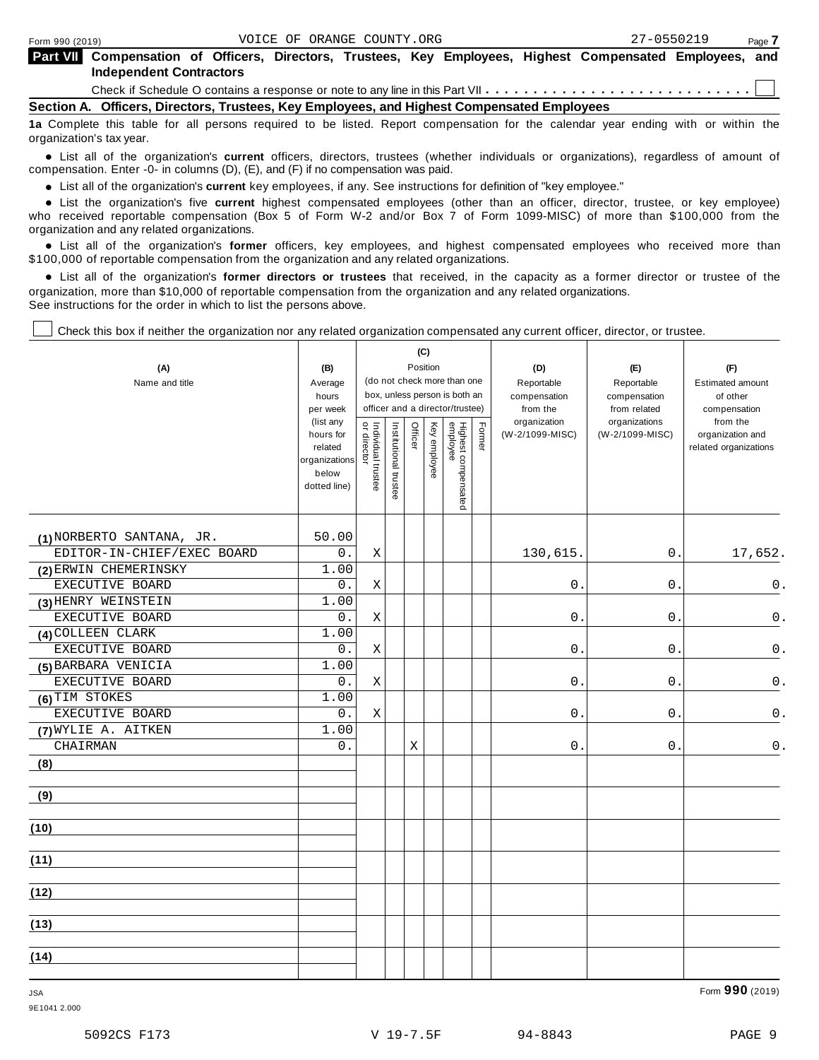Form 990 (2019) VOICE OF ORANGE COUNTY.ORG 27-0550219

**Part VII Compensation of Officers, Directors, Trustees, Key Employees, Highest Compensated Employees, and Independent Contractors**

Check if Schedule O contains a response or note to any line in this Part VII . . . . . . . . . . . . . . . . . . . . . . . . . . . ☐

**Section A. Officers, Directors, Trustees, Key Employees, and Highest Compensated Employees**

**1a** Complete this table for all persons required to be listed. Report compensation for the calendar year ending with or within the organization's tax year.

- List all of the organization's **current** officers, directors, trustees (whether individuals or organizations), regardless of amount of compensation. Enter -0- in columns (D), (E), and (F) if no compensation was paid.
- List all of the organization's **current** key employees, if any. See instructions for definition of "key employee."
- List the organization's five **current** highest compensated employees (other than an officer, director, trustee, or key employee) who received reportable compensation (Box 5 of Form W-2 and/or Box 7 of Form 1099-MISC) of more than $100,000 from the organization and any related organizations.
- List all of the organization's **former** officers, key employees, and highest compensated employees who received more than $100,000 of reportable compensation from the organization and any related organizations.
- List all of the organization's **former directors or trustees** that received, in the capacity as a former director or trustee of the organization, more than $10,000 of reportable compensation from the organization and any related organizations.

See instructions for the order in which to list the persons above.

☐ Check this box if neither the organization nor any related organization compensated any current officer, director, or trustee.

| (A) Name and title | (B) Average hours per week (list any hours for related organizations below dotted line) | (C) Position: Individual trustee or director | Institutional trustee | Officer | Key employee | Highest compensated employee | Former | (D) Reportable compensation from the organization (W-2/1099-MISC) | (E) Reportable compensation from related organizations (W-2/1099-MISC) | (F) Estimated amount of other compensation from the organization and related organizations |
|---|---|---|---|---|---|---|---|---|---|---|
| (1) NORBERTO SANTANA, JR.<br>EDITOR-IN-CHIEF/EXEC BOARD | 50.00<br>0. | X | | | | | | 130,615. | 0. | 17,652. |
| (2) ERWIN CHEMERINSKY<br>EXECUTIVE BOARD | 1.00<br>0. | X | | | | | | 0. | 0. | 0. |
| (3) HENRY WEINSTEIN<br>EXECUTIVE BOARD | 1.00<br>0. | X | | | | | | 0. | 0. | 0. |
| (4) COLLEEN CLARK<br>EXECUTIVE BOARD | 1.00<br>0. | X | | | | | | 0. | 0. | 0. |
| (5) BARBARA VENICIA<br>EXECUTIVE BOARD | 1.00<br>0. | X | | | | | | 0. | 0. | 0. |
| (6) TIM STOKES<br>EXECUTIVE BOARD | 1.00<br>0. | X | | | | | | 0. | 0. | 0. |
| (7) WYLIE A. AITKEN<br>CHAIRMAN | 1.00<br>0. | | | X | | | | 0. | 0. | 0. |
| (8) | | | | | | | | | | |
| (9) | | | | | | | | | | |
| (10) | | | | | | | | | | |
| (11) | | | | | | | | | | |
| (12) | | | | | | | | | | |
| (13) | | | | | | | | | | |
| (14) | | | | | | | | | | |

Form **990** (2019)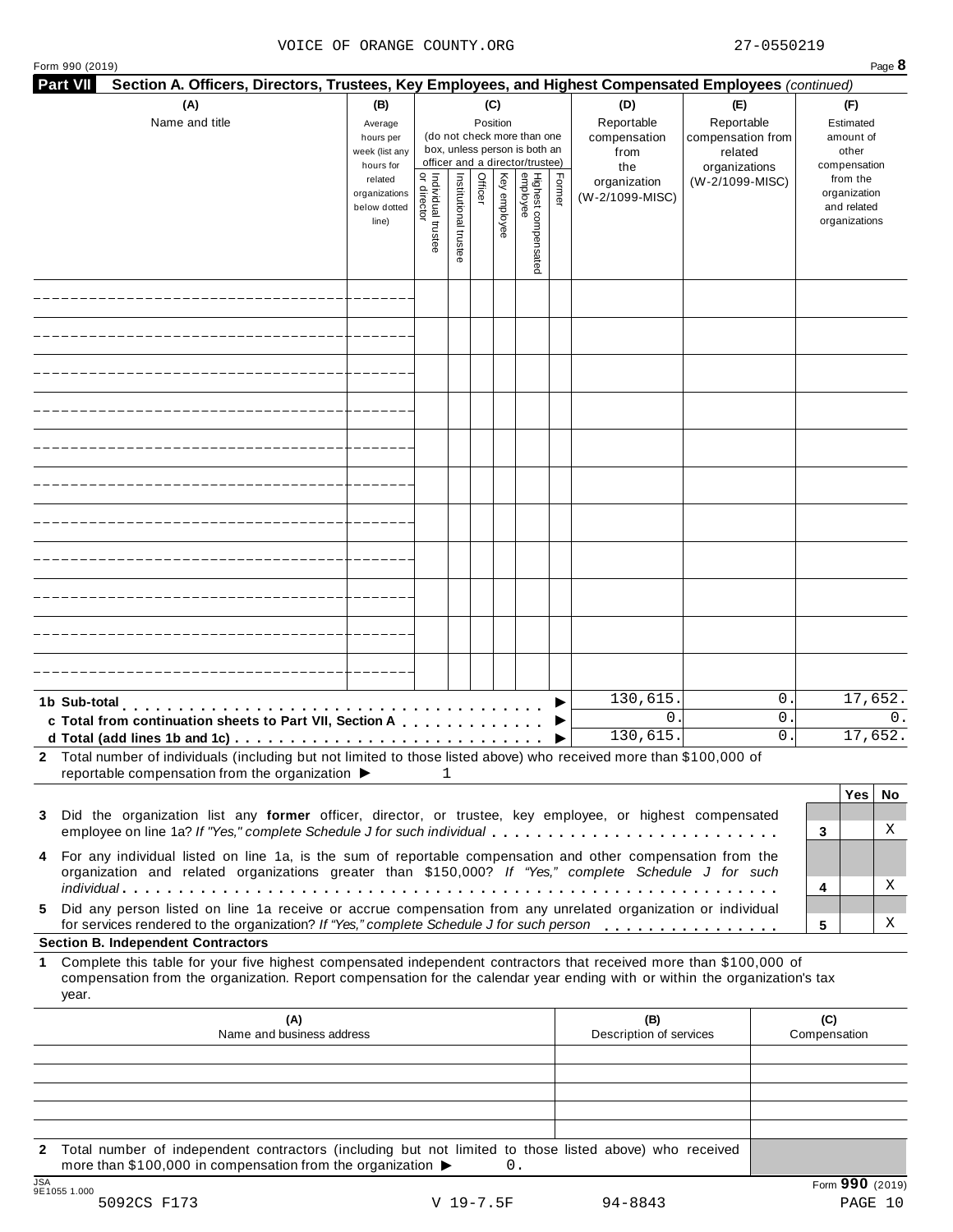VOICE OF ORANGE COUNTY.ORG 27-0550219

Form 990 (2019) Page **8**

**Part VII Section A. Officers, Directors, Trustees, Key Employees, and Highest Compensated Employees** *(continued)*

| (A) Name and title | (B) Average hours per week (list any hours for related organizations below dotted line) | (C) Position (do not check more than one box, unless person is both an officer and a director/trustee): Individual trustee or director | Institutional trustee | Officer | Key employee | Highest compensated employee | Former | (D) Reportable compensation from the organization (W-2/1099-MISC) | (E) Reportable compensation from related organizations (W-2/1099-MISC) | (F) Estimated amount of other compensation from the organization and related organizations |
|---|---|---|---|---|---|---|---|---|---|---|
| | | | | | | | | | | |
| | | | | | | | | | | |
| | | | | | | | | | | |
| | | | | | | | | | | |
| | | | | | | | | | | |
| | | | | | | | | | | |
| | | | | | | | | | | |
| | | | | | | | | | | |
| | | | | | | | | | | |
| | | | | | | | | | | |
| | | | | | | | | | | |
| **1b Sub-total** | | | | | | | | 130,615. | 0. | 17,652. |
| **c Total from continuation sheets to Part VII, Section A** | | | | | | | | 0. | 0. | 0. |
| **d Total (add lines 1b and 1c)** | | | | | | | | 130,615. | 0. | 17,652. |

**2** Total number of individuals (including but not limited to those listed above) who received more than $100,000 of reportable compensation from the organization ▶ 1

| | | Yes | No |
|---|---|---|---|
| **3** Did the organization list any **former** officer, director, or trustee, key employee, or highest compensated employee on line 1a? *If "Yes," complete Schedule J for such individual* | 3 | | X |
| **4** For any individual listed on line 1a, is the sum of reportable compensation and other compensation from the organization and related organizations greater than $150,000? *If "Yes," complete Schedule J for such individual* | 4 | | X |
| **5** Did any person listed on line 1a receive or accrue compensation from any unrelated organization or individual for services rendered to the organization? *If "Yes," complete Schedule J for such person* | 5 | | X |

**Section B. Independent Contractors**

**1** Complete this table for your five highest compensated independent contractors that received more than $100,000 of compensation from the organization. Report compensation for the calendar year ending with or within the organization's tax year.

| (A) Name and business address | (B) Description of services | (C) Compensation |
|---|---|---|
| | | |
| | | |
| | | |
| | | |
| | | |

**2** Total number of independent contractors (including but not limited to those listed above) who received more than $100,000 in compensation from the organization ▶ 0.

JSA 9E1055 1.000

Form **990** (2019)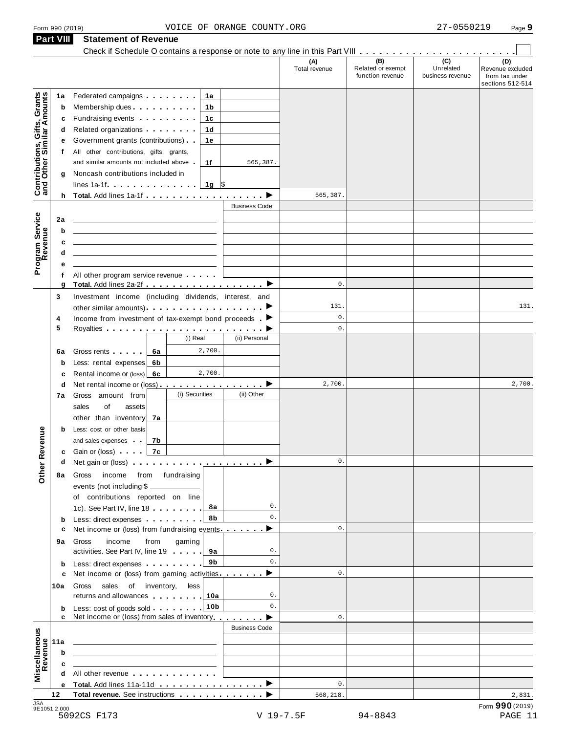Form 990 (2019) VOICE OF ORANGE COUNTY.ORG 27-0550219 Page 9

## Part VIII Statement of Revenue

Check if Schedule O contains a response or note to any line in this Part VIII . . . . . . . . . . . . . . . . . . . . . . . . ☐

| | | | | (A) Total revenue | (B) Related or exempt function revenue | (C) Unrelated business revenue | (D) Revenue excluded from tax under sections 512-514 |
|---|---|---|---|---|---|---|---|
| **Contributions, Gifts, Grants and Other Similar Amounts** | 1a Federated campaigns | 1a | | | | | |
| | b Membership dues | 1b | | | | | |
| | c Fundraising events | 1c | | | | | |
| | d Related organizations | 1d | | | | | |
| | e Government grants (contributions) | 1e | | | | | |
| | f All other contributions, gifts, grants, and similar amounts not included above | 1f | 565,387. | | | | |
| | g Noncash contributions included in lines 1a-1f | 1g | $ | | | | |
| | h **Total.** Add lines 1a-1f | | ▶ | 565,387. | | | |
| **Program Service Revenue** | | | Business Code | | | | |
| | 2a | | | | | | |
| | b | | | | | | |
| | c | | | | | | |
| | d | | | | | | |
| | e | | | | | | |
| | f All other program service revenue | | | | | | |
| | g **Total.** Add lines 2a-2f | | ▶ | 0. | | | |
| **Other Revenue** | 3 Investment income (including dividends, interest, and other similar amounts) | | ▶ | 131. | | | 131. |
| | 4 Income from investment of tax-exempt bond proceeds | | ▶ | 0. | | | |
| | 5 Royalties | | ▶ | 0. | | | |
| | | (i) Real | (ii) Personal | | | | |
| | 6a Gross rents | 6a 2,700. | | | | | |
| | b Less: rental expenses | 6b | | | | | |
| | c Rental income or (loss) | 6c 2,700. | | | | | |
| | d Net rental income or (loss) | | ▶ | 2,700. | | | 2,700. |
| | | (i) Securities | (ii) Other | | | | |
| | 7a Gross amount from sales of assets other than inventory | 7a | | | | | |
| | b Less: cost or other basis and sales expenses | 7b | | | | | |
| | c Gain or (loss) | 7c | | | | | |
| | d Net gain or (loss) | | ▶ | 0. | | | |
| | 8a Gross income from fundraising events (not including $ ______ of contributions reported on line 1c). See Part IV, line 18 | 8a | 0. | | | | |
| | b Less: direct expenses | 8b | 0. | | | | |
| | c Net income or (loss) from fundraising events | | ▶ | 0. | | | |
| | 9a Gross income from gaming activities. See Part IV, line 19 | 9a | 0. | | | | |
| | b Less: direct expenses | 9b | 0. | | | | |
| | c Net income or (loss) from gaming activities | | ▶ | 0. | | | |
| | 10a Gross sales of inventory, less returns and allowances | 10a | 0. | | | | |
| | b Less: cost of goods sold | 10b | 0. | | | | |
| | c Net income or (loss) from sales of inventory | | ▶ | 0. | | | |
| **Miscellaneous Revenue** | | | Business Code | | | | |
| | 11a | | | | | | |
| | b | | | | | | |
| | c | | | | | | |
| | d All other revenue | | | | | | |
| | e **Total.** Add lines 11a-11d | | ▶ | 0. | | | |
| | 12 **Total revenue.** See instructions | | ▶ | 568,218. | | | 2,831. |

JSA 9E1051 2.000

5092CS F173 V 19-7.5F 94-8843

Form **990** (2019)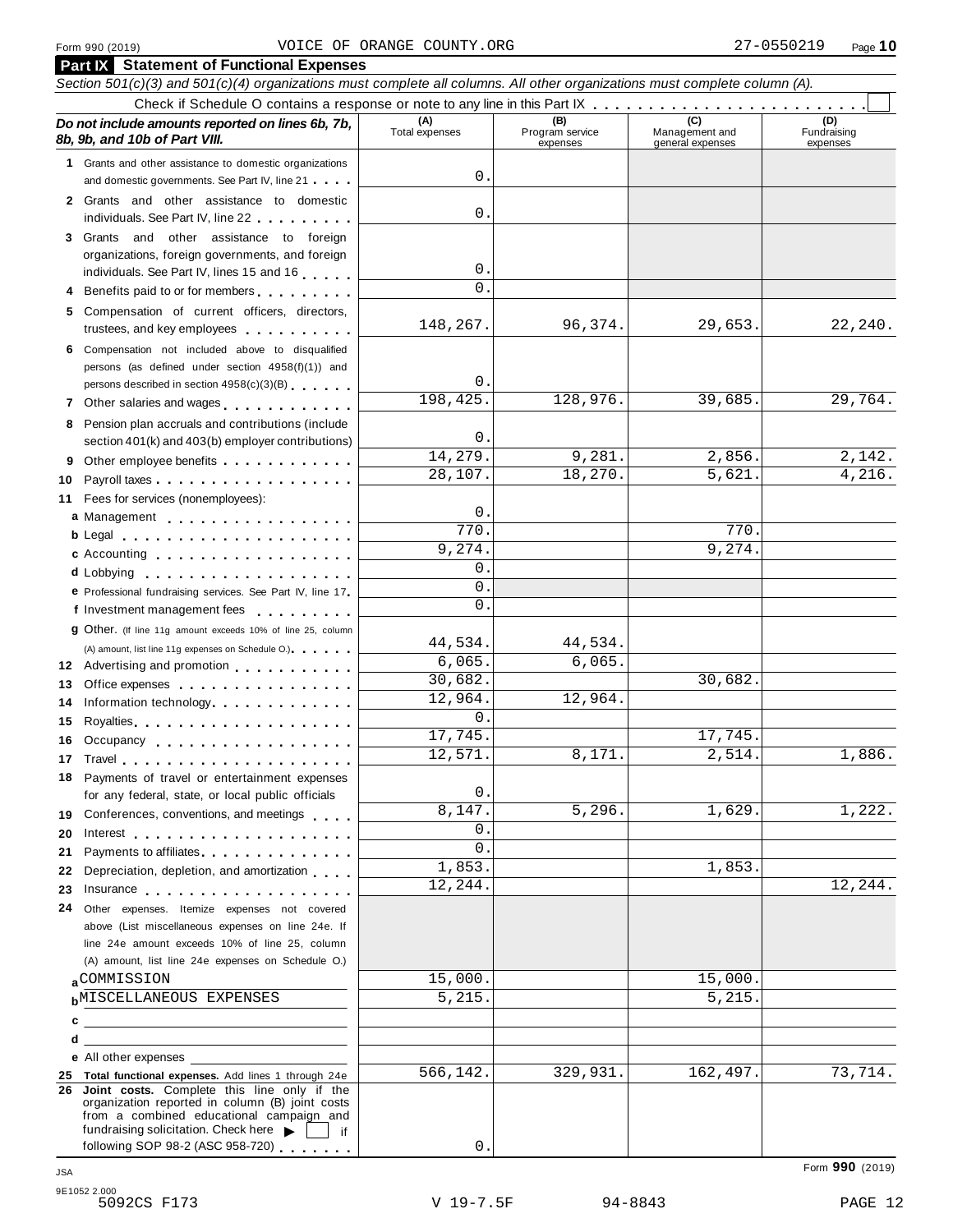Form 990 (2019) VOICE OF ORANGE COUNTY.ORG 27-0550219 Page **10**

## Part IX Statement of Functional Expenses

*Section 501(c)(3) and 501(c)(4) organizations must complete all columns. All other organizations must complete column (A).*

Check if Schedule O contains a response or note to any line in this Part IX . . . . . . . . . . . . . . . . . . . . . . . . ☐

| *Do not include amounts reported on lines 6b, 7b, 8b, 9b, and 10b of Part VIII.* | (A) Total expenses | (B) Program service expenses | (C) Management and general expenses | (D) Fundraising expenses |
|---|---|---|---|---|
| **1** Grants and other assistance to domestic organizations and domestic governments. See Part IV, line 21 | 0. | | | |
| **2** Grants and other assistance to domestic individuals. See Part IV, line 22 | 0. | | | |
| **3** Grants and other assistance to foreign organizations, foreign governments, and foreign individuals. See Part IV, lines 15 and 16 | 0. | | | |
| **4** Benefits paid to or for members | 0. | | | |
| **5** Compensation of current officers, directors, trustees, and key employees | 148,267. | 96,374. | 29,653. | 22,240. |
| **6** Compensation not included above to disqualified persons (as defined under section 4958(f)(1)) and persons described in section 4958(c)(3)(B) | 0. | | | |
| **7** Other salaries and wages | 198,425. | 128,976. | 39,685. | 29,764. |
| **8** Pension plan accruals and contributions (include section 401(k) and 403(b) employer contributions) | 0. | | | |
| **9** Other employee benefits | 14,279. | 9,281. | 2,856. | 2,142. |
| **10** Payroll taxes | 28,107. | 18,270. | 5,621. | 4,216. |
| **11** Fees for services (nonemployees): | | | | |
| **a** Management | 0. | | | |
| **b** Legal | 770. | | 770. | |
| **c** Accounting | 9,274. | | 9,274. | |
| **d** Lobbying | 0. | | | |
| **e** Professional fundraising services. See Part IV, line 17 | 0. | | | |
| **f** Investment management fees | 0. | | | |
| **g** Other. (If line 11g amount exceeds 10% of line 25, column (A) amount, list line 11g expenses on Schedule O.) | 44,534. | 44,534. | | |
| **12** Advertising and promotion | 6,065. | 6,065. | | |
| **13** Office expenses | 30,682. | | 30,682. | |
| **14** Information technology | 12,964. | 12,964. | | |
| **15** Royalties | 0. | | | |
| **16** Occupancy | 17,745. | | 17,745. | |
| **17** Travel | 12,571. | 8,171. | 2,514. | 1,886. |
| **18** Payments of travel or entertainment expenses for any federal, state, or local public officials | 0. | | | |
| **19** Conferences, conventions, and meetings | 8,147. | 5,296. | 1,629. | 1,222. |
| **20** Interest | 0. | | | |
| **21** Payments to affiliates | 0. | | | |
| **22** Depreciation, depletion, and amortization | 1,853. | | 1,853. | |
| **23** Insurance | 12,244. | | | 12,244. |
| **24** Other expenses. Itemize expenses not covered above (List miscellaneous expenses on line 24e. If line 24e amount exceeds 10% of line 25, column (A) amount, list line 24e expenses on Schedule O.) | | | | |
| **a** COMMISSION | 15,000. | | 15,000. | |
| **b** MISCELLANEOUS EXPENSES | 5,215. | | 5,215. | |
| **c** | | | | |
| **d** | | | | |
| **e** All other expenses | | | | |
| **25 Total functional expenses.** Add lines 1 through 24e | 566,142. | 329,931. | 162,497. | 73,714. |
| **26 Joint costs.** Complete this line only if the organization reported in column (B) joint costs from a combined educational campaign and fundraising solicitation. Check here ▶ ☐ if following SOP 98-2 (ASC 958-720) | 0. | | | |

Form **990** (2019)

JSA 9E1052 2.000 5092CS F173 V 19-7.5F 94-8843 PAGE 12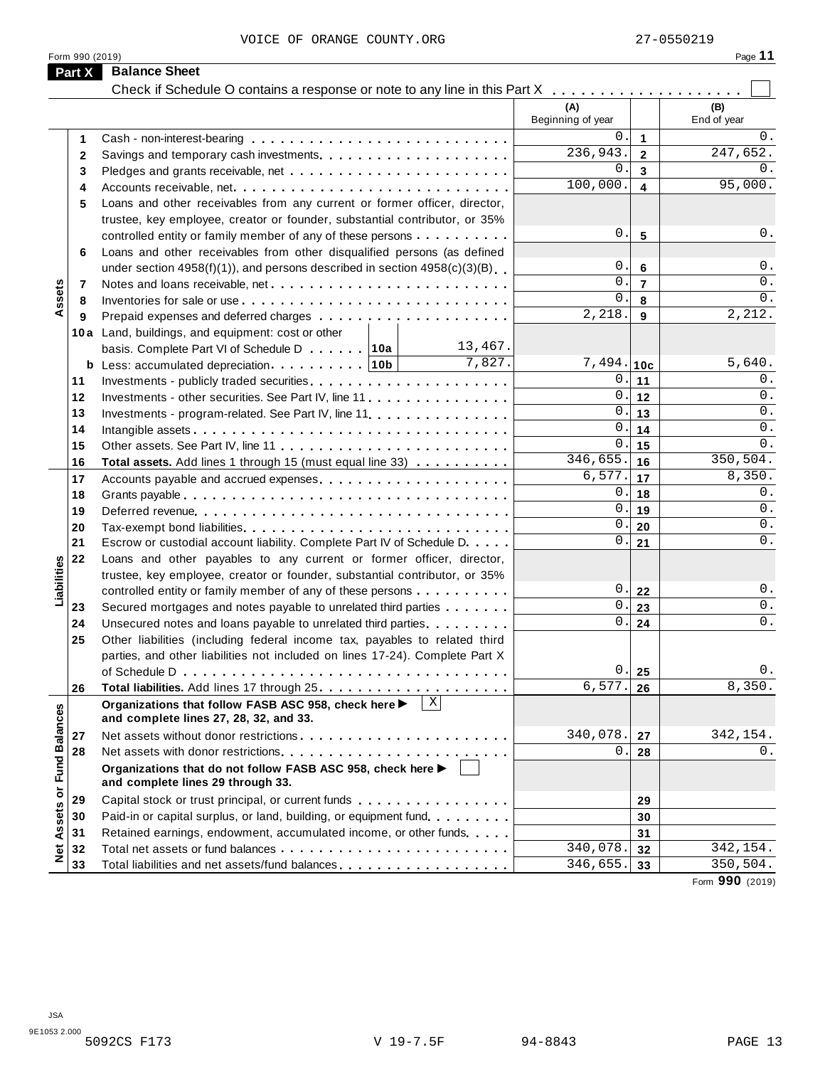VOICE OF ORANGE COUNTY.ORG 27-0550219

Form 990 (2019)

## Part X Balance Sheet

Check if Schedule O contains a response or note to any line in this Part X . . . . . . . . . . . . . . . . . . . . ☐

| | | | | (A) Beginning of year | | (B) End of year |
|---|---|---|---|---|---|---|
| Assets | 1 | Cash - non-interest-bearing | | 0. | 1 | 0. |
| | 2 | Savings and temporary cash investments | | 236,943. | 2 | 247,652. |
| | 3 | Pledges and grants receivable, net | | 0. | 3 | 0. |
| | 4 | Accounts receivable, net | | 100,000. | 4 | 95,000. |
| | 5 | Loans and other receivables from any current or former officer, director, trustee, key employee, creator or founder, substantial contributor, or 35% controlled entity or family member of any of these persons | | 0. | 5 | 0. |
| | 6 | Loans and other receivables from other disqualified persons (as defined under section 4958(f)(1)), and persons described in section 4958(c)(3)(B) | | 0. | 6 | 0. |
| | 7 | Notes and loans receivable, net | | 0. | 7 | 0. |
| | 8 | Inventories for sale or use | | 0. | 8 | 0. |
| | 9 | Prepaid expenses and deferred charges | | 2,218. | 9 | 2,212. |
| | 10a | Land, buildings, and equipment: cost or other basis. Complete Part VI of Schedule D . . . 10a | 13,467. | | | |
| | b | Less: accumulated depreciation . . . 10b | 7,827. | 7,494. | 10c | 5,640. |
| | 11 | Investments - publicly traded securities | | 0. | 11 | 0. |
| | 12 | Investments - other securities. See Part IV, line 11 | | 0. | 12 | 0. |
| | 13 | Investments - program-related. See Part IV, line 11 | | 0. | 13 | 0. |
| | 14 | Intangible assets | | 0. | 14 | 0. |
| | 15 | Other assets. See Part IV, line 11 | | 0. | 15 | 0. |
| | 16 | **Total assets.** Add lines 1 through 15 (must equal line 33) | | 346,655. | 16 | 350,504. |
| Liabilities | 17 | Accounts payable and accrued expenses | | 6,577. | 17 | 8,350. |
| | 18 | Grants payable | | 0. | 18 | 0. |
| | 19 | Deferred revenue | | 0. | 19 | 0. |
| | 20 | Tax-exempt bond liabilities | | 0. | 20 | 0. |
| | 21 | Escrow or custodial account liability. Complete Part IV of Schedule D | | 0. | 21 | 0. |
| | 22 | Loans and other payables to any current or former officer, director, trustee, key employee, creator or founder, substantial contributor, or 35% controlled entity or family member of any of these persons | | 0. | 22 | 0. |
| | 23 | Secured mortgages and notes payable to unrelated third parties | | 0. | 23 | 0. |
| | 24 | Unsecured notes and loans payable to unrelated third parties | | 0. | 24 | 0. |
| | 25 | Other liabilities (including federal income tax, payables to related third parties, and other liabilities not included on lines 17-24). Complete Part X of Schedule D | | 0. | 25 | 0. |
| | 26 | **Total liabilities.** Add lines 17 through 25 | | 6,577. | 26 | 8,350. |
| Net Assets or Fund Balances | | **Organizations that follow FASB ASC 958, check here ▶ ☒ and complete lines 27, 28, 32, and 33.** | | | | |
| | 27 | Net assets without donor restrictions | | 340,078. | 27 | 342,154. |
| | 28 | Net assets with donor restrictions | | 0. | 28 | 0. |
| | | **Organizations that do not follow FASB ASC 958, check here ▶ ☐ and complete lines 29 through 33.** | | | | |
| | 29 | Capital stock or trust principal, or current funds | | | 29 | |
| | 30 | Paid-in or capital surplus, or land, building, or equipment fund | | | 30 | |
| | 31 | Retained earnings, endowment, accumulated income, or other funds | | | 31 | |
| | 32 | Total net assets or fund balances | | 340,078. | 32 | 342,154. |
| | 33 | Total liabilities and net assets/fund balances | | 346,655. | 33 | 350,504. |

Form **990** (2019)

JSA
9E1053 2.000
5092CS F173 V 19-7.5F 94-8843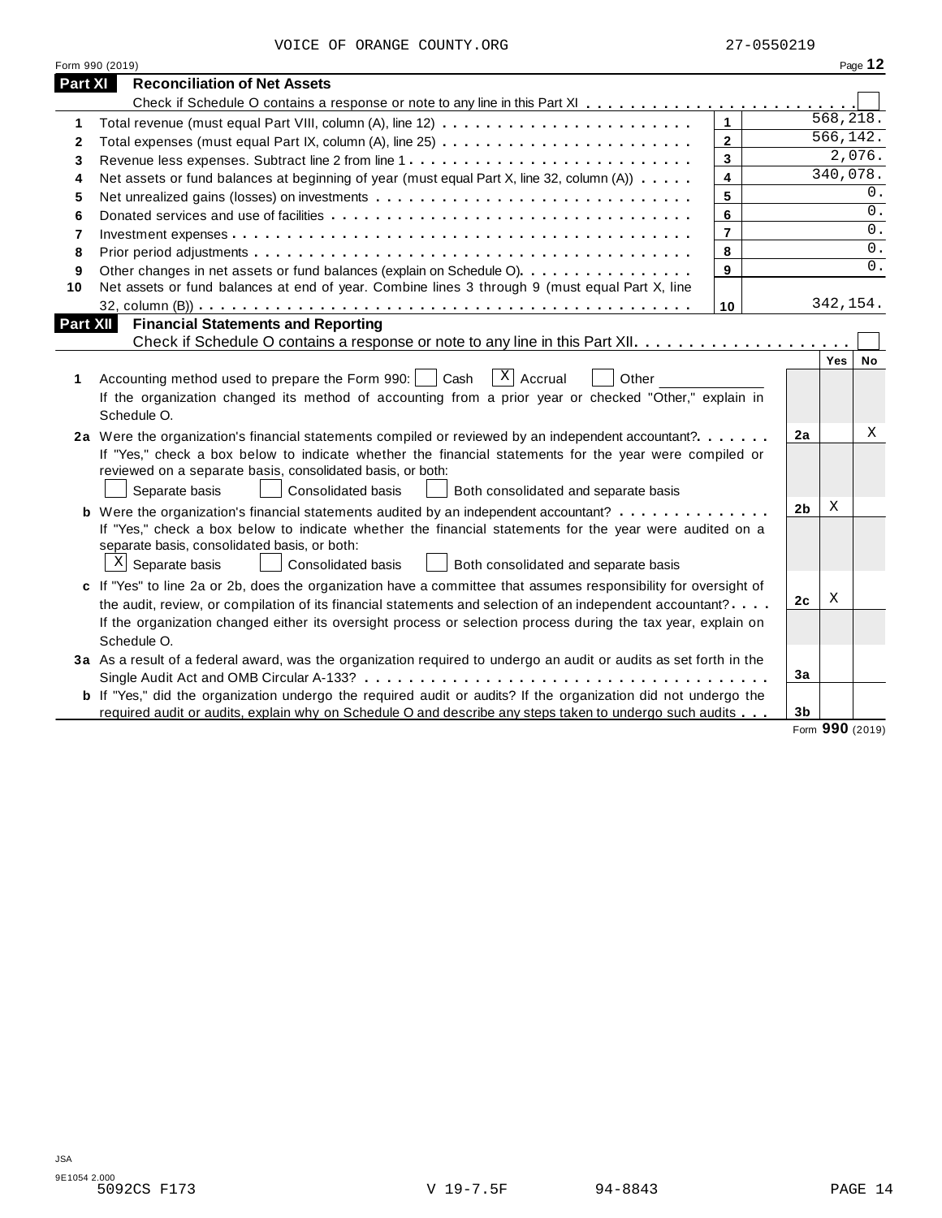VOICE OF ORANGE COUNTY.ORG 27-0550219

Form 990 (2019) Page **12**

## Part XI Reconciliation of Net Assets

Check if Schedule O contains a response or note to any line in this Part XI . . . . . . . . . . . . . . . . . . . . . . . . ☐

| | | | |
|---|---|---|---|
| **1** | Total revenue (must equal Part VIII, column (A), line 12) | **1** | 568,218. |
| **2** | Total expenses (must equal Part IX, column (A), line 25) | **2** | 566,142. |
| **3** | Revenue less expenses. Subtract line 2 from line 1 | **3** | 2,076. |
| **4** | Net assets or fund balances at beginning of year (must equal Part X, line 32, column (A)) | **4** | 340,078. |
| **5** | Net unrealized gains (losses) on investments | **5** | 0. |
| **6** | Donated services and use of facilities | **6** | 0. |
| **7** | Investment expenses | **7** | 0. |
| **8** | Prior period adjustments | **8** | 0. |
| **9** | Other changes in net assets or fund balances (explain on Schedule O) | **9** | 0. |
| **10** | Net assets or fund balances at end of year. Combine lines 3 through 9 (must equal Part X, line 32, column (B)) | **10** | 342,154. |

## Part XII Financial Statements and Reporting

Check if Schedule O contains a response or note to any line in this Part XII . . . . . . . . . . . . . . . . . . . . ☐

| | | | Yes | No |
|---|---|---|---|---|
| **1** | Accounting method used to prepare the Form 990: ☐ Cash ☒ Accrual ☐ Other ______<br>If the organization changed its method of accounting from a prior year or checked "Other," explain in Schedule O. | | | |
| **2a** | Were the organization's financial statements compiled or reviewed by an independent accountant?<br>If "Yes," check a box below to indicate whether the financial statements for the year were compiled or reviewed on a separate basis, consolidated basis, or both:<br>☐ Separate basis ☐ Consolidated basis ☐ Both consolidated and separate basis | **2a** | | X |
| **b** | Were the organization's financial statements audited by an independent accountant?<br>If "Yes," check a box below to indicate whether the financial statements for the year were audited on a separate basis, consolidated basis, or both:<br>☒ Separate basis ☐ Consolidated basis ☐ Both consolidated and separate basis | **2b** | X | |
| **c** | If "Yes" to line 2a or 2b, does the organization have a committee that assumes responsibility for oversight of the audit, review, or compilation of its financial statements and selection of an independent accountant?<br>If the organization changed either its oversight process or selection process during the tax year, explain on Schedule O. | **2c** | X | |
| **3a** | As a result of a federal award, was the organization required to undergo an audit or audits as set forth in the Single Audit Act and OMB Circular A-133? | **3a** | | |
| **b** | If "Yes," did the organization undergo the required audit or audits? If the organization did not undergo the required audit or audits, explain why on Schedule O and describe any steps taken to undergo such audits | **3b** | | |

Form **990** (2019)

JSA
9E1054 2.000
5092CS F173 V 19-7.5F 94-8843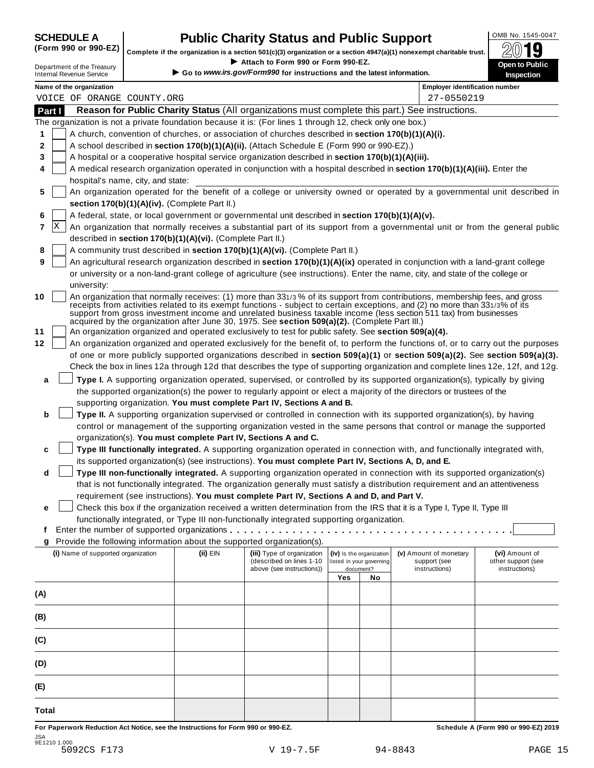**SCHEDULE A (Form 990 or 990-EZ)**

Department of the Treasury
Internal Revenue Service

# Public Charity Status and Public Support

**Complete if the organization is a section 501(c)(3) organization or a section 4947(a)(1) nonexempt charitable trust.**
▶ Attach to Form 990 or Form 990-EZ.
▶ Go to *www.irs.gov/Form990* for instructions and the latest information.

OMB No. 1545-0047
2019
**Open to Public Inspection**

**Name of the organization**
VOICE OF ORANGE COUNTY.ORG

**Employer identification number**
27-0550219

## Part I Reason for Public Charity Status (All organizations must complete this part.) See instructions.

The organization is not a private foundation because it is: (For lines 1 through 12, check only one box.)

1 [ ] A church, convention of churches, or association of churches described in **section 170(b)(1)(A)(i).**

2 [ ] A school described in **section 170(b)(1)(A)(ii).** (Attach Schedule E (Form 990 or 990-EZ).)

3 [ ] A hospital or a cooperative hospital service organization described in **section 170(b)(1)(A)(iii).**

4 [ ] A medical research organization operated in conjunction with a hospital described in **section 170(b)(1)(A)(iii).** Enter the hospital's name, city, and state:

5 [ ] An organization operated for the benefit of a college or university owned or operated by a governmental unit described in **section 170(b)(1)(A)(iv).** (Complete Part II.)

6 [ ] A federal, state, or local government or governmental unit described in **section 170(b)(1)(A)(v).**

7 [X] An organization that normally receives a substantial part of its support from a governmental unit or from the general public described in **section 170(b)(1)(A)(vi).** (Complete Part II.)

8 [ ] A community trust described in **section 170(b)(1)(A)(vi).** (Complete Part II.)

9 [ ] An agricultural research organization described in **section 170(b)(1)(A)(ix)** operated in conjunction with a land-grant college or university or a non-land-grant college of agriculture (see instructions). Enter the name, city, and state of the college or university:

10 [ ] An organization that normally receives: (1) more than 33 1/3 % of its support from contributions, membership fees, and gross receipts from activities related to its exempt functions - subject to certain exceptions, and (2) no more than 33 1/3% of its support from gross investment income and unrelated business taxable income (less section 511 tax) from businesses acquired by the organization after June 30, 1975. See **section 509(a)(2).** (Complete Part III.)

11 [ ] An organization organized and operated exclusively to test for public safety. See **section 509(a)(4).**

12 [ ] An organization organized and operated exclusively for the benefit of, to perform the functions of, or to carry out the purposes of one or more publicly supported organizations described in **section 509(a)(1)** or **section 509(a)(2).** See **section 509(a)(3).** Check the box in lines 12a through 12d that describes the type of supporting organization and complete lines 12e, 12f, and 12g.

**a** [ ] **Type I.** A supporting organization operated, supervised, or controlled by its supported organization(s), typically by giving the supported organization(s) the power to regularly appoint or elect a majority of the directors or trustees of the supporting organization. **You must complete Part IV, Sections A and B.**

**b** [ ] **Type II.** A supporting organization supervised or controlled in connection with its supported organization(s), by having control or management of the supporting organization vested in the same persons that control or manage the supported organization(s). **You must complete Part IV, Sections A and C.**

**c** [ ] **Type III functionally integrated.** A supporting organization operated in connection with, and functionally integrated with, its supported organization(s) (see instructions). **You must complete Part IV, Sections A, D, and E.**

**d** [ ] **Type III non-functionally integrated.** A supporting organization operated in connection with its supported organization(s) that is not functionally integrated. The organization generally must satisfy a distribution requirement and an attentiveness requirement (see instructions). **You must complete Part IV, Sections A and D, and Part V.**

**e** [ ] Check this box if the organization received a written determination from the IRS that it is a Type I, Type II, Type III functionally integrated, or Type III non-functionally integrated supporting organization.

**f** Enter the number of supported organizations . . . . . . . . . . . . . . . . . . . . . . . . . . . . . . . . . . . . .

**g** Provide the following information about the supported organization(s).

| (i) Name of supported organization | (ii) EIN | (iii) Type of organization (described on lines 1-10 above (see instructions)) | (iv) Is the organization listed in your governing document? Yes | No | (v) Amount of monetary support (see instructions) | (vi) Amount of other support (see instructions) |
|---|---|---|---|---|---|---|
| (A) | | | | | | |
| (B) | | | | | | |
| (C) | | | | | | |
| (D) | | | | | | |
| (E) | | | | | | |
| Total | | | | | | |

**For Paperwork Reduction Act Notice, see the Instructions for Form 990 or 990-EZ.** **Schedule A (Form 990 or 990-EZ) 2019**

JSA
9E1210 1.000
5092CS F173 V 19-7.5F 94-8843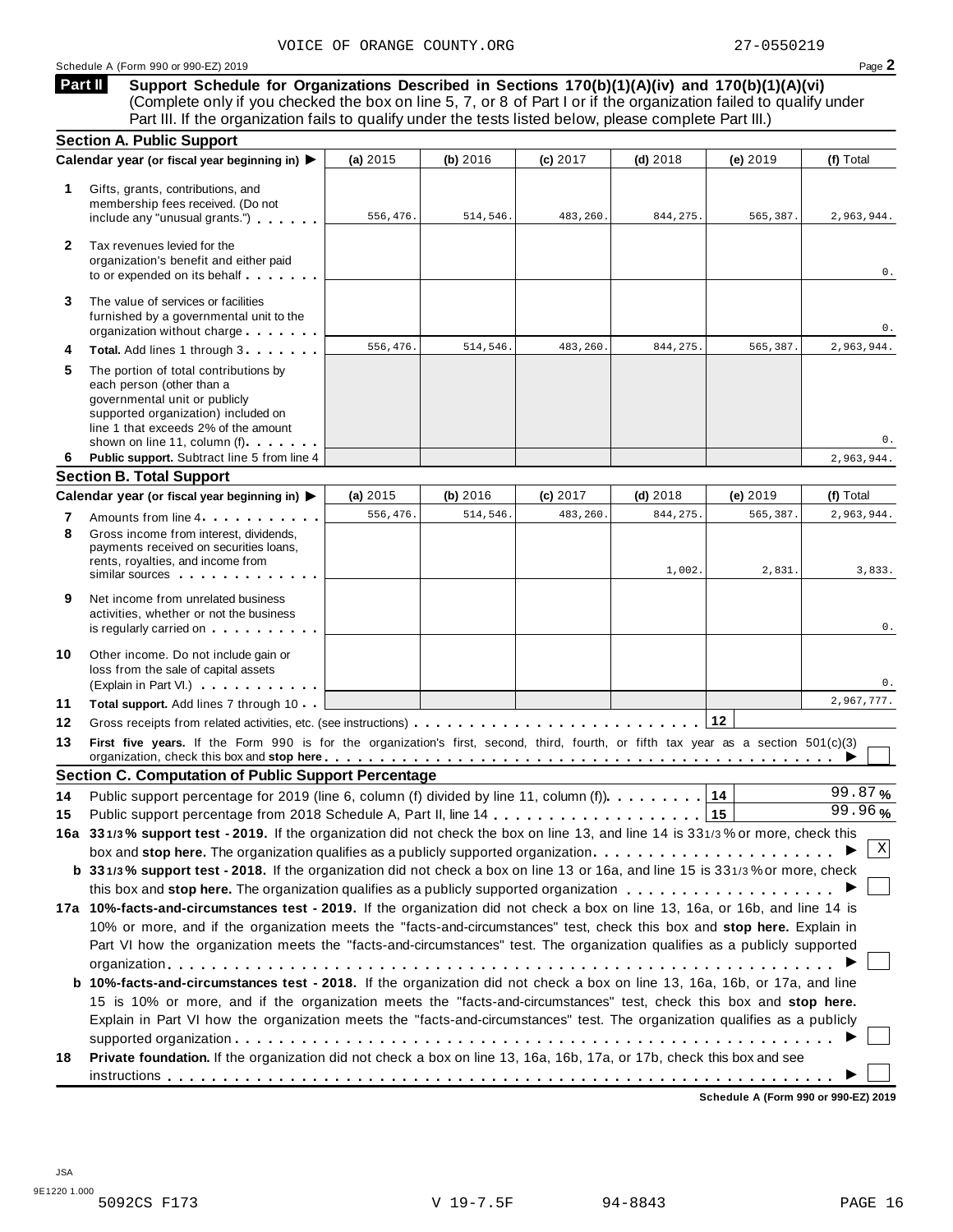VOICE OF ORANGE COUNTY.ORG 27-0550219

Schedule A (Form 990 or 990-EZ) 2019 Page **2**

**Part II** **Support Schedule for Organizations Described in Sections 170(b)(1)(A)(iv) and 170(b)(1)(A)(vi)** (Complete only if you checked the box on line 5, 7, or 8 of Part I or if the organization failed to qualify under Part III. If the organization fails to qualify under the tests listed below, please complete Part III.)

**Section A. Public Support**

| Calendar year (or fiscal year beginning in) ▶ | (a) 2015 | (b) 2016 | (c) 2017 | (d) 2018 | (e) 2019 | (f) Total |
|---|---|---|---|---|---|---|
| **1** Gifts, grants, contributions, and membership fees received. (Do not include any "unusual grants.") | 556,476. | 514,546. | 483,260. | 844,275. | 565,387. | 2,963,944. |
| **2** Tax revenues levied for the organization's benefit and either paid to or expended on its behalf | | | | | | 0. |
| **3** The value of services or facilities furnished by a governmental unit to the organization without charge | | | | | | 0. |
| **4** **Total.** Add lines 1 through 3 | 556,476. | 514,546. | 483,260. | 844,275. | 565,387. | 2,963,944. |
| **5** The portion of total contributions by each person (other than a governmental unit or publicly supported organization) included on line 1 that exceeds 2% of the amount shown on line 11, column (f) | | | | | | 0. |
| **6** **Public support.** Subtract line 5 from line 4 | | | | | | 2,963,944. |

**Section B. Total Support**

| Calendar year (or fiscal year beginning in) ▶ | (a) 2015 | (b) 2016 | (c) 2017 | (d) 2018 | (e) 2019 | (f) Total |
|---|---|---|---|---|---|---|
| **7** Amounts from line 4 | 556,476. | 514,546. | 483,260. | 844,275. | 565,387. | 2,963,944. |
| **8** Gross income from interest, dividends, payments received on securities loans, rents, royalties, and income from similar sources | | | | 1,002. | 2,831. | 3,833. |
| **9** Net income from unrelated business activities, whether or not the business is regularly carried on | | | | | | 0. |
| **10** Other income. Do not include gain or loss from the sale of capital assets (Explain in Part VI.) | | | | | | 0. |
| **11** **Total support.** Add lines 7 through 10 | | | | | | 2,967,777. |

**12** Gross receipts from related activities, etc. (see instructions) | **12** |

**13** **First five years.** If the Form 990 is for the organization's first, second, third, fourth, or fifth tax year as a section 501(c)(3) organization, check this box and **stop here** ▶ ☐

**Section C. Computation of Public Support Percentage**

**14** Public support percentage for 2019 (line 6, column (f) divided by line 11, column (f)) | **14** | 99.87 %

**15** Public support percentage from 2018 Schedule A, Part II, line 14 | **15** | 99.96 %

**16a** **33 1/3 % support test - 2019.** If the organization did not check the box on line 13, and line 14 is 33 1/3 % or more, check this box and **stop here.** The organization qualifies as a publicly supported organization ▶ ☒

**b** **33 1/3 % support test - 2018.** If the organization did not check a box on line 13 or 16a, and line 15 is 33 1/3 % or more, check this box and **stop here.** The organization qualifies as a publicly supported organization ▶ ☐

**17a** **10%-facts-and-circumstances test - 2019.** If the organization did not check a box on line 13, 16a, or 16b, and line 14 is 10% or more, and if the organization meets the "facts-and-circumstances" test, check this box and **stop here.** Explain in Part VI how the organization meets the "facts-and-circumstances" test. The organization qualifies as a publicly supported organization ▶ ☐

**b** **10%-facts-and-circumstances test - 2018.** If the organization did not check a box on line 13, 16a, 16b, or 17a, and line 15 is 10% or more, and if the organization meets the "facts-and-circumstances" test, check this box and **stop here.** Explain in Part VI how the organization meets the "facts-and-circumstances" test. The organization qualifies as a publicly supported organization ▶ ☐

**18** **Private foundation.** If the organization did not check a box on line 13, 16a, 16b, 17a, or 17b, check this box and see instructions ▶ ☐

**Schedule A (Form 990 or 990-EZ) 2019**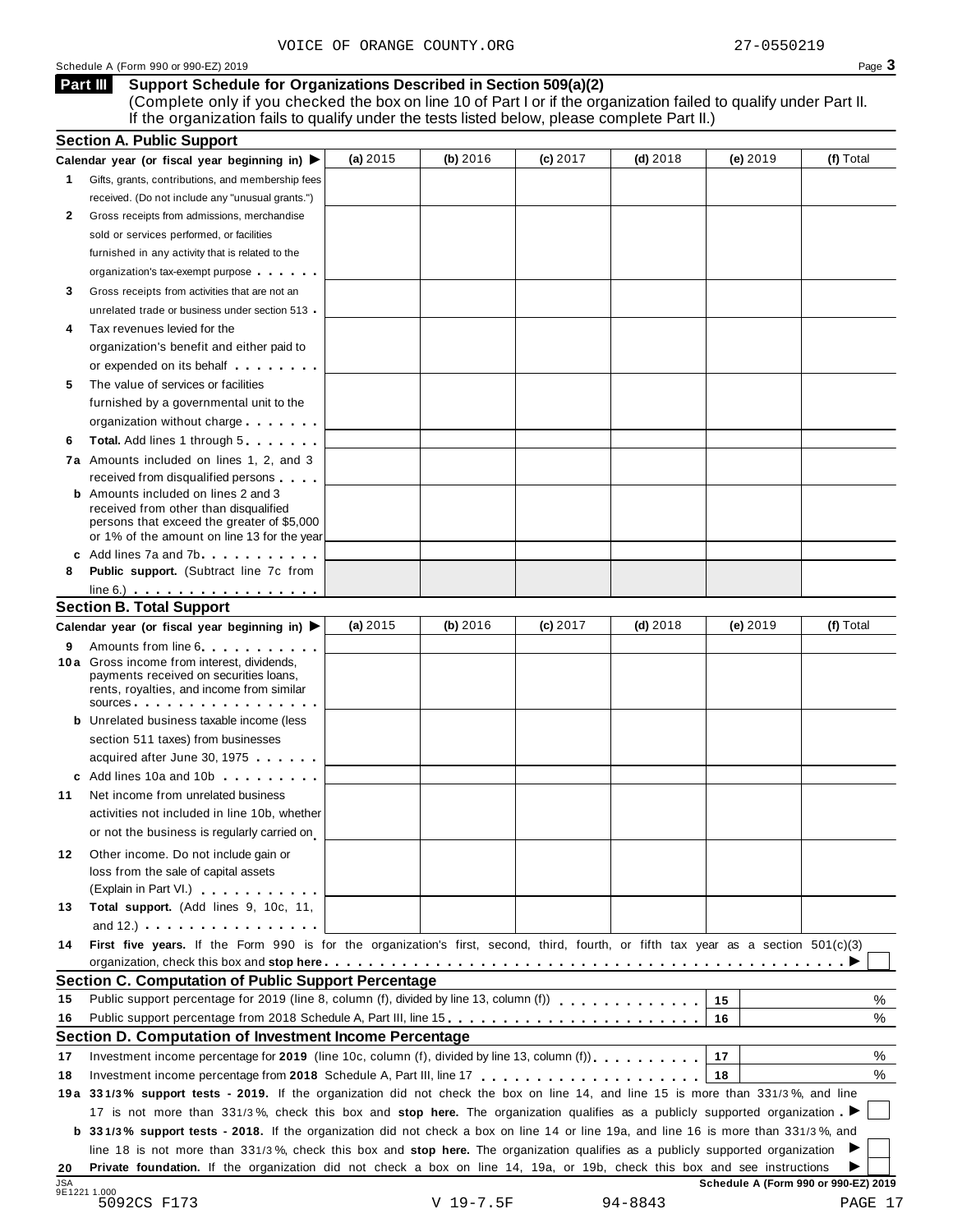VOICE OF ORANGE COUNTY.ORG 27-0550219

Schedule A (Form 990 or 990-EZ) 2019

## Part III Support Schedule for Organizations Described in Section 509(a)(2)

(Complete only if you checked the box on line 10 of Part I or if the organization failed to qualify under Part II. If the organization fails to qualify under the tests listed below, please complete Part II.)

### Section A. Public Support

| Calendar year (or fiscal year beginning in) ▶ | (a) 2015 | (b) 2016 | (c) 2017 | (d) 2018 | (e) 2019 | (f) Total |
|---|---|---|---|---|---|---|
| **1** Gifts, grants, contributions, and membership fees received. (Do not include any "unusual grants.") | | | | | | |
| **2** Gross receipts from admissions, merchandise sold or services performed, or facilities furnished in any activity that is related to the organization's tax-exempt purpose | | | | | | |
| **3** Gross receipts from activities that are not an unrelated trade or business under section 513 | | | | | | |
| **4** Tax revenues levied for the organization's benefit and either paid to or expended on its behalf | | | | | | |
| **5** The value of services or facilities furnished by a governmental unit to the organization without charge | | | | | | |
| **6** **Total.** Add lines 1 through 5 | | | | | | |
| **7a** Amounts included on lines 1, 2, and 3 received from disqualified persons | | | | | | |
| **b** Amounts included on lines 2 and 3 received from other than disqualified persons that exceed the greater of $5,000 or 1% of the amount on line 13 for the year | | | | | | |
| **c** Add lines 7a and 7b | | | | | | |
| **8** **Public support.** (Subtract line 7c from line 6.) | | | | | | |

### Section B. Total Support

| Calendar year (or fiscal year beginning in) ▶ | (a) 2015 | (b) 2016 | (c) 2017 | (d) 2018 | (e) 2019 | (f) Total |
|---|---|---|---|---|---|---|
| **9** Amounts from line 6 | | | | | | |
| **10a** Gross income from interest, dividends, payments received on securities loans, rents, royalties, and income from similar sources | | | | | | |
| **b** Unrelated business taxable income (less section 511 taxes) from businesses acquired after June 30, 1975 | | | | | | |
| **c** Add lines 10a and 10b | | | | | | |
| **11** Net income from unrelated business activities not included in line 10b, whether or not the business is regularly carried on | | | | | | |
| **12** Other income. Do not include gain or loss from the sale of capital assets (Explain in Part VI.) | | | | | | |
| **13** **Total support.** (Add lines 9, 10c, 11, and 12.) | | | | | | |

**14** **First five years.** If the Form 990 is for the organization's first, second, third, fourth, or fifth tax year as a section 501(c)(3) organization, check this box and **stop here** ▶ ☐

### Section C. Computation of Public Support Percentage

| | | | |
|---|---|---|---|
| **15** | Public support percentage for 2019 (line 8, column (f), divided by line 13, column (f)) | 15 | % |
| **16** | Public support percentage from 2018 Schedule A, Part III, line 15 | 16 | % |

### Section D. Computation of Investment Income Percentage

| | | | |
|---|---|---|---|
| **17** | Investment income percentage for **2019** (line 10c, column (f), divided by line 13, column (f)) | 17 | % |
| **18** | Investment income percentage from **2018** Schedule A, Part III, line 17 | 18 | % |

**19a** **33 1/3% support tests - 2019.** If the organization did not check the box on line 14, and line 15 is more than 33 1/3%, and line 17 is not more than 33 1/3%, check this box and **stop here.** The organization qualifies as a publicly supported organization ▶ ☐

**b** **33 1/3% support tests - 2018.** If the organization did not check a box on line 14 or line 19a, and line 16 is more than 33 1/3%, and line 18 is not more than 33 1/3%, check this box and **stop here.** The organization qualifies as a publicly supported organization ▶ ☐

**20** **Private foundation.** If the organization did not check a box on line 14, 19a, or 19b, check this box and see instructions ▶ ☐

Schedule A (Form 990 or 990-EZ) 2019

JSA 9E1221 1.000

5092CS F173 V 19-7.5F 94-8843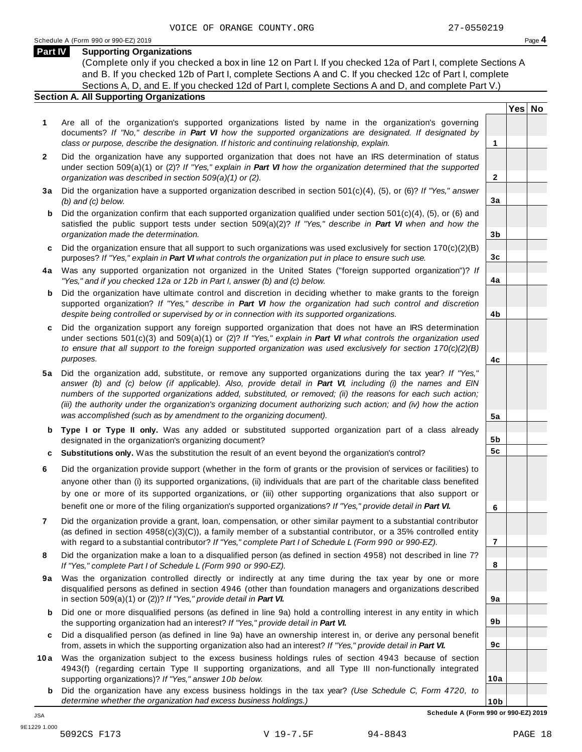VOICE OF ORANGE COUNTY.ORG 27-0550219

Schedule A (Form 990 or 990-EZ) 2019

## Part IV Supporting Organizations

(Complete only if you checked a box in line 12 on Part I. If you checked 12a of Part I, complete Sections A and B. If you checked 12b of Part I, complete Sections A and C. If you checked 12c of Part I, complete Sections A, D, and E. If you checked 12d of Part I, complete Sections A and D, and complete Part V.)

### Section A. All Supporting Organizations

| | | | Yes | No |
|---|---|---|---|---|
| **1** | Are all of the organization's supported organizations listed by name in the organization's governing documents? *If "No," describe in **Part VI** how the supported organizations are designated. If designated by class or purpose, describe the designation. If historic and continuing relationship, explain.* | 1 | | |
| **2** | Did the organization have any supported organization that does not have an IRS determination of status under section 509(a)(1) or (2)? *If "Yes," explain in **Part VI** how the organization determined that the supported organization was described in section 509(a)(1) or (2).* | 2 | | |
| **3a** | Did the organization have a supported organization described in section 501(c)(4), (5), or (6)? *If "Yes," answer (b) and (c) below.* | 3a | | |
| **b** | Did the organization confirm that each supported organization qualified under section 501(c)(4), (5), or (6) and satisfied the public support tests under section 509(a)(2)? *If "Yes," describe in **Part VI** when and how the organization made the determination.* | 3b | | |
| **c** | Did the organization ensure that all support to such organizations was used exclusively for section 170(c)(2)(B) purposes? *If "Yes," explain in **Part VI** what controls the organization put in place to ensure such use.* | 3c | | |
| **4a** | Was any supported organization not organized in the United States ("foreign supported organization")? *If "Yes," and if you checked 12a or 12b in Part I, answer (b) and (c) below.* | 4a | | |
| **b** | Did the organization have ultimate control and discretion in deciding whether to make grants to the foreign supported organization? *If "Yes," describe in **Part VI** how the organization had such control and discretion despite being controlled or supervised by or in connection with its supported organizations.* | 4b | | |
| **c** | Did the organization support any foreign supported organization that does not have an IRS determination under sections 501(c)(3) and 509(a)(1) or (2)? *If "Yes," explain in **Part VI** what controls the organization used to ensure that all support to the foreign supported organization was used exclusively for section 170(c)(2)(B) purposes.* | 4c | | |
| **5a** | Did the organization add, substitute, or remove any supported organizations during the tax year? *If "Yes," answer (b) and (c) below (if applicable). Also, provide detail in **Part VI**, including (i) the names and EIN numbers of the supported organizations added, substituted, or removed; (ii) the reasons for each such action; (iii) the authority under the organization's organizing document authorizing such action; and (iv) how the action was accomplished (such as by amendment to the organizing document).* | 5a | | |
| **b** | **Type I or Type II only.** Was any added or substituted supported organization part of a class already designated in the organization's organizing document? | 5b | | |
| **c** | **Substitutions only.** Was the substitution the result of an event beyond the organization's control? | 5c | | |
| **6** | Did the organization provide support (whether in the form of grants or the provision of services or facilities) to anyone other than (i) its supported organizations, (ii) individuals that are part of the charitable class benefited by one or more of its supported organizations, or (iii) other supporting organizations that also support or benefit one or more of the filing organization's supported organizations? *If "Yes," provide detail in **Part VI.*** | 6 | | |
| **7** | Did the organization provide a grant, loan, compensation, or other similar payment to a substantial contributor (as defined in section 4958(c)(3)(C)), a family member of a substantial contributor, or a 35% controlled entity with regard to a substantial contributor? *If "Yes," complete Part I of Schedule L (Form 990 or 990-EZ).* | 7 | | |
| **8** | Did the organization make a loan to a disqualified person (as defined in section 4958) not described in line 7? *If "Yes," complete Part I of Schedule L (Form 990 or 990-EZ).* | 8 | | |
| **9a** | Was the organization controlled directly or indirectly at any time during the tax year by one or more disqualified persons as defined in section 4946 (other than foundation managers and organizations described in section 509(a)(1) or (2))? *If "Yes," provide detail in **Part VI.*** | 9a | | |
| **b** | Did one or more disqualified persons (as defined in line 9a) hold a controlling interest in any entity in which the supporting organization had an interest? *If "Yes," provide detail in **Part VI.*** | 9b | | |
| **c** | Did a disqualified person (as defined in line 9a) have an ownership interest in, or derive any personal benefit from, assets in which the supporting organization also had an interest? *If "Yes," provide detail in **Part VI.*** | 9c | | |
| **10a** | Was the organization subject to the excess business holdings rules of section 4943 because of section 4943(f) (regarding certain Type II supporting organizations, and all Type III non-functionally integrated supporting organizations)? *If "Yes," answer 10b below.* | 10a | | |
| **b** | Did the organization have any excess business holdings in the tax year? *(Use Schedule C, Form 4720, to determine whether the organization had excess business holdings.)* | 10b | | |

**Schedule A (Form 990 or 990-EZ) 2019**

JSA
9E1229 1.000
5092CS F173 V 19-7.5F 94-8843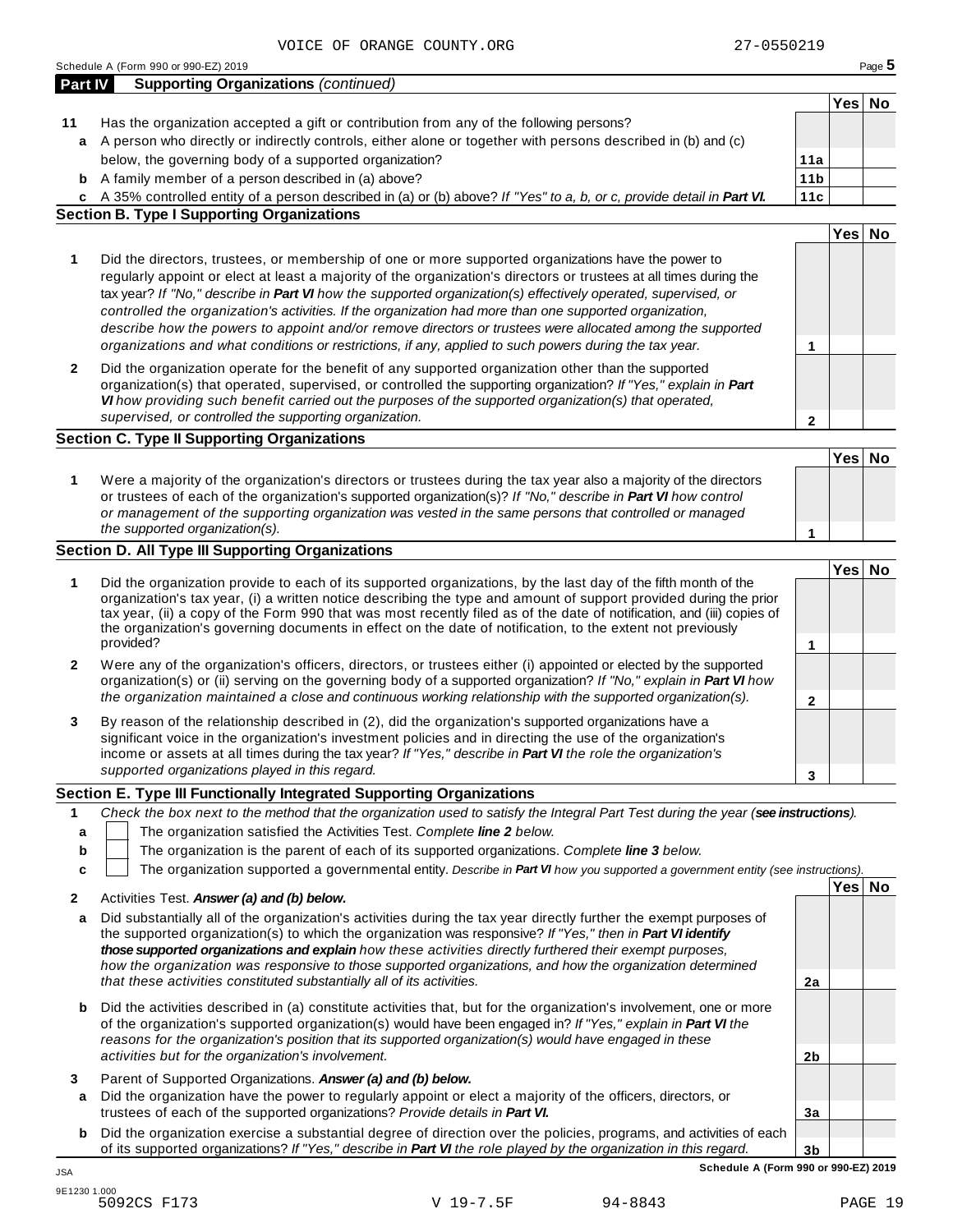VOICE OF ORANGE COUNTY.ORG 27-0550219

Schedule A (Form 990 or 990-EZ) 2019

## Part IV Supporting Organizations *(continued)*

| | | | Yes | No |
|---|---|---|---|---|
| **11** | Has the organization accepted a gift or contribution from any of the following persons? | | | |
| **a** | A person who directly or indirectly controls, either alone or together with persons described in (b) and (c) below, the governing body of a supported organization? | **11a** | | |
| **b** | A family member of a person described in (a) above? | **11b** | | |
| **c** | A 35% controlled entity of a person described in (a) or (b) above? *If "Yes" to a, b, or c, provide detail in **Part VI.*** | **11c** | | |

### Section B. Type I Supporting Organizations

| | | | Yes | No |
|---|---|---|---|---|
| **1** | Did the directors, trustees, or membership of one or more supported organizations have the power to regularly appoint or elect at least a majority of the organization's directors or trustees at all times during the tax year? *If "No," describe in **Part VI** how the supported organization(s) effectively operated, supervised, or controlled the organization's activities. If the organization had more than one supported organization, describe how the powers to appoint and/or remove directors or trustees were allocated among the supported organizations and what conditions or restrictions, if any, applied to such powers during the tax year.* | **1** | | |
| **2** | Did the organization operate for the benefit of any supported organization other than the supported organization(s) that operated, supervised, or controlled the supporting organization? *If "Yes," explain in **Part VI** how providing such benefit carried out the purposes of the supported organization(s) that operated, supervised, or controlled the supporting organization.* | **2** | | |

### Section C. Type II Supporting Organizations

| | | | Yes | No |
|---|---|---|---|---|
| **1** | Were a majority of the organization's directors or trustees during the tax year also a majority of the directors or trustees of each of the organization's supported organization(s)? *If "No," describe in **Part VI** how control or management of the supporting organization was vested in the same persons that controlled or managed the supported organization(s).* | **1** | | |

### Section D. All Type III Supporting Organizations

| | | | Yes | No |
|---|---|---|---|---|
| **1** | Did the organization provide to each of its supported organizations, by the last day of the fifth month of the organization's tax year, (i) a written notice describing the type and amount of support provided during the prior tax year, (ii) a copy of the Form 990 that was most recently filed as of the date of notification, and (iii) copies of the organization's governing documents in effect on the date of notification, to the extent not previously provided? | **1** | | |
| **2** | Were any of the organization's officers, directors, or trustees either (i) appointed or elected by the supported organization(s) or (ii) serving on the governing body of a supported organization? *If "No," explain in **Part VI** how the organization maintained a close and continuous working relationship with the supported organization(s).* | **2** | | |
| **3** | By reason of the relationship described in (2), did the organization's supported organizations have a significant voice in the organization's investment policies and in directing the use of the organization's income or assets at all times during the tax year? *If "Yes," describe in **Part VI** the role the organization's supported organizations played in this regard.* | **3** | | |

### Section E. Type III Functionally Integrated Supporting Organizations

**1** *Check the box next to the method that the organization used to satisfy the Integral Part Test during the year (**see instructions**).*

- **a** ☐ The organization satisfied the Activities Test. *Complete **line 2** below.*
- **b** ☐ The organization is the parent of each of its supported organizations. *Complete **line 3** below.*
- **c** ☐ The organization supported a governmental entity. *Describe in **Part VI** how you supported a government entity (see instructions).*

| | | | Yes | No |
|---|---|---|---|---|
| **2** | Activities Test. ***Answer (a) and (b) below.*** | | | |
| **a** | Did substantially all of the organization's activities during the tax year directly further the exempt purposes of the supported organization(s) to which the organization was responsive? *If "Yes," then in **Part VI identify those supported organizations and explain** how these activities directly furthered their exempt purposes, how the organization was responsive to those supported organizations, and how the organization determined that these activities constituted substantially all of its activities.* | **2a** | | |
| **b** | Did the activities described in (a) constitute activities that, but for the organization's involvement, one or more of the organization's supported organization(s) would have been engaged in? *If "Yes," explain in **Part VI** the reasons for the organization's position that its supported organization(s) would have engaged in these activities but for the organization's involvement.* | **2b** | | |
| **3** | Parent of Supported Organizations. ***Answer (a) and (b) below.*** | | | |
| **a** | Did the organization have the power to regularly appoint or elect a majority of the officers, directors, or trustees of each of the supported organizations? *Provide details in **Part VI.*** | **3a** | | |
| **b** | Did the organization exercise a substantial degree of direction over the policies, programs, and activities of each of its supported organizations? *If "Yes," describe in **Part VI** the role played by the organization in this regard.* | **3b** | | |

**Schedule A (Form 990 or 990-EZ) 2019**

JSA
9E1230 1.000
5092CS F173 V 19-7.5F 94-8843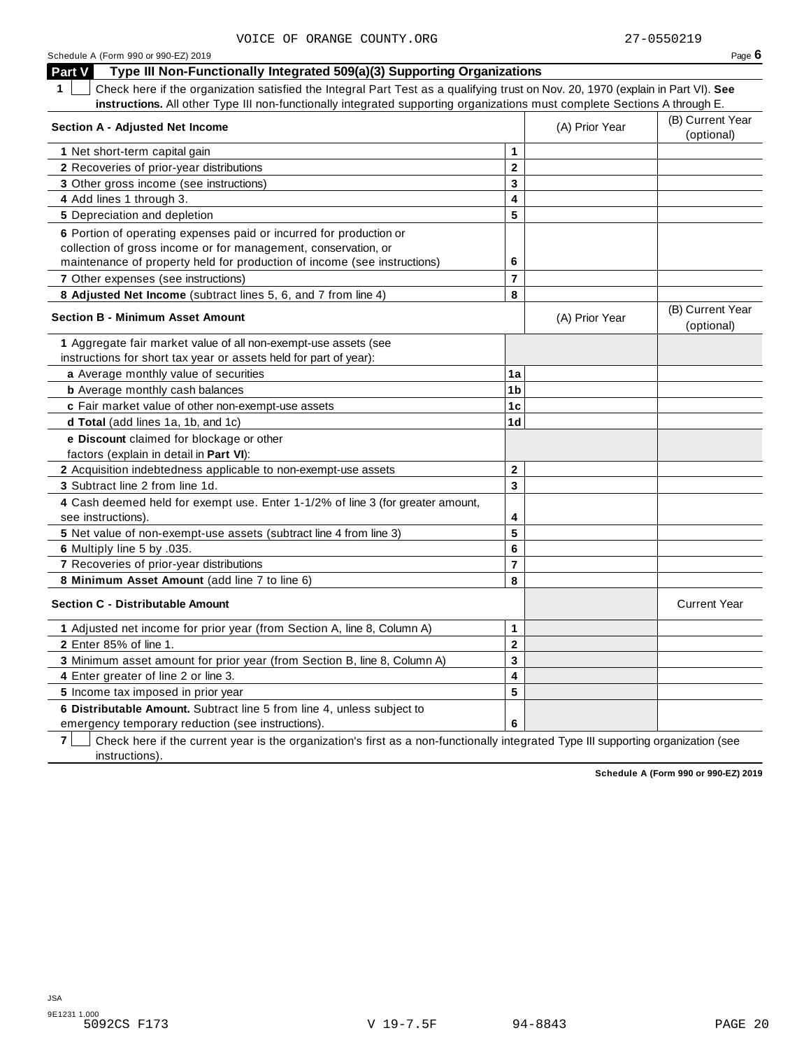VOICE OF ORANGE COUNTY.ORG 27-0550219

Schedule A (Form 990 or 990-EZ) 2019 Page **6**

## Part V Type III Non-Functionally Integrated 509(a)(3) Supporting Organizations

**1** ☐ Check here if the organization satisfied the Integral Part Test as a qualifying trust on Nov. 20, 1970 (explain in Part VI). **See instructions.** All other Type III non-functionally integrated supporting organizations must complete Sections A through E.

| **Section A - Adjusted Net Income** | | (A) Prior Year | (B) Current Year (optional) |
|---|---|---|---|
| **1** Net short-term capital gain | **1** | | |
| **2** Recoveries of prior-year distributions | **2** | | |
| **3** Other gross income (see instructions) | **3** | | |
| **4** Add lines 1 through 3. | **4** | | |
| **5** Depreciation and depletion | **5** | | |
| **6** Portion of operating expenses paid or incurred for production or collection of gross income or for management, conservation, or maintenance of property held for production of income (see instructions) | **6** | | |
| **7** Other expenses (see instructions) | **7** | | |
| **8** **Adjusted Net Income** (subtract lines 5, 6, and 7 from line 4) | **8** | | |

| **Section B - Minimum Asset Amount** | | (A) Prior Year | (B) Current Year (optional) |
|---|---|---|---|
| **1** Aggregate fair market value of all non-exempt-use assets (see instructions for short tax year or assets held for part of year): | | | |
| **a** Average monthly value of securities | **1a** | | |
| **b** Average monthly cash balances | **1b** | | |
| **c** Fair market value of other non-exempt-use assets | **1c** | | |
| **d** **Total** (add lines 1a, 1b, and 1c) | **1d** | | |
| **e** **Discount** claimed for blockage or other factors (explain in detail in **Part VI**): | | | |
| **2** Acquisition indebtedness applicable to non-exempt-use assets | **2** | | |
| **3** Subtract line 2 from line 1d. | **3** | | |
| **4** Cash deemed held for exempt use. Enter 1-1/2% of line 3 (for greater amount, see instructions). | **4** | | |
| **5** Net value of non-exempt-use assets (subtract line 4 from line 3) | **5** | | |
| **6** Multiply line 5 by .035. | **6** | | |
| **7** Recoveries of prior-year distributions | **7** | | |
| **8** **Minimum Asset Amount** (add line 7 to line 6) | **8** | | |

| **Section C - Distributable Amount** | | | Current Year |
|---|---|---|---|
| **1** Adjusted net income for prior year (from Section A, line 8, Column A) | **1** | | |
| **2** Enter 85% of line 1. | **2** | | |
| **3** Minimum asset amount for prior year (from Section B, line 8, Column A) | **3** | | |
| **4** Enter greater of line 2 or line 3. | **4** | | |
| **5** Income tax imposed in prior year | **5** | | |
| **6** **Distributable Amount.** Subtract line 5 from line 4, unless subject to emergency temporary reduction (see instructions). | **6** | | |

**7** ☐ Check here if the current year is the organization's first as a non-functionally integrated Type III supporting organization (see instructions).

**Schedule A (Form 990 or 990-EZ) 2019**

JSA
9E1231 1.000
5092CS F173 V 19-7.5F 94-8843 PAGE 20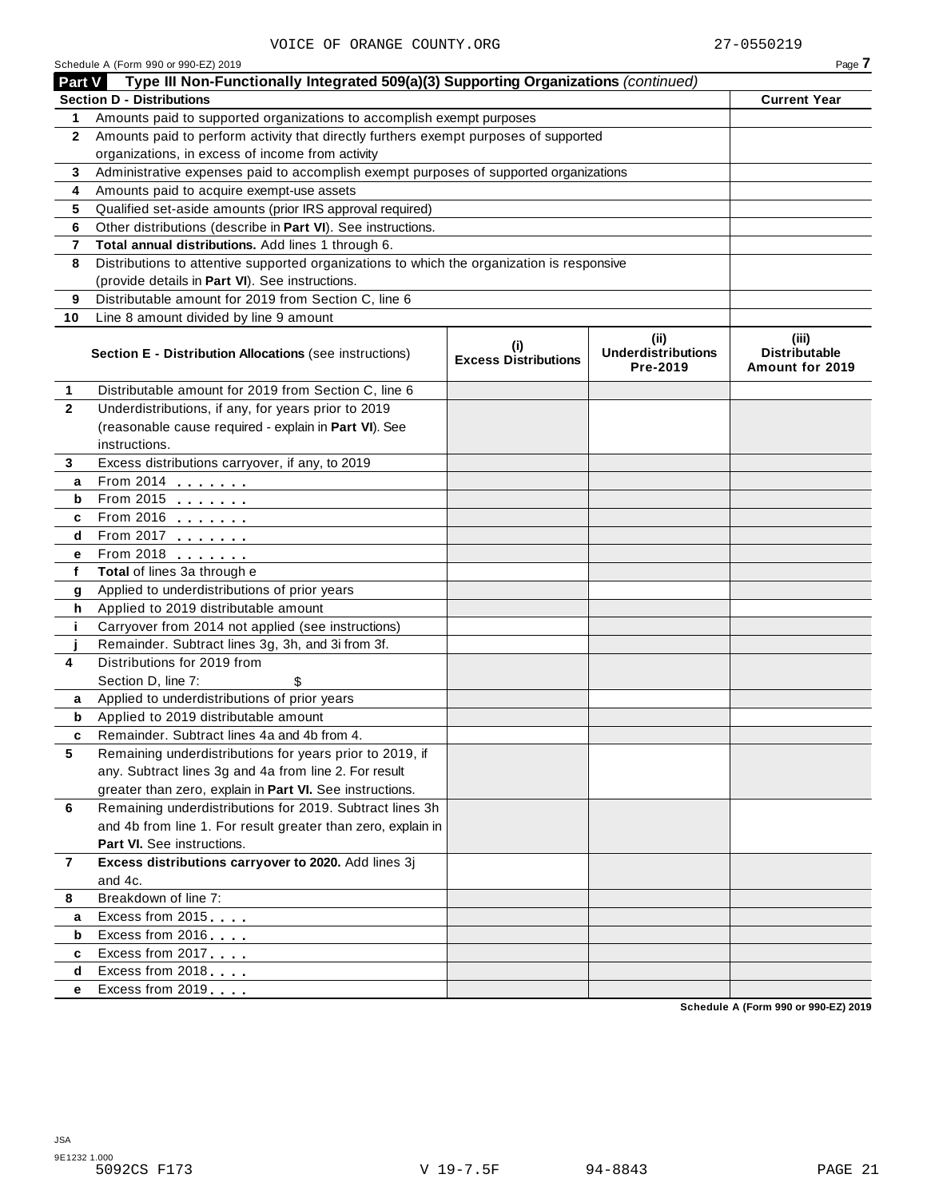VOICE OF ORANGE COUNTY.ORG 27-0550219

Schedule A (Form 990 or 990-EZ) 2019

**Part V Type III Non-Functionally Integrated 509(a)(3) Supporting Organizations** *(continued)*

| **Section D - Distributions** | | **Current Year** |
|---|---|---|
| **1** | Amounts paid to supported organizations to accomplish exempt purposes | |
| **2** | Amounts paid to perform activity that directly furthers exempt purposes of supported organizations, in excess of income from activity | |
| **3** | Administrative expenses paid to accomplish exempt purposes of supported organizations | |
| **4** | Amounts paid to acquire exempt-use assets | |
| **5** | Qualified set-aside amounts (prior IRS approval required) | |
| **6** | Other distributions (describe in **Part VI**). See instructions. | |
| **7** | **Total annual distributions.** Add lines 1 through 6. | |
| **8** | Distributions to attentive supported organizations to which the organization is responsive (provide details in **Part VI**). See instructions. | |
| **9** | Distributable amount for 2019 from Section C, line 6 | |
| **10** | Line 8 amount divided by line 9 amount | |

| | **Section E - Distribution Allocations** (see instructions) | **(i) Excess Distributions** | **(ii) Underdistributions Pre-2019** | **(iii) Distributable Amount for 2019** |
|---|---|---|---|---|
| **1** | Distributable amount for 2019 from Section C, line 6 | | | |
| **2** | Underdistributions, if any, for years prior to 2019 (reasonable cause required - explain in **Part VI**). See instructions. | | | |
| **3** | Excess distributions carryover, if any, to 2019 | | | |
| **a** | From 2014 | | | |
| **b** | From 2015 | | | |
| **c** | From 2016 | | | |
| **d** | From 2017 | | | |
| **e** | From 2018 | | | |
| **f** | **Total** of lines 3a through e | | | |
| **g** | Applied to underdistributions of prior years | | | |
| **h** | Applied to 2019 distributable amount | | | |
| **i** | Carryover from 2014 not applied (see instructions) | | | |
| **j** | Remainder. Subtract lines 3g, 3h, and 3i from 3f. | | | |
| **4** | Distributions for 2019 from Section D, line 7: $ | | | |
| **a** | Applied to underdistributions of prior years | | | |
| **b** | Applied to 2019 distributable amount | | | |
| **c** | Remainder. Subtract lines 4a and 4b from 4. | | | |
| **5** | Remaining underdistributions for years prior to 2019, if any. Subtract lines 3g and 4a from line 2. For result greater than zero, explain in **Part VI.** See instructions. | | | |
| **6** | Remaining underdistributions for 2019. Subtract lines 3h and 4b from line 1. For result greater than zero, explain in **Part VI.** See instructions. | | | |
| **7** | **Excess distributions carryover to 2020.** Add lines 3j and 4c. | | | |
| **8** | Breakdown of line 7: | | | |
| **a** | Excess from 2015 | | | |
| **b** | Excess from 2016 | | | |
| **c** | Excess from 2017 | | | |
| **d** | Excess from 2018 | | | |
| **e** | Excess from 2019 | | | |

**Schedule A (Form 990 or 990-EZ) 2019**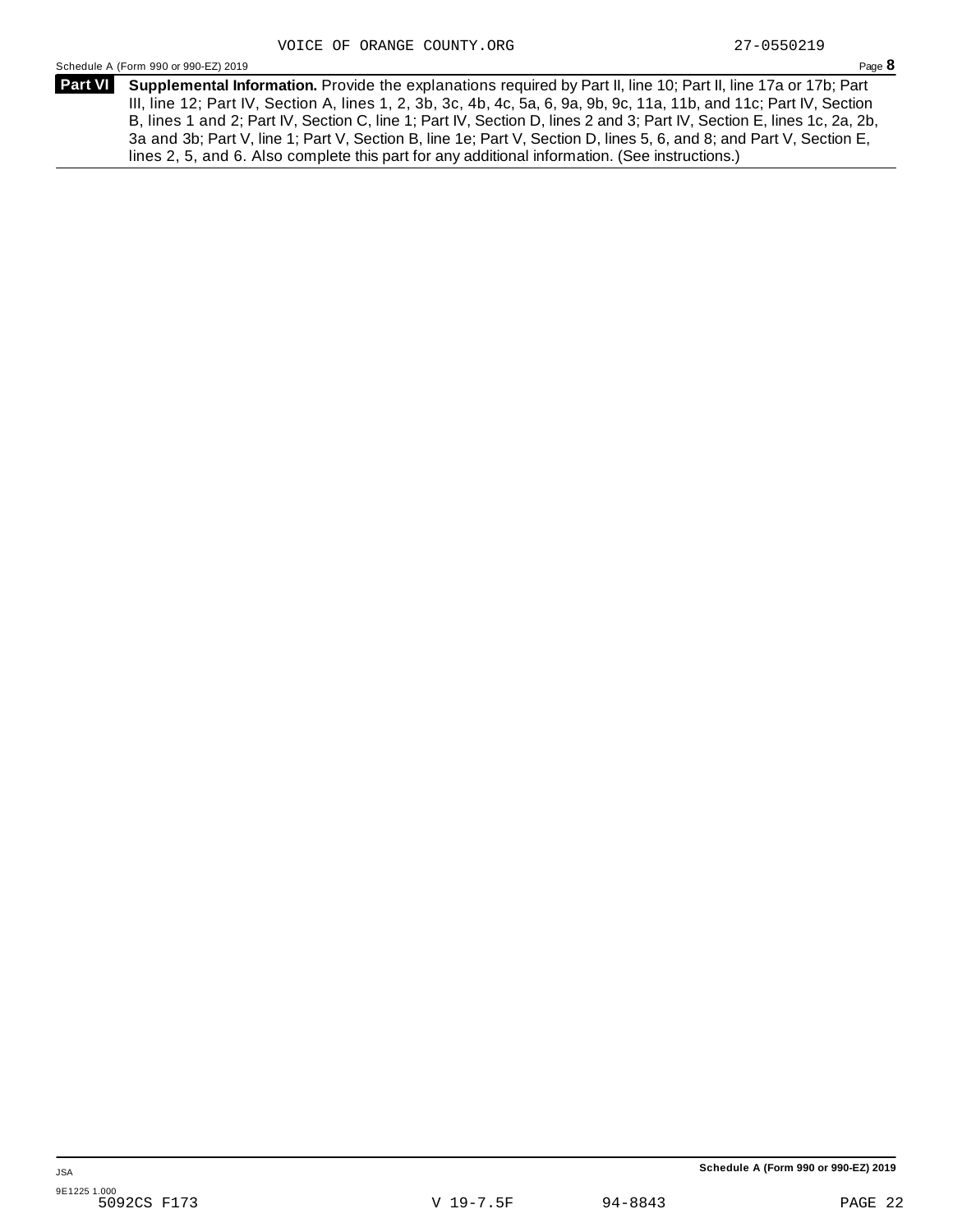VOICE OF ORANGE COUNTY.ORG 27-0550219

Schedule A (Form 990 or 990-EZ) 2019 Page **8**

**Part VI** **Supplemental Information.** Provide the explanations required by Part II, line 10; Part II, line 17a or 17b; Part III, line 12; Part IV, Section A, lines 1, 2, 3b, 3c, 4b, 4c, 5a, 6, 9a, 9b, 9c, 11a, 11b, and 11c; Part IV, Section B, lines 1 and 2; Part IV, Section C, line 1; Part IV, Section D, lines 2 and 3; Part IV, Section E, lines 1c, 2a, 2b, 3a and 3b; Part V, line 1; Part V, Section B, line 1e; Part V, Section D, lines 5, 6, and 8; and Part V, Section E, lines 2, 5, and 6. Also complete this part for any additional information. (See instructions.)

**Schedule A (Form 990 or 990-EZ) 2019**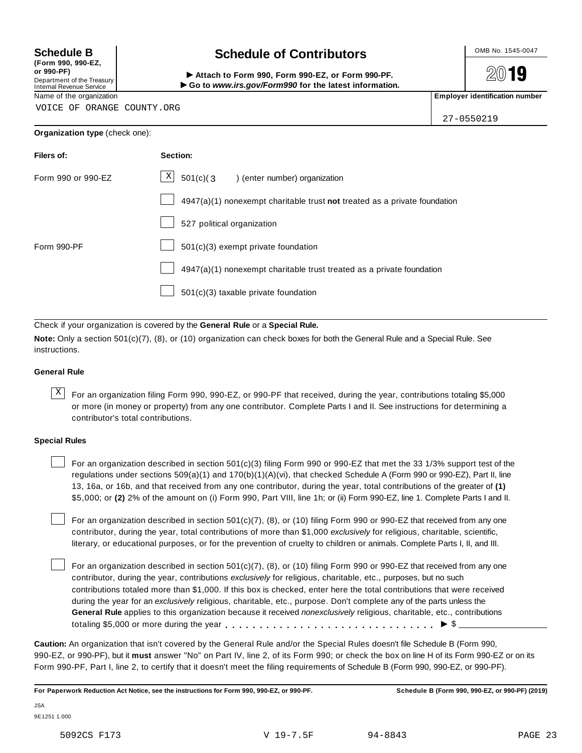**Schedule B**
**(Form 990, 990-EZ, or 990-PF)**
Department of the Treasury
Internal Revenue Service

# Schedule of Contributors

► **Attach to Form 990, Form 990-EZ, or Form 990-PF.**
► **Go to *www.irs.gov/Form990* for the latest information.**

OMB No. 1545-0047

**2019**

Name of the organization: VOICE OF ORANGE COUNTY.ORG

**Employer identification number:** 27-0550219

**Organization type** (check one):

| **Filers of:** | **Section:** |
|---|---|
| Form 990 or 990-EZ | [X] 501(c)( 3 ) (enter number) organization |
| | [ ] 4947(a)(1) nonexempt charitable trust **not** treated as a private foundation |
| | [ ] 527 political organization |
| Form 990-PF | [ ] 501(c)(3) exempt private foundation |
| | [ ] 4947(a)(1) nonexempt charitable trust treated as a private foundation |
| | [ ] 501(c)(3) taxable private foundation |

Check if your organization is covered by the **General Rule** or a **Special Rule.**

**Note:** Only a section 501(c)(7), (8), or (10) organization can check boxes for both the General Rule and a Special Rule. See instructions.

**General Rule**

[X] For an organization filing Form 990, 990-EZ, or 990-PF that received, during the year, contributions totaling $5,000 or more (in money or property) from any one contributor. Complete Parts I and II. See instructions for determining a contributor's total contributions.

**Special Rules**

[ ] For an organization described in section 501(c)(3) filing Form 990 or 990-EZ that met the 33 1/3% support test of the regulations under sections 509(a)(1) and 170(b)(1)(A)(vi), that checked Schedule A (Form 990 or 990-EZ), Part II, line 13, 16a, or 16b, and that received from any one contributor, during the year, total contributions of the greater of **(1)** $5,000; or **(2)** 2% of the amount on (i) Form 990, Part VIII, line 1h; or (ii) Form 990-EZ, line 1. Complete Parts I and II.

[ ] For an organization described in section 501(c)(7), (8), or (10) filing Form 990 or 990-EZ that received from any one contributor, during the year, total contributions of more than $1,000 *exclusively* for religious, charitable, scientific, literary, or educational purposes, or for the prevention of cruelty to children or animals. Complete Parts I, II, and III.

[ ] For an organization described in section 501(c)(7), (8), or (10) filing Form 990 or 990-EZ that received from any one contributor, during the year, contributions *exclusively* for religious, charitable, etc., purposes, but no such contributions totaled more than $1,000. If this box is checked, enter here the total contributions that were received during the year for an *exclusively* religious, charitable, etc., purpose. Don't complete any of the parts unless the **General Rule** applies to this organization because it received *nonexclusively* religious, charitable, etc., contributions totaling $5,000 or more during the year . . . . . . . . . . . . . . . . . . . . . . . . . . . . . ► $ ________

**Caution:** An organization that isn't covered by the General Rule and/or the Special Rules doesn't file Schedule B (Form 990, 990-EZ, or 990-PF), but it **must** answer "No" on Part IV, line 2, of its Form 990; or check the box on line H of its Form 990-EZ or on its Form 990-PF, Part I, line 2, to certify that it doesn't meet the filing requirements of Schedule B (Form 990, 990-EZ, or 990-PF).

**For Paperwork Reduction Act Notice, see the instructions for Form 990, 990-EZ, or 990-PF.** **Schedule B (Form 990, 990-EZ, or 990-PF) (2019)**

JSA
9E1251 1.000

5092CS F173 V 19-7.5F 94-8843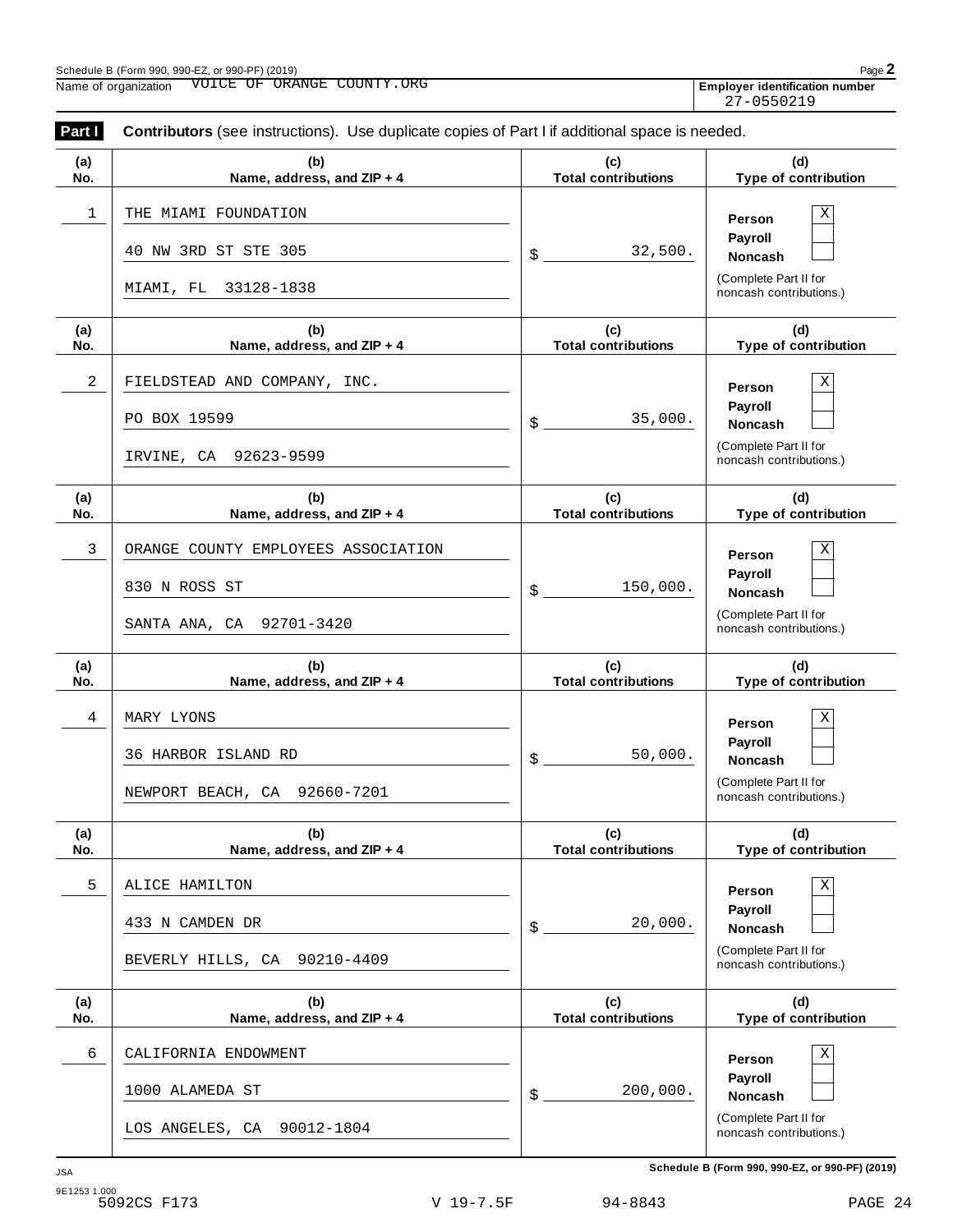Name of organization VOICE OF ORANGE COUNTY.ORG

**Employer identification number** 27-0550219

**Part I** **Contributors** (see instructions). Use duplicate copies of Part I if additional space is needed.

| (a) No. | (b) Name, address, and ZIP + 4 | (c) Total contributions | (d) Type of contribution |
|---|---|---|---|
| 1 | THE MIAMI FOUNDATION<br>40 NW 3RD ST STE 305<br>MIAMI, FL 33128-1838 | $ 32,500. | Person X<br>Payroll<br>Noncash<br>(Complete Part II for noncash contributions.) |
| 2 | FIELDSTEAD AND COMPANY, INC.<br>PO BOX 19599<br>IRVINE, CA 92623-9599 | $ 35,000. | Person X<br>Payroll<br>Noncash<br>(Complete Part II for noncash contributions.) |
| 3 | ORANGE COUNTY EMPLOYEES ASSOCIATION<br>830 N ROSS ST<br>SANTA ANA, CA 92701-3420 | $ 150,000. | Person X<br>Payroll<br>Noncash<br>(Complete Part II for noncash contributions.) |
| 4 | MARY LYONS<br>36 HARBOR ISLAND RD<br>NEWPORT BEACH, CA 92660-7201 | $ 50,000. | Person X<br>Payroll<br>Noncash<br>(Complete Part II for noncash contributions.) |
| 5 | ALICE HAMILTON<br>433 N CAMDEN DR<br>BEVERLY HILLS, CA 90210-4409 | $ 20,000. | Person X<br>Payroll<br>Noncash<br>(Complete Part II for noncash contributions.) |
| 6 | CALIFORNIA ENDOWMENT<br>1000 ALAMEDA ST<br>LOS ANGELES, CA 90012-1804 | $ 200,000. | Person X<br>Payroll<br>Noncash<br>(Complete Part II for noncash contributions.) |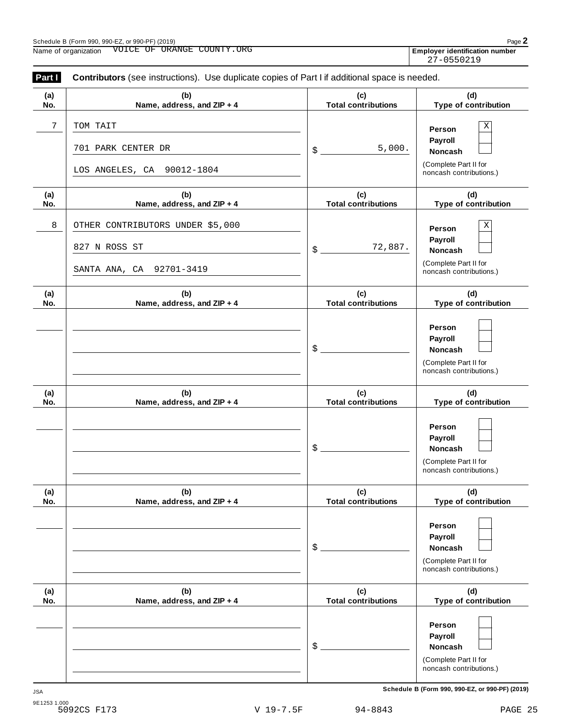Schedule B (Form 990, 990-EZ, or 990-PF) (2019)

Name of organization: VOICE OF ORANGE COUNTY.ORG

**Employer identification number** 27-0550219

**Part I** **Contributors** (see instructions). Use duplicate copies of Part I if additional space is needed.

| (a) No. | (b) Name, address, and ZIP + 4 | (c) Total contributions | (d) Type of contribution |
|---|---|---|---|
| 7 | TOM TAIT<br>701 PARK CENTER DR<br>LOS ANGELES, CA 90012-1804 | $ 5,000. | Person [X]<br>Payroll [ ]<br>Noncash [ ]<br>(Complete Part II for noncash contributions.) |
| 8 | OTHER CONTRIBUTORS UNDER $5,000<br>827 N ROSS ST<br>SANTA ANA, CA 92701-3419 | $ 72,887. | Person [X]<br>Payroll [ ]<br>Noncash [ ]<br>(Complete Part II for noncash contributions.) |
| | | $ | Person [ ]<br>Payroll [ ]<br>Noncash [ ]<br>(Complete Part II for noncash contributions.) |
| | | $ | Person [ ]<br>Payroll [ ]<br>Noncash [ ]<br>(Complete Part II for noncash contributions.) |
| | | $ | Person [ ]<br>Payroll [ ]<br>Noncash [ ]<br>(Complete Part II for noncash contributions.) |
| | | $ | Person [ ]<br>Payroll [ ]<br>Noncash [ ]<br>(Complete Part II for noncash contributions.) |

JSA
9E1253 1.000
5092CS F173 V 19-7.5F 94-8843

**Schedule B (Form 990, 990-EZ, or 990-PF) (2019)**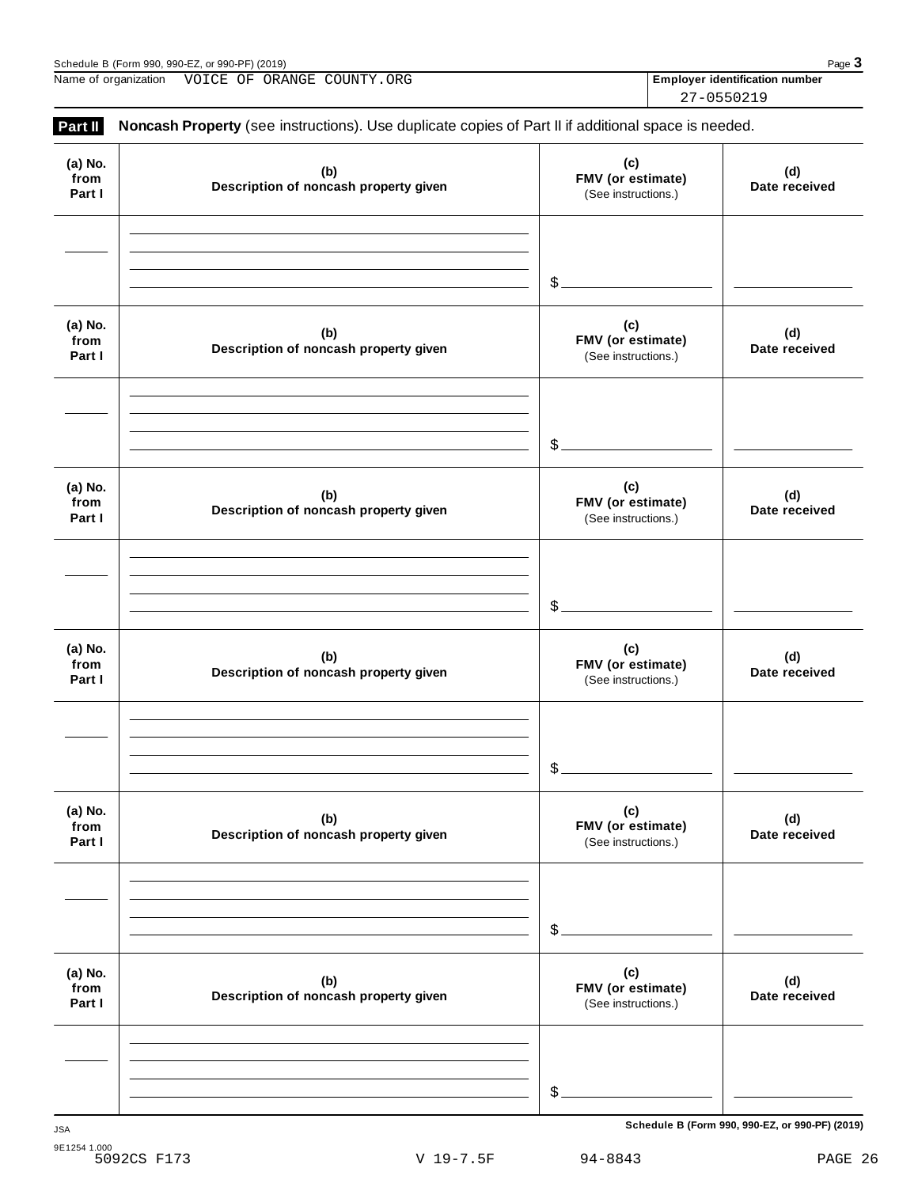Name of organization VOICE OF ORANGE COUNTY.ORG

**Employer identification number** 27-0550219

**Part II** **Noncash Property** (see instructions). Use duplicate copies of Part II if additional space is needed.

| (a) No. from Part I | (b) Description of noncash property given | (c) FMV (or estimate) (See instructions.) | (d) Date received |
|---|---|---|---|
| | | $ | |

| (a) No. from Part I | (b) Description of noncash property given | (c) FMV (or estimate) (See instructions.) | (d) Date received |
|---|---|---|---|
| | | $ | |

| (a) No. from Part I | (b) Description of noncash property given | (c) FMV (or estimate) (See instructions.) | (d) Date received |
|---|---|---|---|
| | | $ | |

| (a) No. from Part I | (b) Description of noncash property given | (c) FMV (or estimate) (See instructions.) | (d) Date received |
|---|---|---|---|
| | | $ | |

| (a) No. from Part I | (b) Description of noncash property given | (c) FMV (or estimate) (See instructions.) | (d) Date received |
|---|---|---|---|
| | | $ | |

| (a) No. from Part I | (b) Description of noncash property given | (c) FMV (or estimate) (See instructions.) | (d) Date received |
|---|---|---|---|
| | | $ | |

**Schedule B (Form 990, 990-EZ, or 990-PF) (2019)**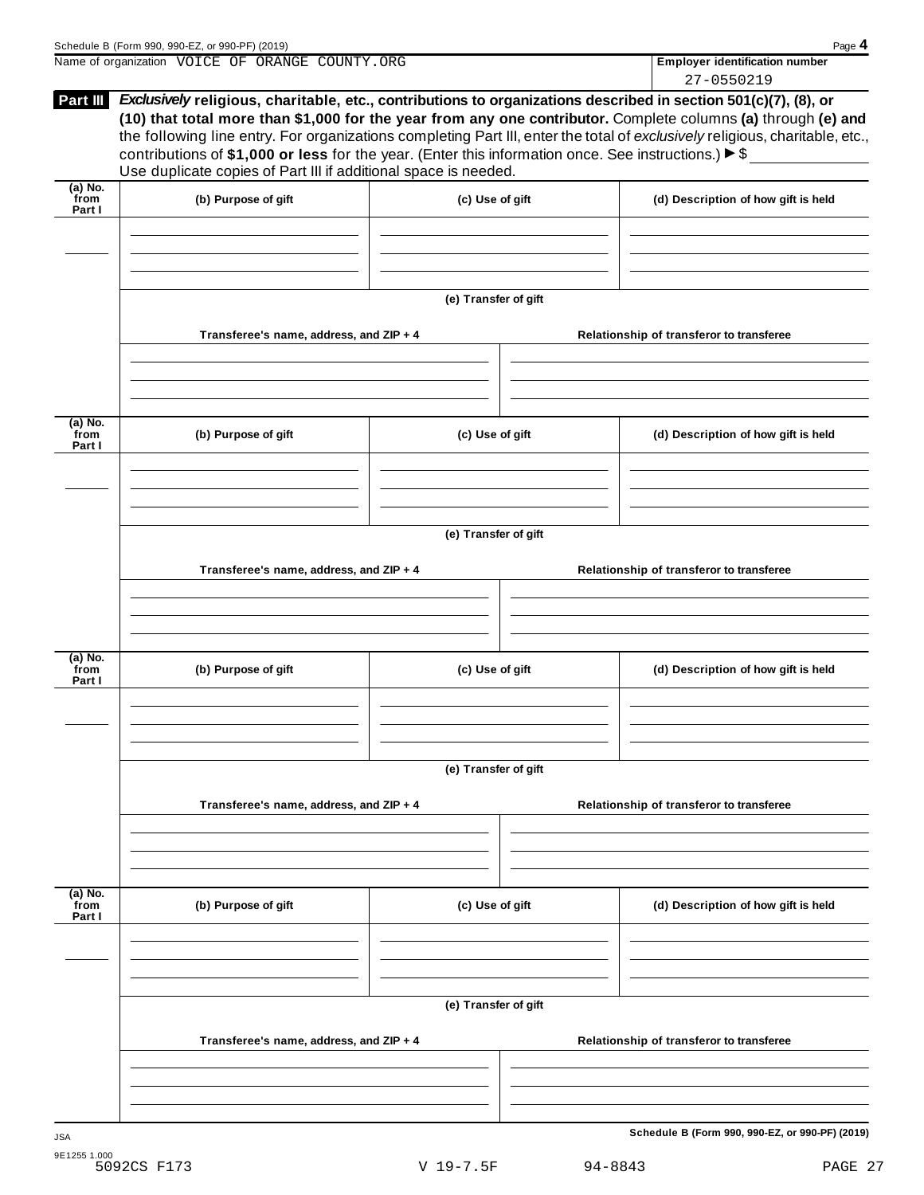Schedule B (Form 990, 990-EZ, or 990-PF) (2019) Page **4**

Name of organization VOICE OF ORANGE COUNTY.ORG

**Employer identification number** 27-0550219

**Part III** ***Exclusively*** **religious, charitable, etc., contributions to organizations described in section 501(c)(7), (8), or (10) that total more than $1,000 for the year from any one contributor.** Complete columns **(a)** through **(e) and** the following line entry. For organizations completing Part III, enter the total of *exclusively* religious, charitable, etc., contributions of **$1,000 or less** for the year. (Enter this information once. See instructions.) ► $ \_\_\_\_\_\_\_\_\_\_

Use duplicate copies of Part III if additional space is needed.

| (a) No. from Part I | (b) Purpose of gift | (c) Use of gift | (d) Description of how gift is held |
|---|---|---|---|
| | | | |

**(e) Transfer of gift**

| Transferee's name, address, and ZIP + 4 | Relationship of transferor to transferee |
|---|---|
| | |

| (a) No. from Part I | (b) Purpose of gift | (c) Use of gift | (d) Description of how gift is held |
|---|---|---|---|
| | | | |

**(e) Transfer of gift**

| Transferee's name, address, and ZIP + 4 | Relationship of transferor to transferee |
|---|---|
| | |

| (a) No. from Part I | (b) Purpose of gift | (c) Use of gift | (d) Description of how gift is held |
|---|---|---|---|
| | | | |

**(e) Transfer of gift**

| Transferee's name, address, and ZIP + 4 | Relationship of transferor to transferee |
|---|---|
| | |

| (a) No. from Part I | (b) Purpose of gift | (c) Use of gift | (d) Description of how gift is held |
|---|---|---|---|
| | | | |

**(e) Transfer of gift**

| Transferee's name, address, and ZIP + 4 | Relationship of transferor to transferee |
|---|---|
| | |

**Schedule B (Form 990, 990-EZ, or 990-PF) (2019)**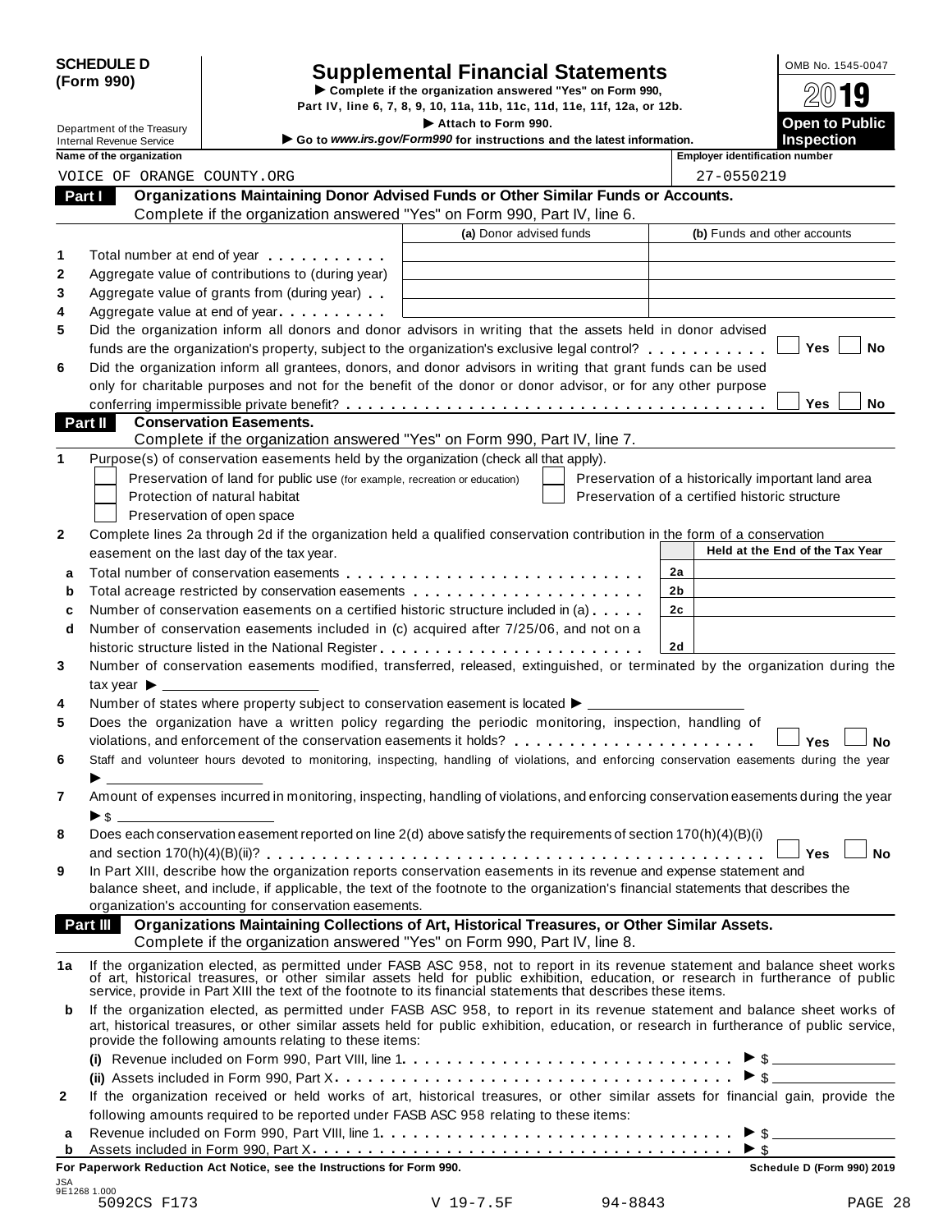**SCHEDULE D (Form 990)**

Department of the Treasury
Internal Revenue Service

# Supplemental Financial Statements

▶ Complete if the organization answered "Yes" on Form 990, Part IV, line 6, 7, 8, 9, 10, 11a, 11b, 11c, 11d, 11e, 11f, 12a, or 12b.
▶ Attach to Form 990.
▶ Go to *www.irs.gov/Form990* for instructions and the latest information.

OMB No. 1545-0047
**2019**
**Open to Public Inspection**

| Name of the organization | Employer identification number |
|---|---|
| VOICE OF ORANGE COUNTY.ORG | 27-0550219 |

## Part I Organizations Maintaining Donor Advised Funds or Other Similar Funds or Accounts.
Complete if the organization answered "Yes" on Form 990, Part IV, line 6.

| | | (a) Donor advised funds | (b) Funds and other accounts |
|---|---|---|---|
| 1 | Total number at end of year | | |
| 2 | Aggregate value of contributions to (during year) | | |
| 3 | Aggregate value of grants from (during year) | | |
| 4 | Aggregate value at end of year | | |

5 Did the organization inform all donors and donor advisors in writing that the assets held in donor advised funds are the organization's property, subject to the organization's exclusive legal control? ☐ Yes ☐ No

6 Did the organization inform all grantees, donors, and donor advisors in writing that grant funds can be used only for charitable purposes and not for the benefit of the donor or donor advisor, or for any other purpose conferring impermissible private benefit? ☐ Yes ☐ No

## Part II Conservation Easements.
Complete if the organization answered "Yes" on Form 990, Part IV, line 7.

1 Purpose(s) of conservation easements held by the organization (check all that apply).

☐ Preservation of land for public use (for example, recreation or education)
☐ Protection of natural habitat
☐ Preservation of open space
☐ Preservation of a historically important land area
☐ Preservation of a certified historic structure

2 Complete lines 2a through 2d if the organization held a qualified conservation contribution in the form of a conservation easement on the last day of the tax year.

| | | | Held at the End of the Tax Year |
|---|---|---|---|
| a | Total number of conservation easements | 2a | |
| b | Total acreage restricted by conservation easements | 2b | |
| c | Number of conservation easements on a certified historic structure included in (a) | 2c | |
| d | Number of conservation easements included in (c) acquired after 7/25/06, and not on a historic structure listed in the National Register | 2d | |

3 Number of conservation easements modified, transferred, released, extinguished, or terminated by the organization during the tax year ▶ ____________

4 Number of states where property subject to conservation easement is located ▶ ____________

5 Does the organization have a written policy regarding the periodic monitoring, inspection, handling of violations, and enforcement of the conservation easements it holds? ☐ Yes ☐ No

6 Staff and volunteer hours devoted to monitoring, inspecting, handling of violations, and enforcing conservation easements during the year ▶ ____________

7 Amount of expenses incurred in monitoring, inspecting, handling of violations, and enforcing conservation easements during the year ▶ $ ____________

8 Does each conservation easement reported on line 2(d) above satisfy the requirements of section 170(h)(4)(B)(i) and section 170(h)(4)(B)(ii)? ☐ Yes ☐ No

9 In Part XIII, describe how the organization reports conservation easements in its revenue and expense statement and balance sheet, and include, if applicable, the text of the footnote to the organization's financial statements that describes the organization's accounting for conservation easements.

## Part III Organizations Maintaining Collections of Art, Historical Treasures, or Other Similar Assets.
Complete if the organization answered "Yes" on Form 990, Part IV, line 8.

1a If the organization elected, as permitted under FASB ASC 958, not to report in its revenue statement and balance sheet works of art, historical treasures, or other similar assets held for public exhibition, education, or research in furtherance of public service, provide in Part XIII the text of the footnote to its financial statements that describes these items.

b If the organization elected, as permitted under FASB ASC 958, to report in its revenue statement and balance sheet works of art, historical treasures, or other similar assets held for public exhibition, education, or research in furtherance of public service, provide the following amounts relating to these items:

(i) Revenue included on Form 990, Part VIII, line 1 ▶ $ ____________

(ii) Assets included in Form 990, Part X ▶ $ ____________

2 If the organization received or held works of art, historical treasures, or other similar assets for financial gain, provide the following amounts required to be reported under FASB ASC 958 relating to these items:

a Revenue included on Form 990, Part VIII, line 1 ▶ $ ____________

b Assets included in Form 990, Part X ▶ $ ____________

**For Paperwork Reduction Act Notice, see the Instructions for Form 990.** Schedule D (Form 990) 2019

JSA
9E1268 1.000
5092CS F173 V 19-7.5F 94-8843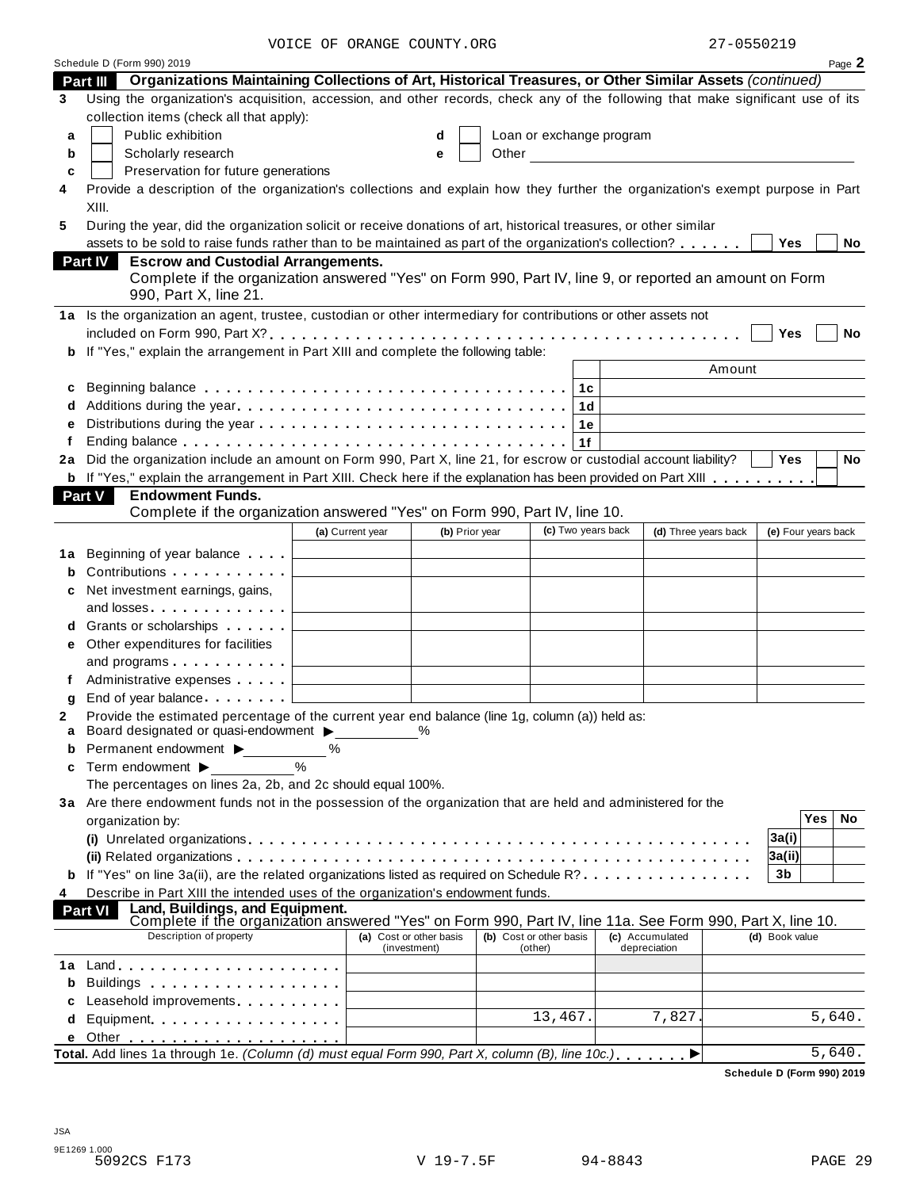VOICE OF ORANGE COUNTY.ORG 27-0550219

Schedule D (Form 990) 2019 Page **2**

## Part III Organizations Maintaining Collections of Art, Historical Treasures, or Other Similar Assets *(continued)*

**3** Using the organization's acquisition, accession, and other records, check any of the following that make significant use of its collection items (check all that apply):

- **a** ☐ Public exhibition
- **b** ☐ Scholarly research
- **c** ☐ Preservation for future generations
- **d** ☐ Loan or exchange program
- **e** ☐ Other

**4** Provide a description of the organization's collections and explain how they further the organization's exempt purpose in Part XIII.

**5** During the year, did the organization solicit or receive donations of art, historical treasures, or other similar assets to be sold to raise funds rather than to be maintained as part of the organization's collection? ☐ Yes ☐ No

## Part IV Escrow and Custodial Arrangements.

Complete if the organization answered "Yes" on Form 990, Part IV, line 9, or reported an amount on Form 990, Part X, line 21.

**1a** Is the organization an agent, trustee, custodian or other intermediary for contributions or other assets not included on Form 990, Part X? ☐ Yes ☐ No

**b** If "Yes," explain the arrangement in Part XIII and complete the following table:

| | | | Amount |
|---|---|---|---|
| **c** | Beginning balance | 1c | |
| **d** | Additions during the year | 1d | |
| **e** | Distributions during the year | 1e | |
| **f** | Ending balance | 1f | |

**2a** Did the organization include an amount on Form 990, Part X, line 21, for escrow or custodial account liability? ☐ Yes ☐ No

**b** If "Yes," explain the arrangement in Part XIII. Check here if the explanation has been provided on Part XIII ☐

## Part V Endowment Funds.

Complete if the organization answered "Yes" on Form 990, Part IV, line 10.

| | | (a) Current year | (b) Prior year | (c) Two years back | (d) Three years back | (e) Four years back |
|---|---|---|---|---|---|---|
| **1a** | Beginning of year balance | | | | | |
| **b** | Contributions | | | | | |
| **c** | Net investment earnings, gains, and losses | | | | | |
| **d** | Grants or scholarships | | | | | |
| **e** | Other expenditures for facilities and programs | | | | | |
| **f** | Administrative expenses | | | | | |
| **g** | End of year balance | | | | | |

**2** Provide the estimated percentage of the current year end balance (line 1g, column (a)) held as:

- **a** Board designated or quasi-endowment ▶ ______ %
- **b** Permanent endowment ▶ ______ %
- **c** Term endowment ▶ ______ %

The percentages on lines 2a, 2b, and 2c should equal 100%.

**3a** Are there endowment funds not in the possession of the organization that are held and administered for the organization by:

| | | | Yes | No |
|---|---|---|---|---|
| | **(i)** Unrelated organizations | 3a(i) | | |
| | **(ii)** Related organizations | 3a(ii) | | |
| **b** | If "Yes" on line 3a(ii), are the related organizations listed as required on Schedule R? | 3b | | |

**4** Describe in Part XIII the intended uses of the organization's endowment funds.

## Part VI Land, Buildings, and Equipment.

Complete if the organization answered "Yes" on Form 990, Part IV, line 11a. See Form 990, Part X, line 10.

| | Description of property | (a) Cost or other basis (investment) | (b) Cost or other basis (other) | (c) Accumulated depreciation | (d) Book value |
|---|---|---|---|---|---|
| **1a** | Land | | | | |
| **b** | Buildings | | | | |
| **c** | Leasehold improvements | | | | |
| **d** | Equipment | | 13,467. | 7,827. | 5,640. |
| **e** | Other | | | | |

**Total.** Add lines 1a through 1e. *(Column (d) must equal Form 990, Part X, column (B), line 10c.)* ▶ 5,640.

**Schedule D (Form 990) 2019**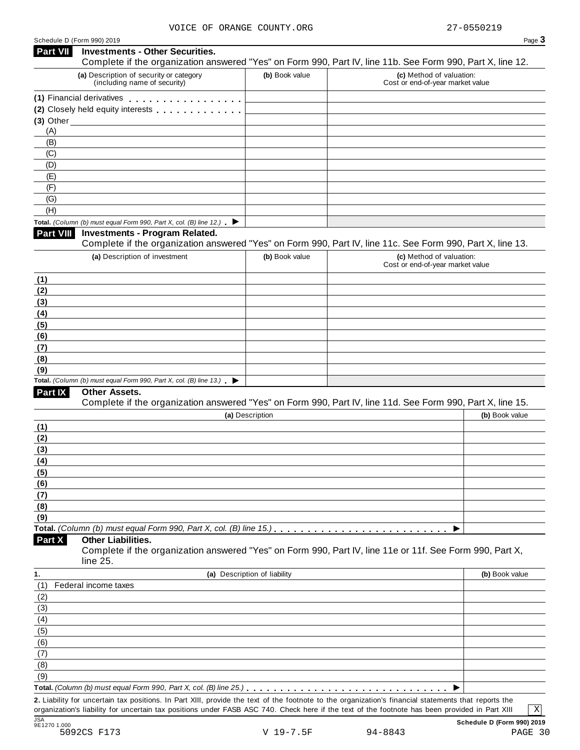VOICE OF ORANGE COUNTY.ORG 27-0550219

Schedule D (Form 990) 2019

## Part VII Investments - Other Securities.

Complete if the organization answered "Yes" on Form 990, Part IV, line 11b. See Form 990, Part X, line 12.

| (a) Description of security or category (including name of security) | (b) Book value | (c) Method of valuation: Cost or end-of-year market value |
|---|---|---|
| (1) Financial derivatives | | |
| (2) Closely held equity interests | | |
| (3) Other | | |
| (A) | | |
| (B) | | |
| (C) | | |
| (D) | | |
| (E) | | |
| (F) | | |
| (G) | | |
| (H) | | |
| **Total.** *(Column (b) must equal Form 990, Part X, col. (B) line 12.)* ▶ | | |

## Part VIII Investments - Program Related.

Complete if the organization answered "Yes" on Form 990, Part IV, line 11c. See Form 990, Part X, line 13.

| (a) Description of investment | (b) Book value | (c) Method of valuation: Cost or end-of-year market value |
|---|---|---|
| (1) | | |
| (2) | | |
| (3) | | |
| (4) | | |
| (5) | | |
| (6) | | |
| (7) | | |
| (8) | | |
| (9) | | |
| **Total.** *(Column (b) must equal Form 990, Part X, col. (B) line 13.)* ▶ | | |

## Part IX Other Assets.

Complete if the organization answered "Yes" on Form 990, Part IV, line 11d. See Form 990, Part X, line 15.

| (a) Description | (b) Book value |
|---|---|
| (1) | |
| (2) | |
| (3) | |
| (4) | |
| (5) | |
| (6) | |
| (7) | |
| (8) | |
| (9) | |
| **Total.** *(Column (b) must equal Form 990, Part X, col. (B) line 15.)* ▶ | |

## Part X Other Liabilities.

Complete if the organization answered "Yes" on Form 990, Part IV, line 11e or 11f. See Form 990, Part X, line 25.

| 1. (a) Description of liability | (b) Book value |
|---|---|
| (1) Federal income taxes | |
| (2) | |
| (3) | |
| (4) | |
| (5) | |
| (6) | |
| (7) | |
| (8) | |
| (9) | |
| **Total.** *(Column (b) must equal Form 990, Part X, col. (B) line 25.)* ▶ | |

**2.** Liability for uncertain tax positions. In Part XIII, provide the text of the footnote to the organization's financial statements that reports the organization's liability for uncertain tax positions under FASB ASC 740. Check here if the text of the footnote has been provided in Part XIII [X]

**Schedule D (Form 990) 2019**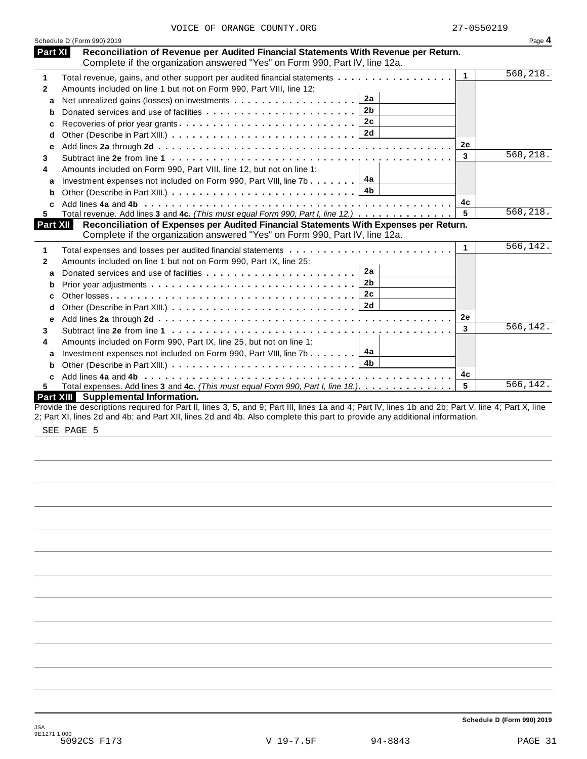VOICE OF ORANGE COUNTY.ORG 27-0550219

Schedule D (Form 990) 2019

## Part XI Reconciliation of Revenue per Audited Financial Statements With Revenue per Return.

Complete if the organization answered "Yes" on Form 990, Part IV, line 12a.

| | | | | | |
|---|---|---|---|---|---|
| 1 | Total revenue, gains, and other support per audited financial statements | | | 1 | 568,218. |
| 2 | Amounts included on line 1 but not on Form 990, Part VIII, line 12: | | | | |
| a | Net unrealized gains (losses) on investments | 2a | | | |
| b | Donated services and use of facilities | 2b | | | |
| c | Recoveries of prior year grants | 2c | | | |
| d | Other (Describe in Part XIII.) | 2d | | | |
| e | Add lines **2a** through **2d** | | | 2e | |
| 3 | Subtract line **2e** from line **1** | | | 3 | 568,218. |
| 4 | Amounts included on Form 990, Part VIII, line 12, but not on line 1: | | | | |
| a | Investment expenses not included on Form 990, Part VIII, line 7b | 4a | | | |
| b | Other (Describe in Part XIII.) | 4b | | | |
| c | Add lines **4a** and **4b** | | | 4c | |
| 5 | Total revenue. Add lines **3** and **4c.** *(This must equal Form 990, Part I, line 12.)* | | | 5 | 568,218. |

## Part XII Reconciliation of Expenses per Audited Financial Statements With Expenses per Return.

Complete if the organization answered "Yes" on Form 990, Part IV, line 12a.

| | | | | | |
|---|---|---|---|---|---|
| 1 | Total expenses and losses per audited financial statements | | | 1 | 566,142. |
| 2 | Amounts included on line 1 but not on Form 990, Part IX, line 25: | | | | |
| a | Donated services and use of facilities | 2a | | | |
| b | Prior year adjustments | 2b | | | |
| c | Other losses | 2c | | | |
| d | Other (Describe in Part XIII.) | 2d | | | |
| e | Add lines **2a** through **2d** | | | 2e | |
| 3 | Subtract line **2e** from line **1** | | | 3 | 566,142. |
| 4 | Amounts included on Form 990, Part IX, line 25, but not on line 1: | | | | |
| a | Investment expenses not included on Form 990, Part VIII, line 7b | 4a | | | |
| b | Other (Describe in Part XIII.) | 4b | | | |
| c | Add lines **4a** and **4b** | | | 4c | |
| 5 | Total expenses. Add lines **3** and **4c.** *(This must equal Form 990, Part I, line 18.)* | | | 5 | 566,142. |

## Part XIII Supplemental Information.

Provide the descriptions required for Part II, lines 3, 5, and 9; Part III, lines 1a and 4; Part IV, lines 1b and 2b; Part V, line 4; Part X, line 2; Part XI, lines 2d and 4b; and Part XII, lines 2d and 4b. Also complete this part to provide any additional information.

SEE PAGE 5

Schedule D (Form 990) 2019

JSA
9E1271 1.000
5092CS F173 V 19-7.5F 94-8843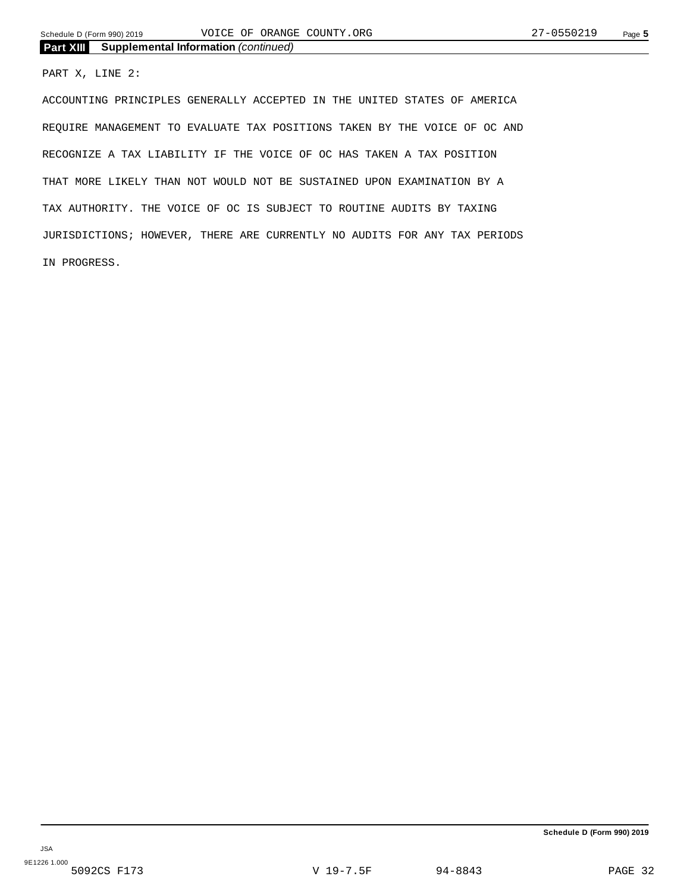## Part XIII Supplemental Information *(continued)*

PART X, LINE 2:

ACCOUNTING PRINCIPLES GENERALLY ACCEPTED IN THE UNITED STATES OF AMERICA REQUIRE MANAGEMENT TO EVALUATE TAX POSITIONS TAKEN BY THE VOICE OF OC AND RECOGNIZE A TAX LIABILITY IF THE VOICE OF OC HAS TAKEN A TAX POSITION THAT MORE LIKELY THAN NOT WOULD NOT BE SUSTAINED UPON EXAMINATION BY A TAX AUTHORITY. THE VOICE OF OC IS SUBJECT TO ROUTINE AUDITS BY TAXING JURISDICTIONS; HOWEVER, THERE ARE CURRENTLY NO AUDITS FOR ANY TAX PERIODS IN PROGRESS.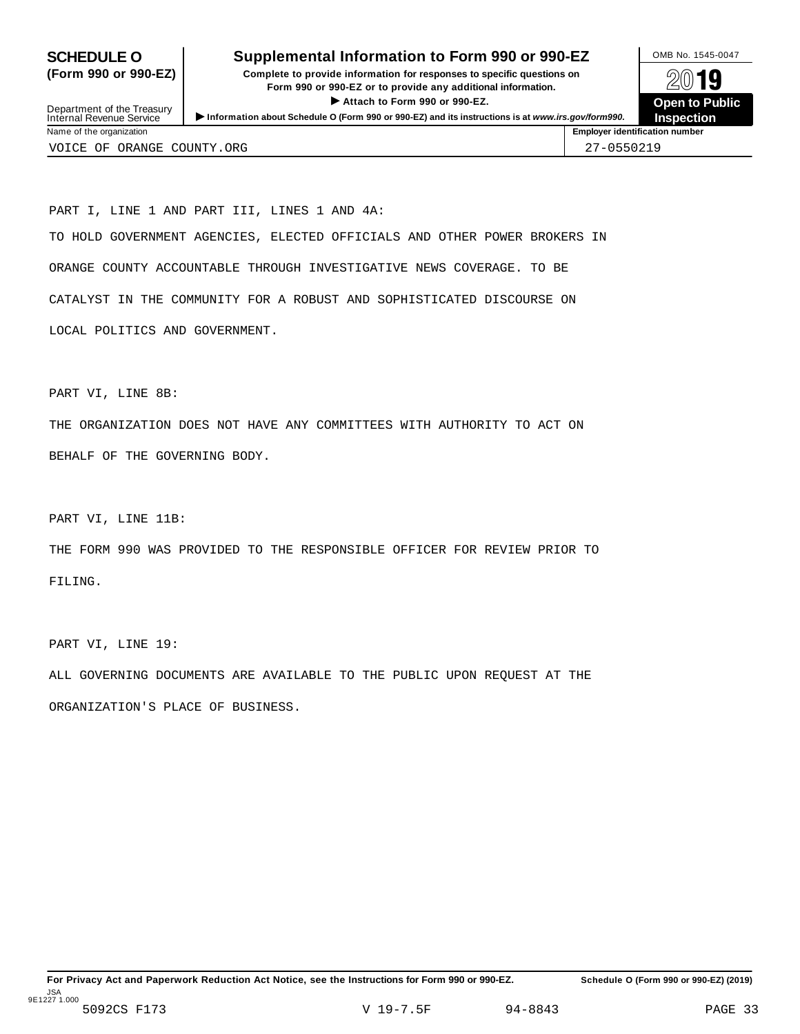# SCHEDULE O (Form 990 or 990-EZ)

## Supplemental Information to Form 990 or 990-EZ

**Complete to provide information for responses to specific questions on Form 990 or 990-EZ or to provide any additional information.**

▶ **Attach to Form 990 or 990-EZ.**

Department of the Treasury
Internal Revenue Service

▶ **Information about Schedule O (Form 990 or 990-EZ) and its instructions is at** ***www.irs.gov/form990.***

OMB No. 1545-0047

**2019**

**Open to Public Inspection**

| Name of the organization | Employer identification number |
|---|---|
| VOICE OF ORANGE COUNTY.ORG | 27-0550219 |

PART I, LINE 1 AND PART III, LINES 1 AND 4A:

TO HOLD GOVERNMENT AGENCIES, ELECTED OFFICIALS AND OTHER POWER BROKERS IN ORANGE COUNTY ACCOUNTABLE THROUGH INVESTIGATIVE NEWS COVERAGE. TO BE CATALYST IN THE COMMUNITY FOR A ROBUST AND SOPHISTICATED DISCOURSE ON LOCAL POLITICS AND GOVERNMENT.

PART VI, LINE 8B:

THE ORGANIZATION DOES NOT HAVE ANY COMMITTEES WITH AUTHORITY TO ACT ON BEHALF OF THE GOVERNING BODY.

PART VI, LINE 11B:

THE FORM 990 WAS PROVIDED TO THE RESPONSIBLE OFFICER FOR REVIEW PRIOR TO FILING.

PART VI, LINE 19:

ALL GOVERNING DOCUMENTS ARE AVAILABLE TO THE PUBLIC UPON REQUEST AT THE ORGANIZATION'S PLACE OF BUSINESS.

**For Privacy Act and Paperwork Reduction Act Notice, see the Instructions for Form 990 or 990-EZ.** **Schedule O (Form 990 or 990-EZ) (2019)**

JSA
9E1227 1.000
5092CS F173 V 19-7.5F 94-8843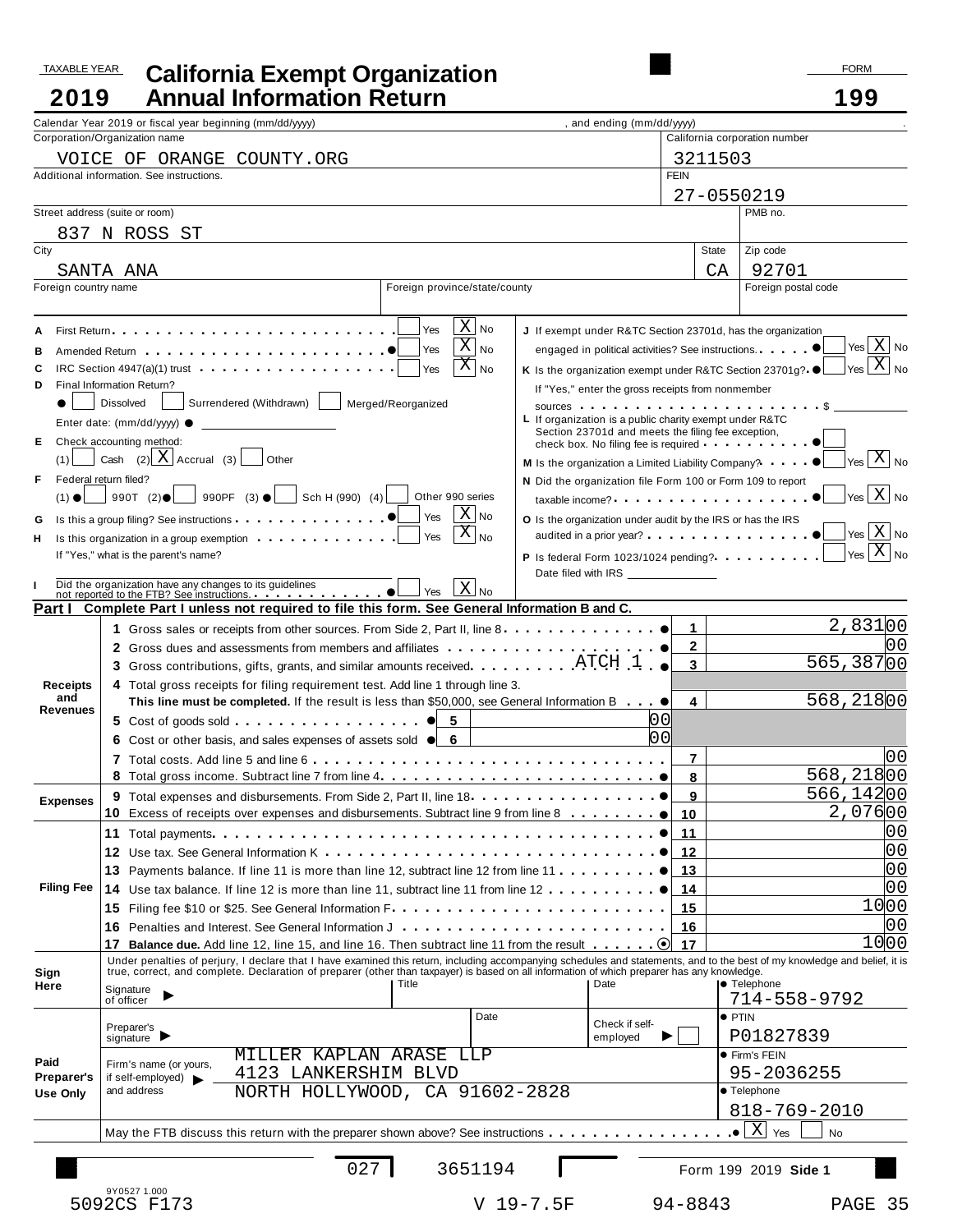TAXABLE YEAR **2019**

# California Exempt Organization Annual Information Return

FORM **199**

Calendar Year 2019 or fiscal year beginning (mm/dd/yyyy) ______, and ending (mm/dd/yyyy) ______.

| Field | Value |
|---|---|
| Corporation/Organization name | VOICE OF ORANGE COUNTY.ORG |
| California corporation number | 3211503 |
| Additional information. See instructions. | |
| FEIN | 27-0550219 |
| Street address (suite or room) | 837 N ROSS ST |
| PMB no. | |
| City | SANTA ANA |
| State | CA |
| Zip code | 92701 |
| Foreign country name | |
| Foreign province/state/county | |
| Foreign postal code | |

A First Return . . . . . Yes [ ] No [X]

B Amended Return . . . . . Yes [ ] No [X]

C IRC Section 4947(a)(1) trust . . . . . Yes [ ] No [X]

D Final Information Return?
[ ] Dissolved [ ] Surrendered (Withdrawn) [ ] Merged/Reorganized

Enter date: (mm/dd/yyyy) ______

E Check accounting method:
(1) [ ] Cash (2) [X] Accrual (3) [ ] Other

F Federal return filed?
(1) [ ] 990T (2) [ ] 990PF (3) [ ] Sch H (990) (4) [ ] Other 990 series

G Is this a group filing? See instructions . . . . . Yes [ ] No [X]

H Is this organization in a group exemption . . . . . Yes [ ] No [X]

If "Yes," what is the parent's name?

I Did the organization have any changes to its guidelines not reported to the FTB? See instructions. . . . . Yes [ ] No [X]

J If exempt under R&TC Section 23701d, has the organization engaged in political activities? See instructions. . . . . Yes [ ] No [X]

K Is the organization exempt under R&TC Section 23701g? . . . . . Yes [ ] No [X]

If "Yes," enter the gross receipts from nonmember sources . . . . . $ ______

L If organization is a public charity exempt under R&TC Section 23701d and meets the filing fee exception, check box. No filing fee is required . . . . . [ ]

M Is the organization a Limited Liability Company? . . . . . Yes [ ] No [X]

N Did the organization file Form 100 or Form 109 to report taxable income? . . . . . Yes [ ] No [X]

O Is the organization under audit by the IRS or has the IRS audited in a prior year? . . . . . Yes [ ] No [X]

P Is federal Form 1023/1024 pending? . . . . . Yes [ ] No [X]

Date filed with IRS ______

## Part I Complete Part I unless not required to file this form. See General Information B and C.

| Section | Line | Description | Line No. | Amount |
|---|---|---|---|---|
| Receipts and Revenues | 1 | Gross sales or receipts from other sources. From Side 2, Part II, line 8 | 1 | 2,831 00 |
| | 2 | Gross dues and assessments from members and affiliates | 2 | 00 |
| | 3 | Gross contributions, gifts, grants, and similar amounts received. ATCH 1 | 3 | 565,387 00 |
| | 4 | Total gross receipts for filing requirement test. Add line 1 through line 3. **This line must be completed.** If the result is less than $50,000, see General Information B | 4 | 568,218 00 |
| | 5 | Cost of goods sold | 5 | 00 |
| | 6 | Cost or other basis, and sales expenses of assets sold | 6 | 00 |
| | 7 | Total costs. Add line 5 and line 6 | 7 | 00 |
| | 8 | Total gross income. Subtract line 7 from line 4 | 8 | 568,218 00 |
| Expenses | 9 | Total expenses and disbursements. From Side 2, Part II, line 18 | 9 | 566,142 00 |
| | 10 | Excess of receipts over expenses and disbursements. Subtract line 9 from line 8 | 10 | 2,076 00 |
| Filing Fee | 11 | Total payments | 11 | 00 |
| | 12 | Use tax. See General Information K | 12 | 00 |
| | 13 | Payments balance. If line 11 is more than line 12, subtract line 12 from line 11 | 13 | 00 |
| | 14 | Use tax balance. If line 12 is more than line 11, subtract line 11 from line 12 | 14 | 00 |
| | 15 | Filing fee $10 or $25. See General Information F | 15 | 10 00 |
| | 16 | Penalties and Interest. See General Information J | 16 | 00 |
| | 17 | **Balance due.** Add line 12, line 15, and line 16. Then subtract line 11 from the result | 17 | 10 00 |

**Sign Here**

Under penalties of perjury, I declare that I have examined this return, including accompanying schedules and statements, and to the best of my knowledge and belief, it is true, correct, and complete. Declaration of preparer (other than taxpayer) is based on all information of which preparer has any knowledge.

Signature of officer ______ Title ______ Date ______ Telephone 714-558-9792

**Paid Preparer's Use Only**

Preparer's signature ______ Date ______ Check if self-employed [ ] PTIN P01827839

Firm's name (or yours, if self-employed) and address: MILLER KAPLAN ARASE LLP, 4123 LANKERSHIM BLVD, NORTH HOLLYWOOD, CA 91602-2828

Firm's FEIN 95-2036255

Telephone 818-769-2010

May the FTB discuss this return with the preparer shown above? See instructions . . . . . [X] Yes [ ] No

027 3651194 Form 199 2019 Side 1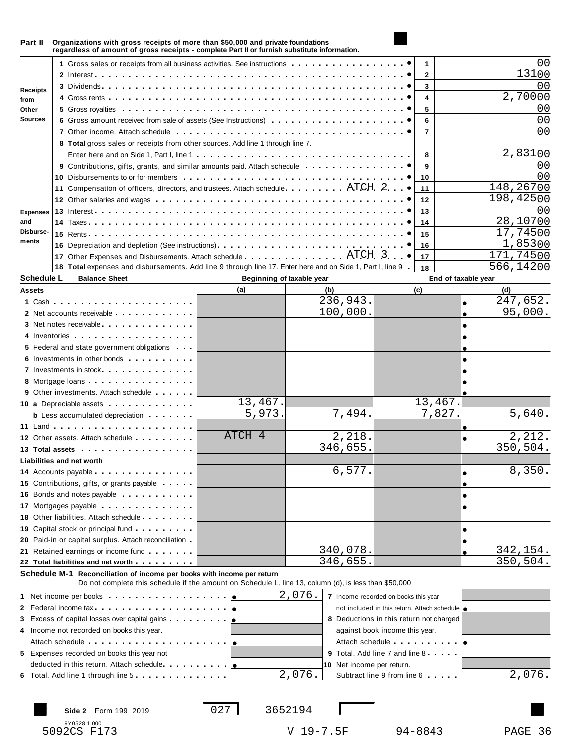## Part II Organizations with gross receipts of more than $50,000 and private foundations regardless of amount of gross receipts - complete Part II or furnish substitute information.

| Section | Line | Description | Line No. | Amount |
|---|---|---|---|---|
| Receipts from Other Sources | 1 | Gross sales or receipts from all business activities. See instructions | 1 | 00 |
| | 2 | Interest | 2 | 131 00 |
| | 3 | Dividends | 3 | 00 |
| | 4 | Gross rents | 4 | 2,700 00 |
| | 5 | Gross royalties | 5 | 00 |
| | 6 | Gross amount received from sale of assets (See Instructions) | 6 | 00 |
| | 7 | Other income. Attach schedule | 7 | 00 |
| | 8 | **Total** gross sales or receipts from other sources. Add line 1 through line 7. Enter here and on Side 1, Part I, line 1 | 8 | 2,831 00 |
| Expenses and Disbursements | 9 | Contributions, gifts, grants, and similar amounts paid. Attach schedule | 9 | 00 |
| | 10 | Disbursements to or for members | 10 | 00 |
| | 11 | Compensation of officers, directors, and trustees. Attach schedule ATCH 2 | 11 | 148,267 00 |
| | 12 | Other salaries and wages | 12 | 198,425 00 |
| | 13 | Interest | 13 | 00 |
| | 14 | Taxes | 14 | 28,107 00 |
| | 15 | Rents | 15 | 17,745 00 |
| | 16 | Depreciation and depletion (See instructions) | 16 | 1,853 00 |
| | 17 | Other Expenses and Disbursements. Attach schedule ATCH 3 | 17 | 171,745 00 |
| | 18 | **Total** expenses and disbursements. Add line 9 through line 17. Enter here and on Side 1, Part I, line 9 | 18 | 566,142 00 |

## Schedule L Balance Sheet

| Assets | Beginning of taxable year (a) | (b) | End of taxable year (c) | (d) |
|---|---|---|---|---|
| 1 Cash | | 236,943. | | 247,652. |
| 2 Net accounts receivable | | 100,000. | | 95,000. |
| 3 Net notes receivable | | | | |
| 4 Inventories | | | | |
| 5 Federal and state government obligations | | | | |
| 6 Investments in other bonds | | | | |
| 7 Investments in stock | | | | |
| 8 Mortgage loans | | | | |
| 9 Other investments. Attach schedule | | | | |
| 10 a Depreciable assets | 13,467. | | 13,467. | |
| b Less accumulated depreciation | 5,973. | 7,494. | 7,827. | 5,640. |
| 11 Land | | | | |
| 12 Other assets. Attach schedule | ATCH 4 | 2,218. | | 2,212. |
| 13 **Total assets** | | 346,655. | | 350,504. |
| **Liabilities and net worth** | | | | |
| 14 Accounts payable | | 6,577. | | 8,350. |
| 15 Contributions, gifts, or grants payable | | | | |
| 16 Bonds and notes payable | | | | |
| 17 Mortgages payable | | | | |
| 18 Other liabilities. Attach schedule | | | | |
| 19 Capital stock or principal fund | | | | |
| 20 Paid-in or capital surplus. Attach reconciliation | | | | |
| 21 Retained earnings or income fund | | 340,078. | | 342,154. |
| 22 **Total liabilities and net worth** | | 346,655. | | 350,504. |

## Schedule M-1 Reconciliation of income per books with income per return

Do not complete this schedule if the amount on Schedule L, line 13, column (d), is less than $50,000

| | Amount | | Amount |
|---|---|---|---|
| 1 Net income per books | 2,076. | 7 Income recorded on books this year not included in this return. Attach schedule | |
| 2 Federal income tax | | 8 Deductions in this return not charged against book income this year. Attach schedule | |
| 3 Excess of capital losses over capital gains | | 9 Total. Add line 7 and line 8 | |
| 4 Income not recorded on books this year. Attach schedule | | 10 Net income per return. Subtract line 9 from line 6 | 2,076. |
| 5 Expenses recorded on books this year not deducted in this return. Attach schedule | | | |
| 6 Total. Add line 1 through line 5 | 2,076. | | |

Side 2 Form 199 2019 027 3652194

9Y0528 1.000

5092CS F173 V 19-7.5F 94-8843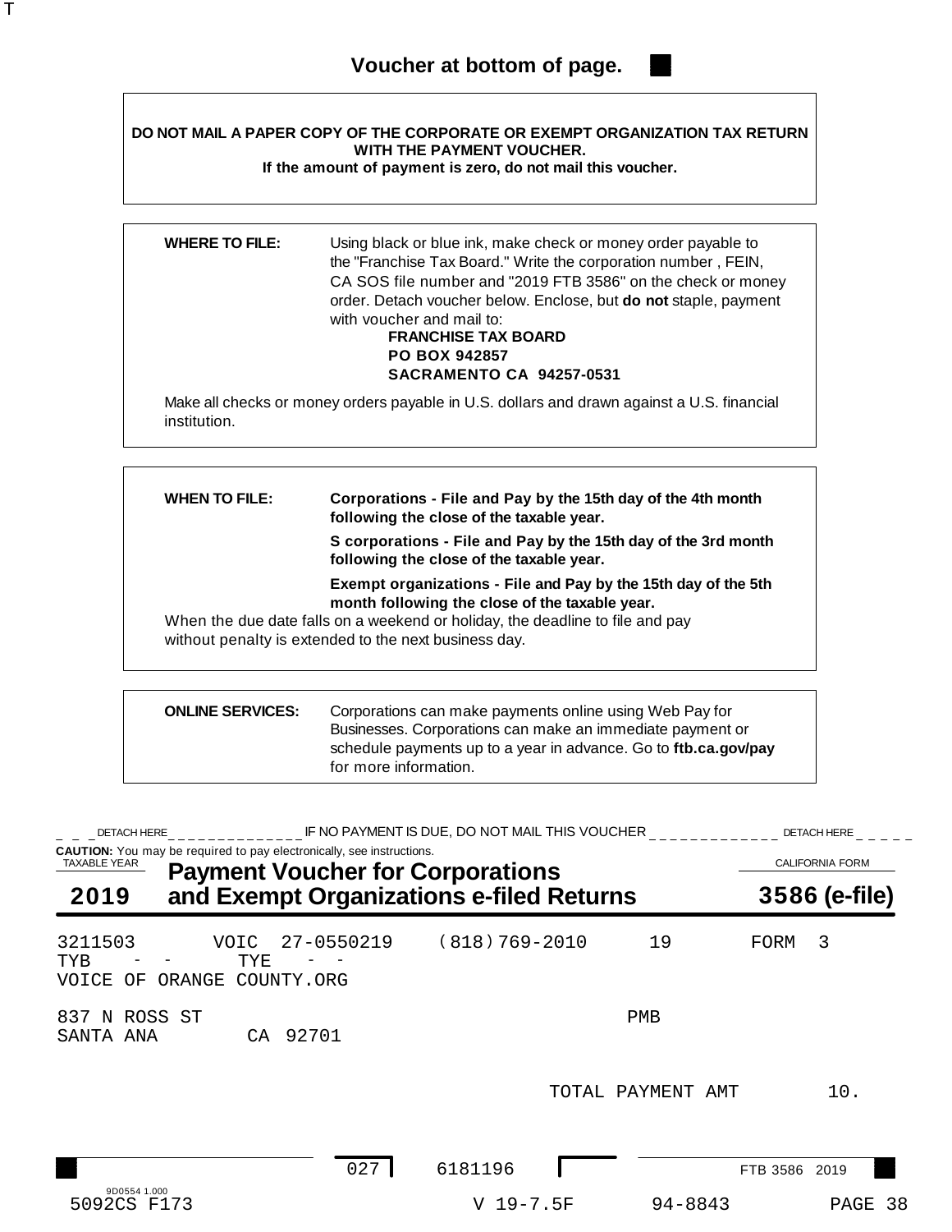**Voucher at bottom of page.**

**DO NOT MAIL A PAPER COPY OF THE CORPORATE OR EXEMPT ORGANIZATION TAX RETURN WITH THE PAYMENT VOUCHER.**
**If the amount of payment is zero, do not mail this voucher.**

**WHERE TO FILE:** Using black or blue ink, make check or money order payable to the "Franchise Tax Board." Write the corporation number , FEIN, CA SOS file number and "2019 FTB 3586" on the check or money order. Detach voucher below. Enclose, but **do not** staple, payment with voucher and mail to:

**FRANCHISE TAX BOARD**
**PO BOX 942857**
**SACRAMENTO CA 94257-0531**

Make all checks or money orders payable in U.S. dollars and drawn against a U.S. financial institution.

**WHEN TO FILE:**

**Corporations - File and Pay by the 15th day of the 4th month following the close of the taxable year.**

**S corporations - File and Pay by the 15th day of the 3rd month following the close of the taxable year.**

**Exempt organizations - File and Pay by the 15th day of the 5th month following the close of the taxable year.**

When the due date falls on a weekend or holiday, the deadline to file and pay without penalty is extended to the next business day.

**ONLINE SERVICES:** Corporations can make payments online using Web Pay for Businesses. Corporations can make an immediate payment or schedule payments up to a year in advance. Go to **ftb.ca.gov/pay** for more information.

DETACH HERE — IF NO PAYMENT IS DUE, DO NOT MAIL THIS VOUCHER — DETACH HERE

**CAUTION:** You may be required to pay electronically, see instructions.

TAXABLE YEAR **2019**

## Payment Voucher for Corporations and Exempt Organizations e-filed Returns

CALIFORNIA FORM **3586 (e-file)**

```
3211503       VOIC  27-0550219    (818)769-2010     19       FORM  3
TYB   -  -      TYE   -  -
VOICE OF ORANGE COUNTY.ORG

837 N ROSS ST                                      PMB
SANTA ANA        CA  92701

                                          TOTAL PAYMENT AMT        10.
```

027    6181196    FTB 3586 2019

9D0554 1.000
5092CS F173    V 19-7.5F    94-8843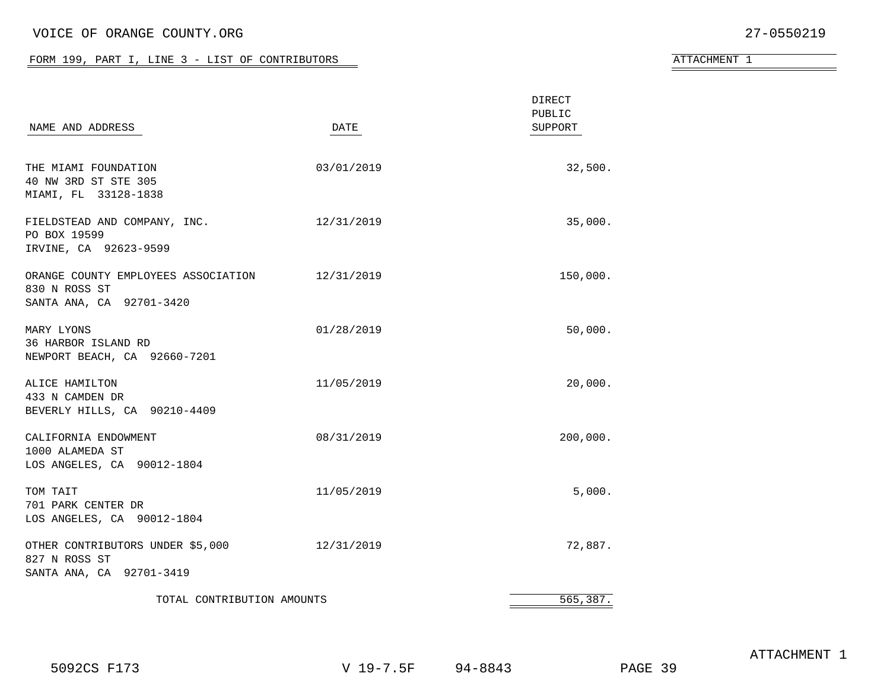VOICE OF ORANGE COUNTY.ORG 27-0550219

FORM 199, PART I, LINE 3 - LIST OF CONTRIBUTORS

ATTACHMENT 1

| NAME AND ADDRESS | DATE | DIRECT PUBLIC SUPPORT |
|---|---|---|
| THE MIAMI FOUNDATION<br>40 NW 3RD ST STE 305<br>MIAMI, FL 33128-1838 | 03/01/2019 | 32,500. |
| FIELDSTEAD AND COMPANY, INC.<br>PO BOX 19599<br>IRVINE, CA 92623-9599 | 12/31/2019 | 35,000. |
| ORANGE COUNTY EMPLOYEES ASSOCIATION<br>830 N ROSS ST<br>SANTA ANA, CA 92701-3420 | 12/31/2019 | 150,000. |
| MARY LYONS<br>36 HARBOR ISLAND RD<br>NEWPORT BEACH, CA 92660-7201 | 01/28/2019 | 50,000. |
| ALICE HAMILTON<br>433 N CAMDEN DR<br>BEVERLY HILLS, CA 90210-4409 | 11/05/2019 | 20,000. |
| CALIFORNIA ENDOWMENT<br>1000 ALAMEDA ST<br>LOS ANGELES, CA 90012-1804 | 08/31/2019 | 200,000. |
| TOM TAIT<br>701 PARK CENTER DR<br>LOS ANGELES, CA 90012-1804 | 11/05/2019 | 5,000. |
| OTHER CONTRIBUTORS UNDER $5,000<br>827 N ROSS ST<br>SANTA ANA, CA 92701-3419 | 12/31/2019 | 72,887. |
| TOTAL CONTRIBUTION AMOUNTS | | 565,387. |

ATTACHMENT 1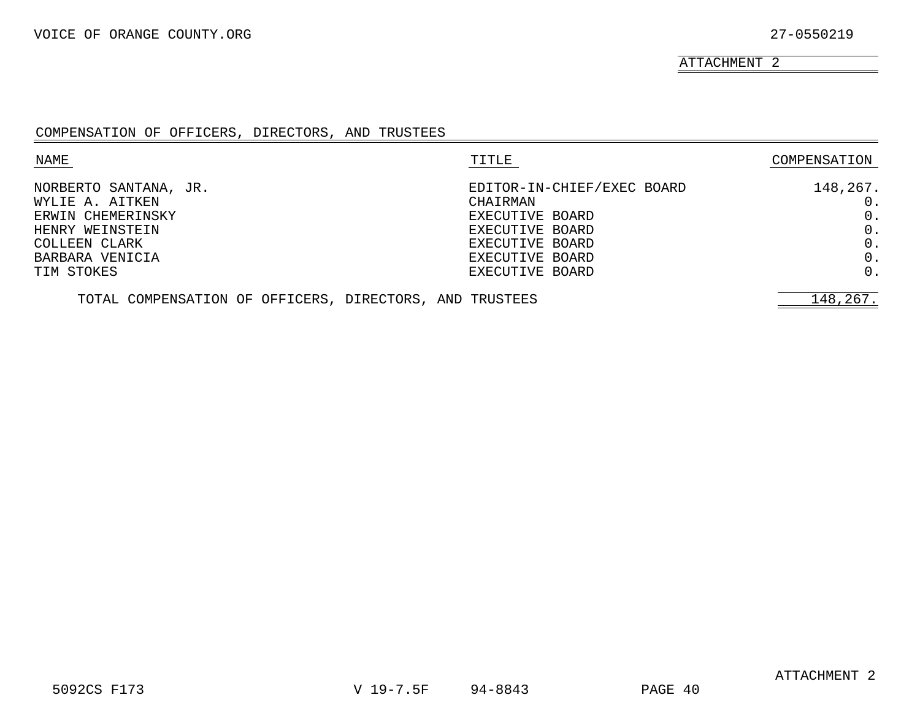VOICE OF ORANGE COUNTY.ORG 27-0550219

ATTACHMENT 2

## COMPENSATION OF OFFICERS, DIRECTORS, AND TRUSTEES

| NAME | TITLE | COMPENSATION |
|---|---|---|
| NORBERTO SANTANA, JR. | EDITOR-IN-CHIEF/EXEC BOARD | 148,267. |
| WYLIE A. AITKEN | CHAIRMAN | 0. |
| ERWIN CHEMERINSKY | EXECUTIVE BOARD | 0. |
| HENRY WEINSTEIN | EXECUTIVE BOARD | 0. |
| COLLEEN CLARK | EXECUTIVE BOARD | 0. |
| BARBARA VENICIA | EXECUTIVE BOARD | 0. |
| TIM STOKES | EXECUTIVE BOARD | 0. |
| TOTAL COMPENSATION OF OFFICERS, DIRECTORS, AND TRUSTEES | | 148,267. |

ATTACHMENT 2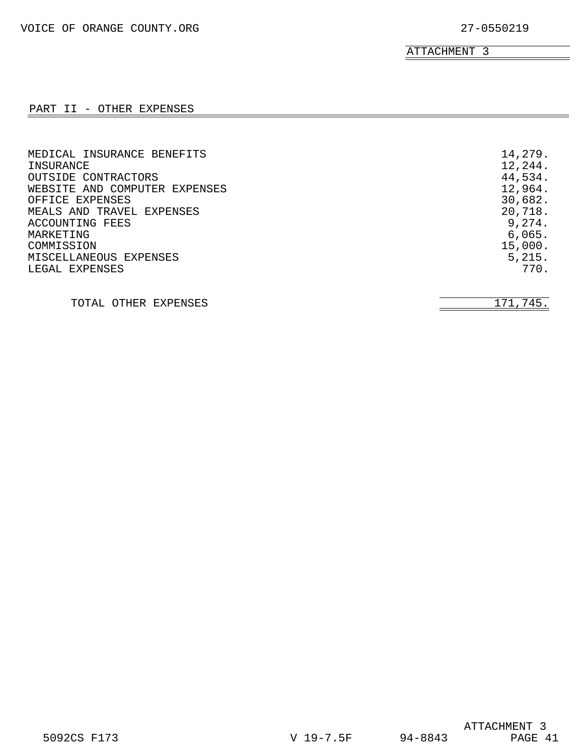VOICE OF ORANGE COUNTY.ORG 27-0550219

ATTACHMENT 3

## PART II - OTHER EXPENSES

| | |
|---|---|
| MEDICAL INSURANCE BENEFITS | 14,279. |
| INSURANCE | 12,244. |
| OUTSIDE CONTRACTORS | 44,534. |
| WEBSITE AND COMPUTER EXPENSES | 12,964. |
| OFFICE EXPENSES | 30,682. |
| MEALS AND TRAVEL EXPENSES | 20,718. |
| ACCOUNTING FEES | 9,274. |
| MARKETING | 6,065. |
| COMMISSION | 15,000. |
| MISCELLANEOUS EXPENSES | 5,215. |
| LEGAL EXPENSES | 770. |
| TOTAL OTHER EXPENSES | 171,745. |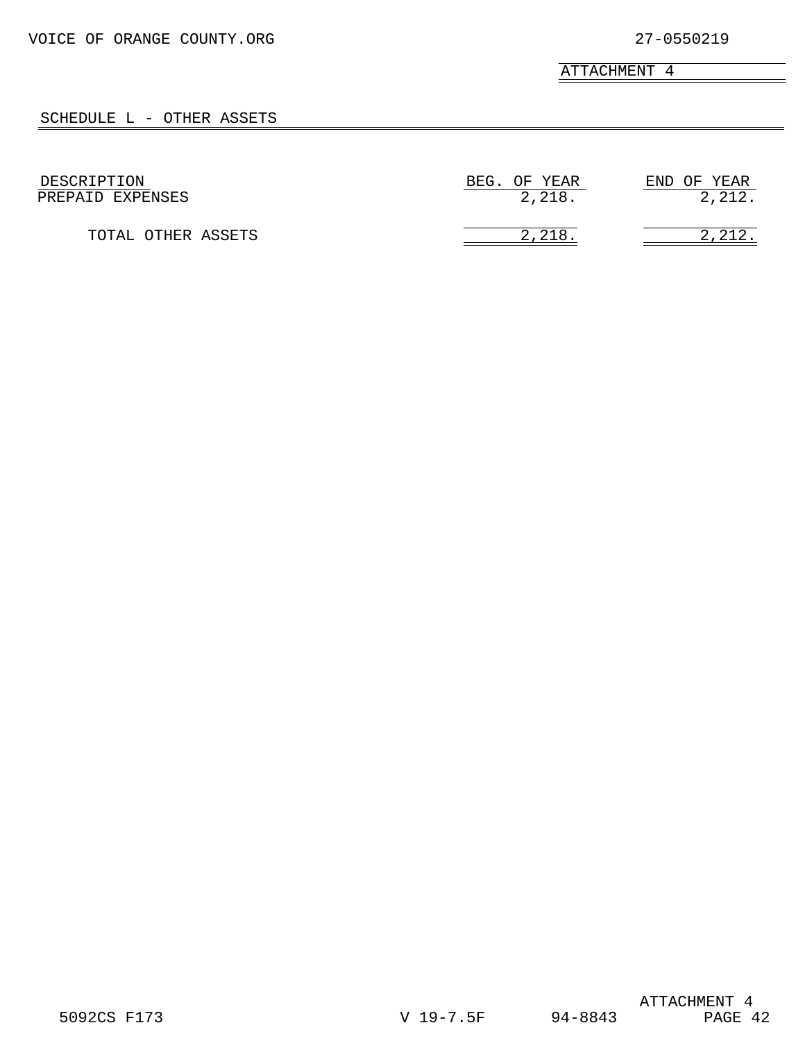VOICE OF ORANGE COUNTY.ORG 27-0550219

ATTACHMENT 4

## SCHEDULE L - OTHER ASSETS

| DESCRIPTION | BEG. OF YEAR | END OF YEAR |
|---|---|---|
| PREPAID EXPENSES | 2,218. | 2,212. |
| TOTAL OTHER ASSETS | 2,218. | 2,212. |

ATTACHMENT 4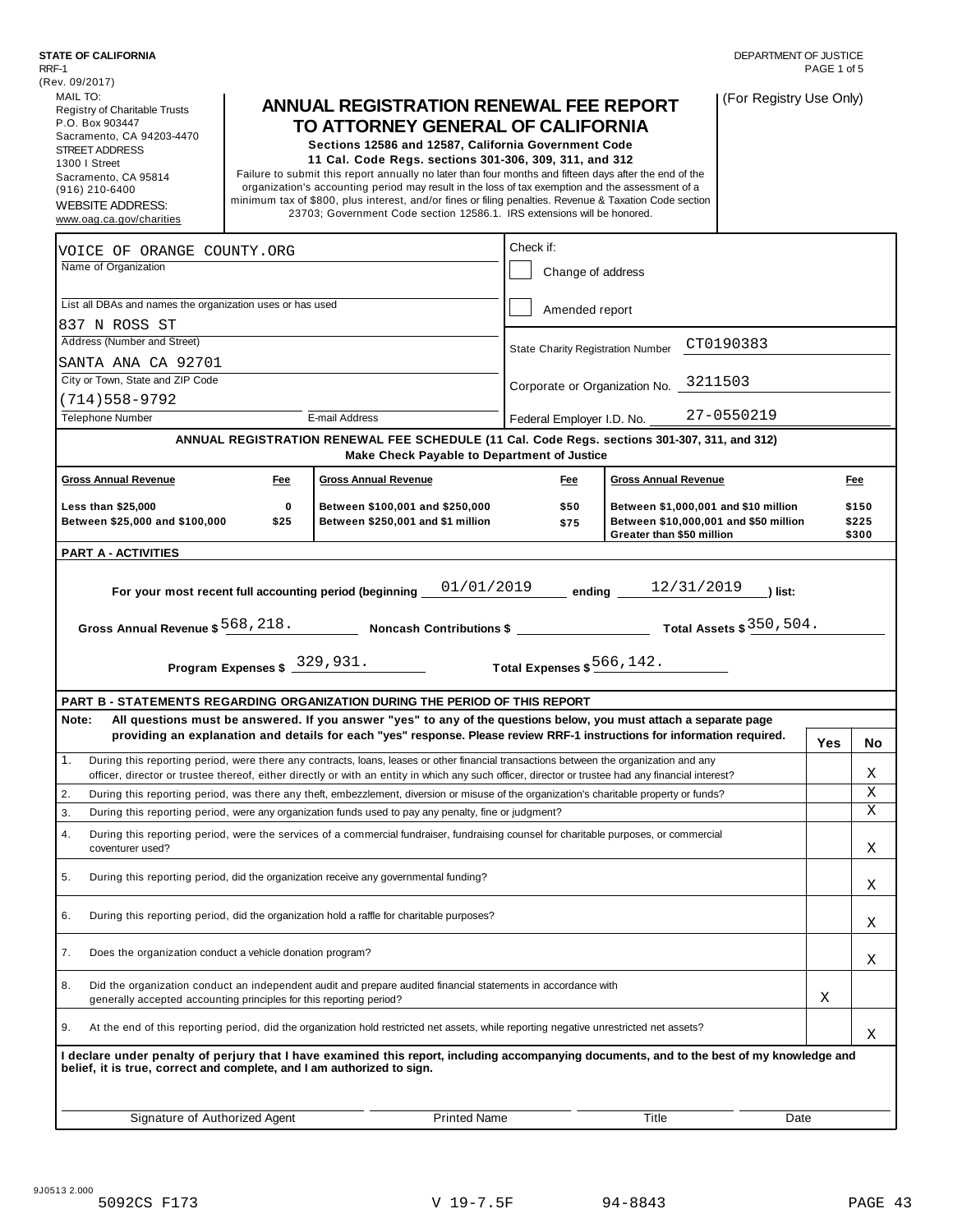**STATE OF CALIFORNIA**
RRF-1
(Rev. 09/2017)

DEPARTMENT OF JUSTICE

MAIL TO:
Registry of Charitable Trusts
P.O. Box 903447
Sacramento, CA 94203-4470
STREET ADDRESS
1300 I Street
Sacramento, CA 95814
(916) 210-6400
WEBSITE ADDRESS:
www.oag.ca.gov/charities

# ANNUAL REGISTRATION RENEWAL FEE REPORT TO ATTORNEY GENERAL OF CALIFORNIA

**Sections 12586 and 12587, California Government Code**
**11 Cal. Code Regs. sections 301-306, 309, 311, and 312**

Failure to submit this report annually no later than four months and fifteen days after the end of the organization's accounting period may result in the loss of tax exemption and the assessment of a minimum tax of $800, plus interest, and/or fines or filing penalties. Revenue & Taxation Code section 23703; Government Code section 12586.1. IRS extensions will be honored.

(For Registry Use Only)

| | |
|---|---|
| Name of Organization: VOICE OF ORANGE COUNTY.ORG | Check if: ☐ Change of address |
| List all DBAs and names the organization uses or has used: | ☐ Amended report |
| Address (Number and Street): 837 N ROSS ST | State Charity Registration Number: CT0190383 |
| City or Town, State and ZIP Code: SANTA ANA CA 92701 | Corporate or Organization No. 3211503 |
| Telephone Number: (714)558-9792 &nbsp;&nbsp; E-mail Address: | Federal Employer I.D. No. 27-0550219 |

**ANNUAL REGISTRATION RENEWAL FEE SCHEDULE (11 Cal. Code Regs. sections 301-307, 311, and 312)**
**Make Check Payable to Department of Justice**

| Gross Annual Revenue | Fee | Gross Annual Revenue | Fee | Gross Annual Revenue | Fee |
|---|---|---|---|---|---|
| Less than $25,000 | 0 | Between $100,001 and $250,000 | $50 | Between $1,000,001 and $10 million | $150 |
| Between $25,000 and $100,000 | $25 | Between $250,001 and $1 million | $75 | Between $10,000,001 and $50 million | $225 |
| | | | | Greater than $50 million | $300 |

## PART A - ACTIVITIES

For your most recent full accounting period (beginning 01/01/2019 ending 12/31/2019) list:

Gross Annual Revenue $ 568,218. &nbsp;&nbsp; Noncash Contributions $ &nbsp;&nbsp; Total Assets $ 350,504.

Program Expenses $ 329,931. &nbsp;&nbsp; Total Expenses $ 566,142.

## PART B - STATEMENTS REGARDING ORGANIZATION DURING THE PERIOD OF THIS REPORT

**Note: All questions must be answered. If you answer "yes" to any of the questions below, you must attach a separate page providing an explanation and details for each "yes" response. Please review RRF-1 instructions for information required.**

| | | Yes | No |
|---|---|---|---|
| 1. | During this reporting period, were there any contracts, loans, leases or other financial transactions between the organization and any officer, director or trustee thereof, either directly or with an entity in which any such officer, director or trustee had any financial interest? | | X |
| 2. | During this reporting period, was there any theft, embezzlement, diversion or misuse of the organization's charitable property or funds? | | X |
| 3. | During this reporting period, were any organization funds used to pay any penalty, fine or judgment? | | X |
| 4. | During this reporting period, were the services of a commercial fundraiser, fundraising counsel for charitable purposes, or commercial coventurer used? | | X |
| 5. | During this reporting period, did the organization receive any governmental funding? | | X |
| 6. | During this reporting period, did the organization hold a raffle for charitable purposes? | | X |
| 7. | Does the organization conduct a vehicle donation program? | | X |
| 8. | Did the organization conduct an independent audit and prepare audited financial statements in accordance with generally accepted accounting principles for this reporting period? | X | |
| 9. | At the end of this reporting period, did the organization hold restricted net assets, while reporting negative unrestricted net assets? | | X |

**I declare under penalty of perjury that I have examined this report, including accompanying documents, and to the best of my knowledge and belief, it is true, correct and complete, and I am authorized to sign.**

| Signature of Authorized Agent | Printed Name | Title | Date |
|---|---|---|---|
| | | | |

9J0513 2.000
5092CS F173 &nbsp;&nbsp; V 19-7.5F &nbsp;&nbsp; 94-8843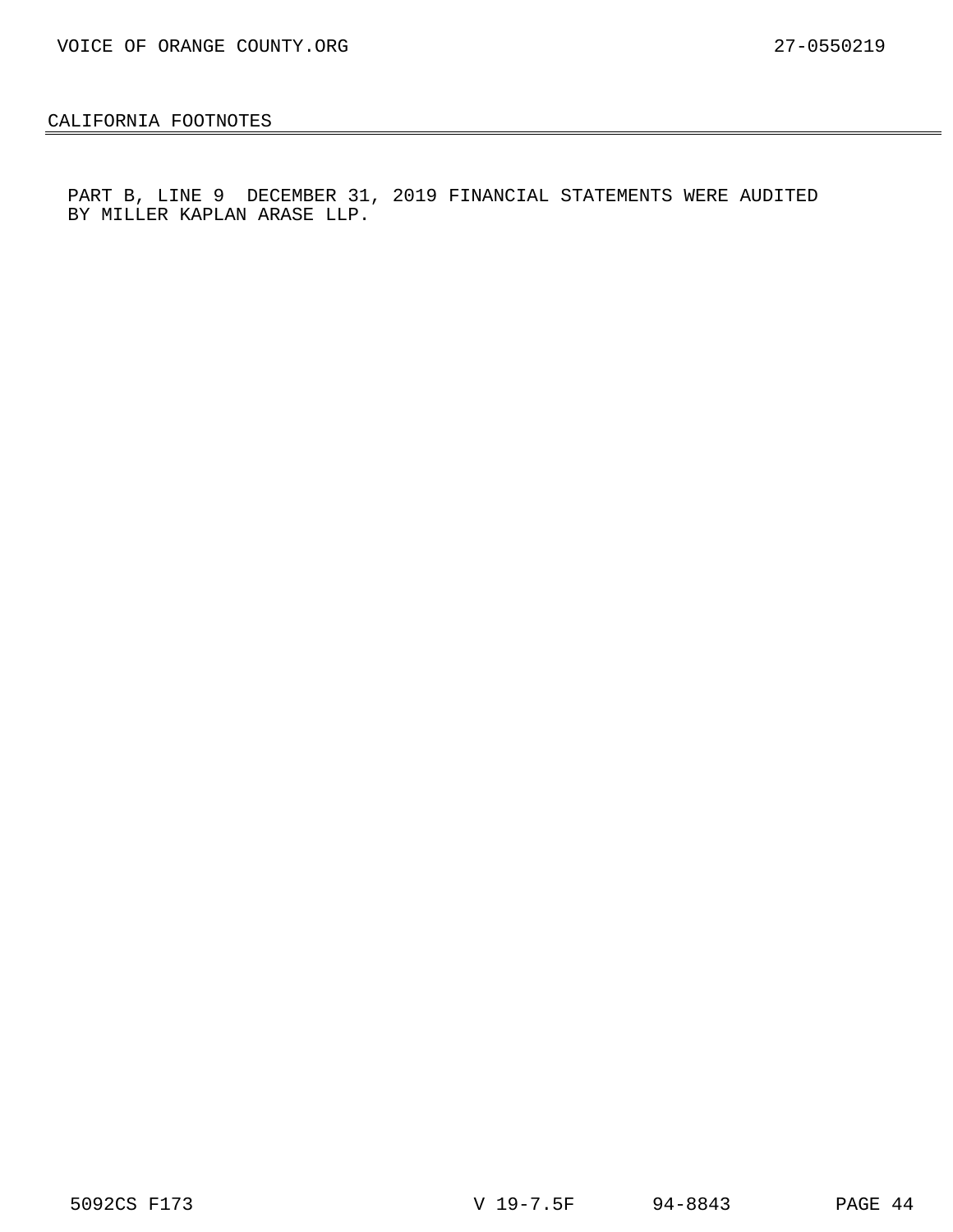## CALIFORNIA FOOTNOTES

PART B, LINE 9 DECEMBER 31, 2019 FINANCIAL STATEMENTS WERE AUDITED BY MILLER KAPLAN ARASE LLP.